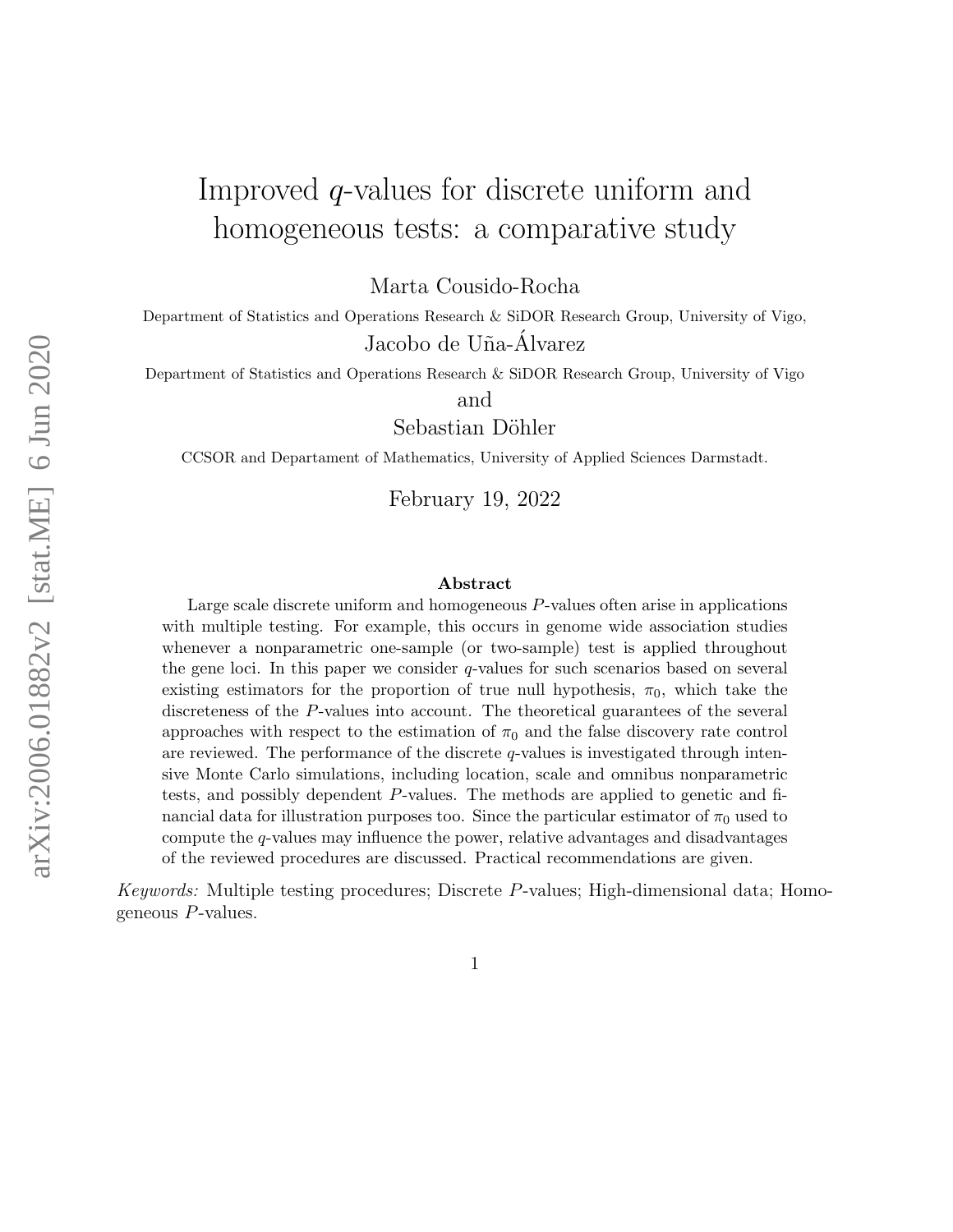# Improved $q$-values for discrete uniform and homogeneous tests: a comparative study

Marta Cousido-Rocha

Department of Statistics and Operations Research & SiDOR Research Group, University of Vigo,

Jacobo de Uña-Álvarez

Department of Statistics and Operations Research & SiDOR Research Group, University of Vigo

and

Sebastian Döhler

CCSOR and Departament of Mathematics, University of Applied Sciences Darmstadt.

February 19, 2022

## Abstract

Large scale discrete uniform and homogeneous $P$-values often arise in applications with multiple testing. For example, this occurs in genome wide association studies whenever a nonparametric one-sample (or two-sample) test is applied throughout the gene loci. In this paper we consider $q$-values for such scenarios based on several existing estimators for the proportion of true null hypothesis, $\pi_0$, which take the discreteness of the $P$-values into account. The theoretical guarantees of the several approaches with respect to the estimation of $\pi_0$ and the false discovery rate control are reviewed. The performance of the discrete $q$-values is investigated through intensive Monte Carlo simulations, including location, scale and omnibus nonparametric tests, and possibly dependent $P$-values. The methods are applied to genetic and financial data for illustration purposes too. Since the particular estimator of $\pi_0$ used to compute the $q$-values may influence the power, relative advantages and disadvantages of the reviewed procedures are discussed. Practical recommendations are given.

*Keywords:* Multiple testing procedures; Discrete $P$-values; High-dimensional data; Homogeneous $P$-values.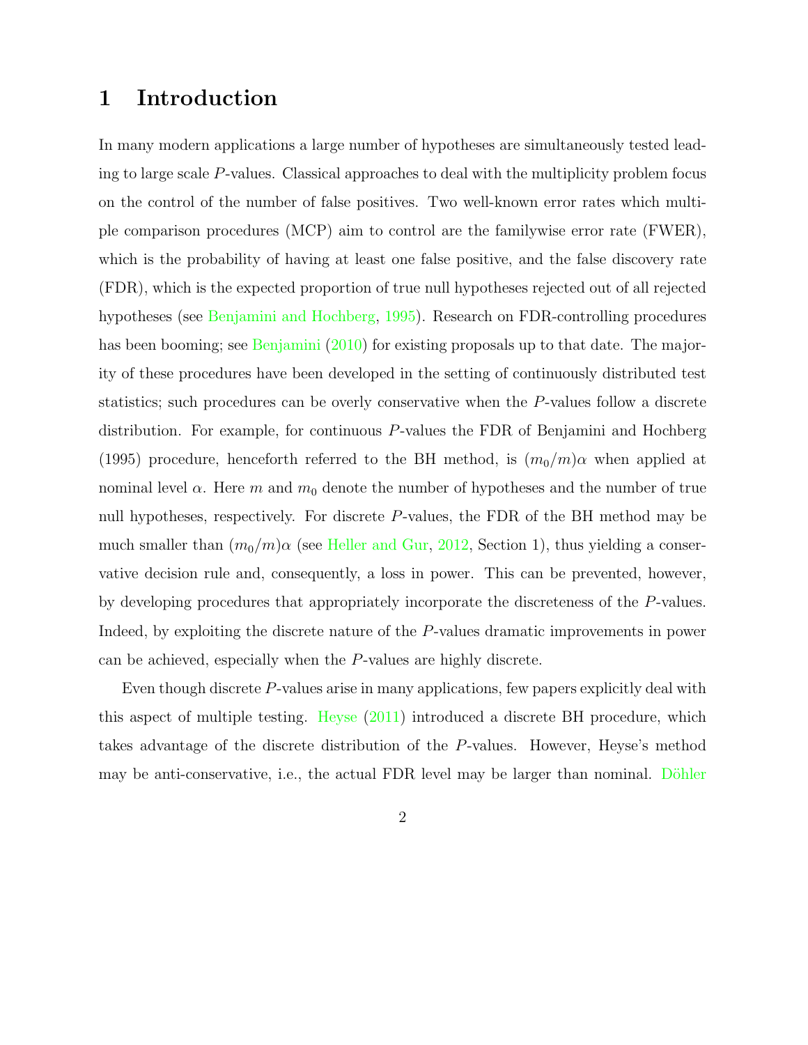# 1 Introduction

In many modern applications a large number of hypotheses are simultaneously tested leading to large scale $P$-values. Classical approaches to deal with the multiplicity problem focus on the control of the number of false positives. Two well-known error rates which multiple comparison procedures (MCP) aim to control are the familywise error rate (FWER), which is the probability of having at least one false positive, and the false discovery rate (FDR), which is the expected proportion of true null hypotheses rejected out of all rejected hypotheses (see Benjamini and Hochberg, 1995). Research on FDR-controlling procedures has been booming; see Benjamini (2010) for existing proposals up to that date. The majority of these procedures have been developed in the setting of continuously distributed test statistics; such procedures can be overly conservative when the $P$-values follow a discrete distribution. For example, for continuous $P$-values the FDR of Benjamini and Hochberg (1995) procedure, henceforth referred to the BH method, is $(m_0/m)\alpha$ when applied at nominal level $\alpha$. Here $m$ and $m_0$ denote the number of hypotheses and the number of true null hypotheses, respectively. For discrete $P$-values, the FDR of the BH method may be much smaller than $(m_0/m)\alpha$ (see Heller and Gur, 2012, Section 1), thus yielding a conservative decision rule and, consequently, a loss in power. This can be prevented, however, by developing procedures that appropriately incorporate the discreteness of the $P$-values. Indeed, by exploiting the discrete nature of the $P$-values dramatic improvements in power can be achieved, especially when the $P$-values are highly discrete.

Even though discrete $P$-values arise in many applications, few papers explicitly deal with this aspect of multiple testing. Heyse (2011) introduced a discrete BH procedure, which takes advantage of the discrete distribution of the $P$-values. However, Heyse's method may be anti-conservative, i.e., the actual FDR level may be larger than nominal. Döhler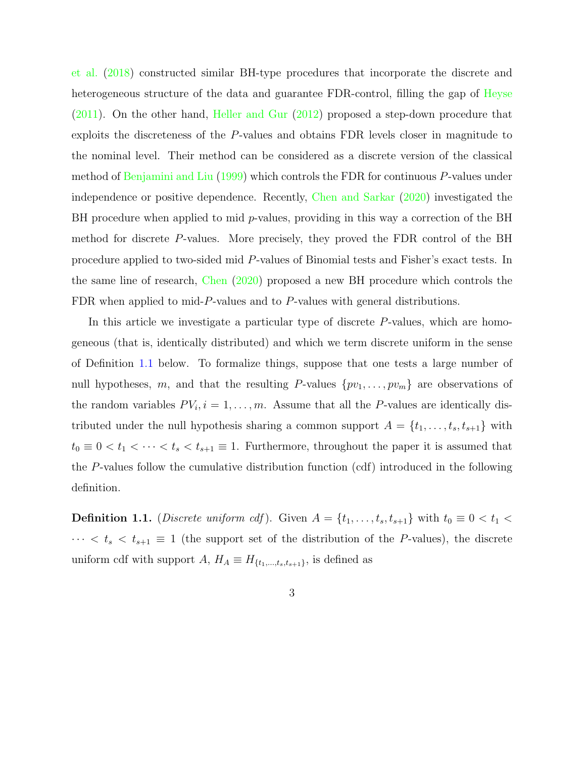et al. (2018) constructed similar BH-type procedures that incorporate the discrete and heterogeneous structure of the data and guarantee FDR-control, filling the gap of Heyse (2011). On the other hand, Heller and Gur (2012) proposed a step-down procedure that exploits the discreteness of the $P$-values and obtains FDR levels closer in magnitude to the nominal level. Their method can be considered as a discrete version of the classical method of Benjamini and Liu (1999) which controls the FDR for continuous $P$-values under independence or positive dependence. Recently, Chen and Sarkar (2020) investigated the BH procedure when applied to mid $p$-values, providing in this way a correction of the BH method for discrete $P$-values. More precisely, they proved the FDR control of the BH procedure applied to two-sided mid $P$-values of Binomial tests and Fisher's exact tests. In the same line of research, Chen (2020) proposed a new BH procedure which controls the FDR when applied to mid-$P$-values and to $P$-values with general distributions.

In this article we investigate a particular type of discrete $P$-values, which are homogeneous (that is, identically distributed) and which we term discrete uniform in the sense of Definition 1.1 below. To formalize things, suppose that one tests a large number of null hypotheses, $m$, and that the resulting $P$-values $\{pv_1, \ldots, pv_m\}$ are observations of the random variables $PV_i, i = 1, \ldots, m$. Assume that all the $P$-values are identically distributed under the null hypothesis sharing a common support $A = \{t_1, \ldots, t_s, t_{s+1}\}$ with $t_0 \equiv 0 < t_1 < \cdots < t_s < t_{s+1} \equiv 1$. Furthermore, throughout the paper it is assumed that the $P$-values follow the cumulative distribution function (cdf) introduced in the following definition.

**Definition 1.1.** (*Discrete uniform cdf*). Given $A = \{t_1, \ldots, t_s, t_{s+1}\}$ with $t_0 \equiv 0 < t_1 < \cdots < t_s < t_{s+1} \equiv 1$ (the support set of the distribution of the $P$-values), the discrete uniform cdf with support $A$, $H_A \equiv H_{\{t_1,\ldots,t_s,t_{s+1}\}}$, is defined as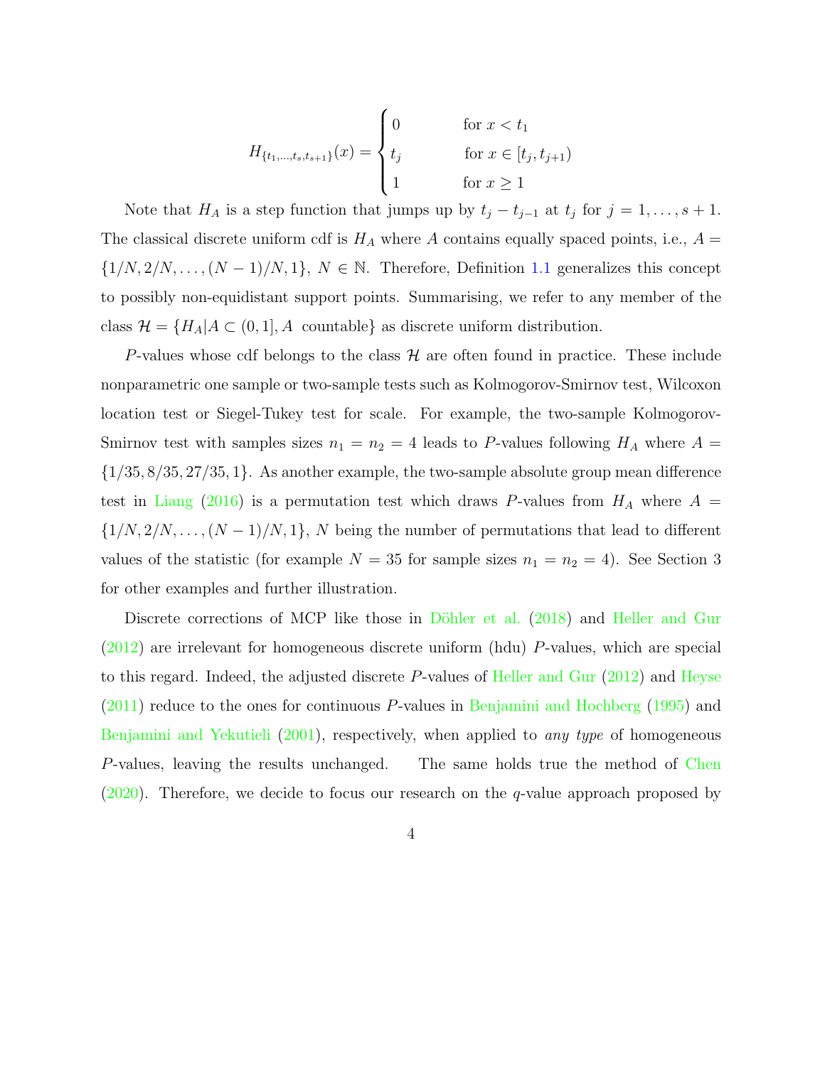$$
H_{\{t_1,\ldots,t_s,t_{s+1}\}}(x) = \begin{cases} 0 & \text{for } x < t_1 \\ t_j & \text{for } x \in [t_j, t_{j+1}) \\ 1 & \text{for } x \geq 1 \end{cases}
$$

Note that $H_A$ is a step function that jumps up by $t_j - t_{j-1}$ at $t_j$ for $j = 1, \ldots, s+1$. The classical discrete uniform cdf is $H_A$ where $A$ contains equally spaced points, i.e., $A = \{1/N, 2/N, \ldots, (N-1)/N, 1\}$, $N \in \mathbb{N}$. Therefore, Definition 1.1 generalizes this concept to possibly non-equidistant support points. Summarising, we refer to any member of the class $\mathcal{H} = \{H_A | A \subset (0,1], A \text{ countable}\}$ as discrete uniform distribution.

$P$-values whose cdf belongs to the class $\mathcal{H}$ are often found in practice. These include nonparametric one sample or two-sample tests such as Kolmogorov-Smirnov test, Wilcoxon location test or Siegel-Tukey test for scale. For example, the two-sample Kolmogorov-Smirnov test with samples sizes $n_1 = n_2 = 4$ leads to $P$-values following $H_A$ where $A = \{1/35, 8/35, 27/35, 1\}$. As another example, the two-sample absolute group mean difference test in Liang (2016) is a permutation test which draws $P$-values from $H_A$ where $A = \{1/N, 2/N, \ldots, (N-1)/N, 1\}$, $N$ being the number of permutations that lead to different values of the statistic (for example $N = 35$ for sample sizes $n_1 = n_2 = 4$). See Section 3 for other examples and further illustration.

Discrete corrections of MCP like those in Döhler et al. (2018) and Heller and Gur (2012) are irrelevant for homogeneous discrete uniform (hdu) $P$-values, which are special to this regard. Indeed, the adjusted discrete $P$-values of Heller and Gur (2012) and Heyse (2011) reduce to the ones for continuous $P$-values in Benjamini and Hochberg (1995) and Benjamini and Yekutieli (2001), respectively, when applied to *any type* of homogeneous $P$-values, leaving the results unchanged. The same holds true the method of Chen (2020). Therefore, we decide to focus our research on the $q$-value approach proposed by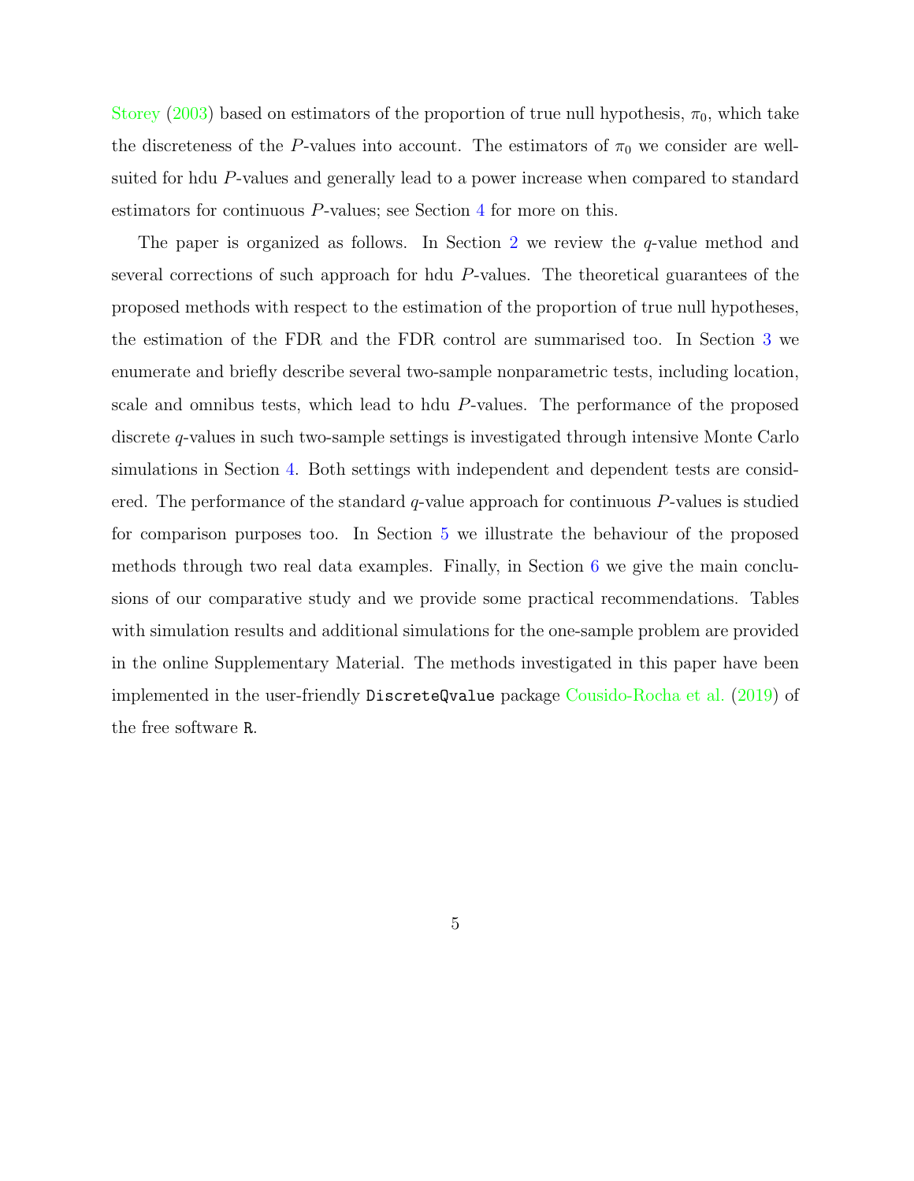Storey (2003) based on estimators of the proportion of true null hypothesis, $\pi_0$, which take the discreteness of the $P$-values into account. The estimators of $\pi_0$ we consider are well-suited for hdu $P$-values and generally lead to a power increase when compared to standard estimators for continuous $P$-values; see Section 4 for more on this.

The paper is organized as follows. In Section 2 we review the $q$-value method and several corrections of such approach for hdu $P$-values. The theoretical guarantees of the proposed methods with respect to the estimation of the proportion of true null hypotheses, the estimation of the FDR and the FDR control are summarised too. In Section 3 we enumerate and briefly describe several two-sample nonparametric tests, including location, scale and omnibus tests, which lead to hdu $P$-values. The performance of the proposed discrete $q$-values in such two-sample settings is investigated through intensive Monte Carlo simulations in Section 4. Both settings with independent and dependent tests are considered. The performance of the standard $q$-value approach for continuous $P$-values is studied for comparison purposes too. In Section 5 we illustrate the behaviour of the proposed methods through two real data examples. Finally, in Section 6 we give the main conclusions of our comparative study and we provide some practical recommendations. Tables with simulation results and additional simulations for the one-sample problem are provided in the online Supplementary Material. The methods investigated in this paper have been implemented in the user-friendly `DiscreteQvalue` package Cousido-Rocha et al. (2019) of the free software `R`.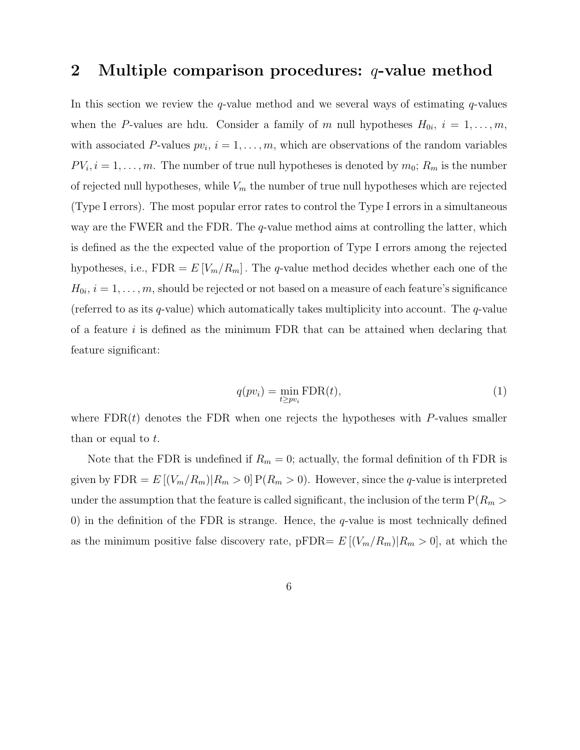## 2 Multiple comparison procedures: $q$-value method

In this section we review the $q$-value method and we several ways of estimating $q$-values when the $P$-values are hdu. Consider a family of $m$ null hypotheses $H_{0i}$, $i = 1, \ldots, m$, with associated $P$-values $pv_i$, $i = 1, \ldots, m$, which are observations of the random variables $PV_i, i = 1, \ldots, m$. The number of true null hypotheses is denoted by $m_0$; $R_m$ is the number of rejected null hypotheses, while $V_m$ the number of true null hypotheses which are rejected (Type I errors). The most popular error rates to control the Type I errors in a simultaneous way are the FWER and the FDR. The $q$-value method aims at controlling the latter, which is defined as the the expected value of the proportion of Type I errors among the rejected hypotheses, i.e., $\text{FDR} = E\left[V_m/R_m\right]$. The $q$-value method decides whether each one of the $H_{0i}$, $i = 1, \ldots, m$, should be rejected or not based on a measure of each feature's significance (referred to as its $q$-value) which automatically takes multiplicity into account. The $q$-value of a feature $i$ is defined as the minimum FDR that can be attained when declaring that feature significant:

$$q(pv_i) = \min_{t \geq pv_i} \text{FDR}(t), \tag{1}$$

where $\text{FDR}(t)$ denotes the FDR when one rejects the hypotheses with $P$-values smaller than or equal to $t$.

Note that the FDR is undefined if $R_m = 0$; actually, the formal definition of th FDR is given by $\text{FDR} = E\left[(V_m/R_m)|R_m > 0\right] \text{P}(R_m > 0)$. However, since the $q$-value is interpreted under the assumption that the feature is called significant, the inclusion of the term $\text{P}(R_m > 0)$ in the definition of the FDR is strange. Hence, the $q$-value is most technically defined as the minimum positive false discovery rate, pFDR= $E\left[(V_m/R_m)|R_m > 0\right]$, at which the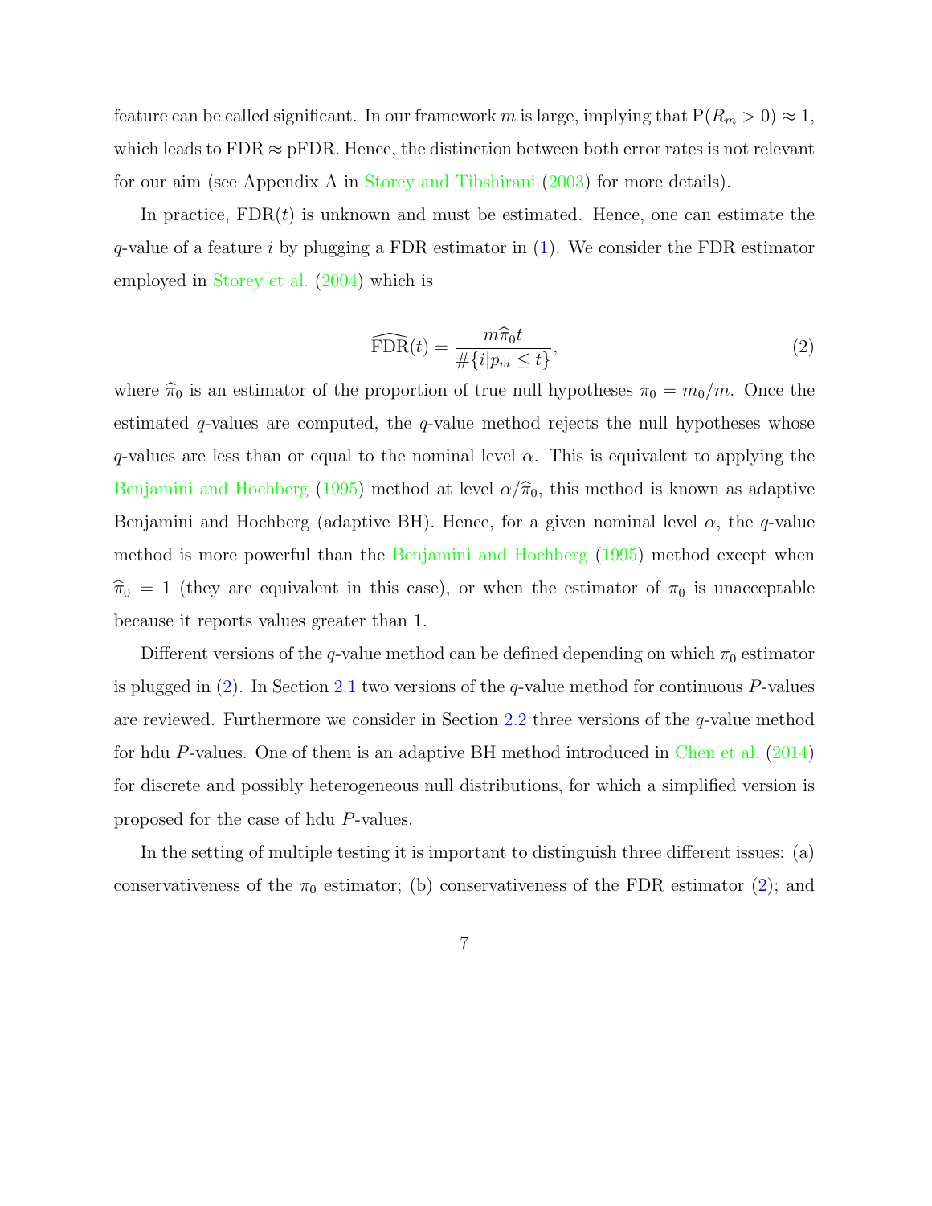feature can be called significant. In our framework $m$ is large, implying that $\mathrm{P}(R_m > 0) \approx 1$, which leads to FDR $\approx$ pFDR. Hence, the distinction between both error rates is not relevant for our aim (see Appendix A in Storey and Tibshirani (2003) for more details).

In practice, $\mathrm{FDR}(t)$ is unknown and must be estimated. Hence, one can estimate the $q$-value of a feature $i$ by plugging a FDR estimator in (1). We consider the FDR estimator employed in Storey et al. (2004) which is

$$\widehat{\mathrm{FDR}}(t) = \frac{m\widehat{\pi}_0 t}{\#\{i | p_{vi} \leq t\}}, \tag{2}$$

where $\widehat{\pi}_0$ is an estimator of the proportion of true null hypotheses $\pi_0 = m_0/m$. Once the estimated $q$-values are computed, the $q$-value method rejects the null hypotheses whose $q$-values are less than or equal to the nominal level $\alpha$. This is equivalent to applying the Benjamini and Hochberg (1995) method at level $\alpha/\widehat{\pi}_0$, this method is known as adaptive Benjamini and Hochberg (adaptive BH). Hence, for a given nominal level $\alpha$, the $q$-value method is more powerful than the Benjamini and Hochberg (1995) method except when $\widehat{\pi}_0 = 1$ (they are equivalent in this case), or when the estimator of $\pi_0$ is unacceptable because it reports values greater than 1.

Different versions of the $q$-value method can be defined depending on which $\pi_0$ estimator is plugged in (2). In Section 2.1 two versions of the $q$-value method for continuous $P$-values are reviewed. Furthermore we consider in Section 2.2 three versions of the $q$-value method for hdu $P$-values. One of them is an adaptive BH method introduced in Chen et al. (2014) for discrete and possibly heterogeneous null distributions, for which a simplified version is proposed for the case of hdu $P$-values.

In the setting of multiple testing it is important to distinguish three different issues: (a) conservativeness of the $\pi_0$ estimator; (b) conservativeness of the FDR estimator (2); and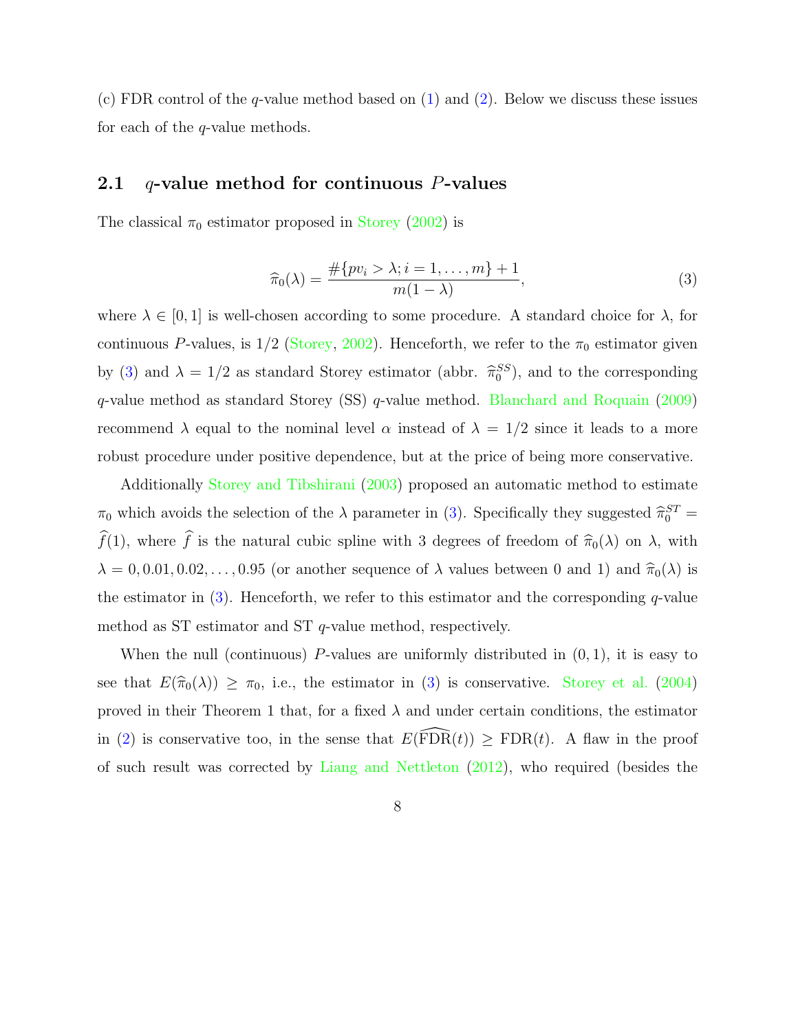(c) FDR control of the $q$-value method based on (1) and (2). Below we discuss these issues for each of the $q$-value methods.

## 2.1 $q$-value method for continuous $P$-values

The classical $\pi_0$ estimator proposed in Storey (2002) is

$$\widehat{\pi}_0(\lambda) = \frac{\#\{pv_i > \lambda; i = 1, \ldots, m\} + 1}{m(1-\lambda)}, \tag{3}$$

where $\lambda \in [0, 1]$ is well-chosen according to some procedure. A standard choice for $\lambda$, for continuous $P$-values, is $1/2$ (Storey, 2002). Henceforth, we refer to the $\pi_0$ estimator given by (3) and $\lambda = 1/2$ as standard Storey estimator (abbr. $\widehat{\pi}_0^{SS}$), and to the corresponding $q$-value method as standard Storey (SS) $q$-value method. Blanchard and Roquain (2009) recommend $\lambda$ equal to the nominal level $\alpha$ instead of $\lambda = 1/2$ since it leads to a more robust procedure under positive dependence, but at the price of being more conservative.

Additionally Storey and Tibshirani (2003) proposed an automatic method to estimate $\pi_0$ which avoids the selection of the $\lambda$ parameter in (3). Specifically they suggested $\widehat{\pi}_0^{ST} = \widehat{f}(1)$, where $\widehat{f}$ is the natural cubic spline with 3 degrees of freedom of $\widehat{\pi}_0(\lambda)$ on $\lambda$, with $\lambda = 0, 0.01, 0.02, \ldots, 0.95$ (or another sequence of $\lambda$ values between 0 and 1) and $\widehat{\pi}_0(\lambda)$ is the estimator in (3). Henceforth, we refer to this estimator and the corresponding $q$-value method as ST estimator and ST $q$-value method, respectively.

When the null (continuous) $P$-values are uniformly distributed in $(0, 1)$, it is easy to see that $E(\widehat{\pi}_0(\lambda)) \geq \pi_0$, i.e., the estimator in (3) is conservative. Storey et al. (2004) proved in their Theorem 1 that, for a fixed $\lambda$ and under certain conditions, the estimator in (2) is conservative too, in the sense that $E(\widehat{\text{FDR}}(t)) \geq \text{FDR}(t)$. A flaw in the proof of such result was corrected by Liang and Nettleton (2012), who required (besides the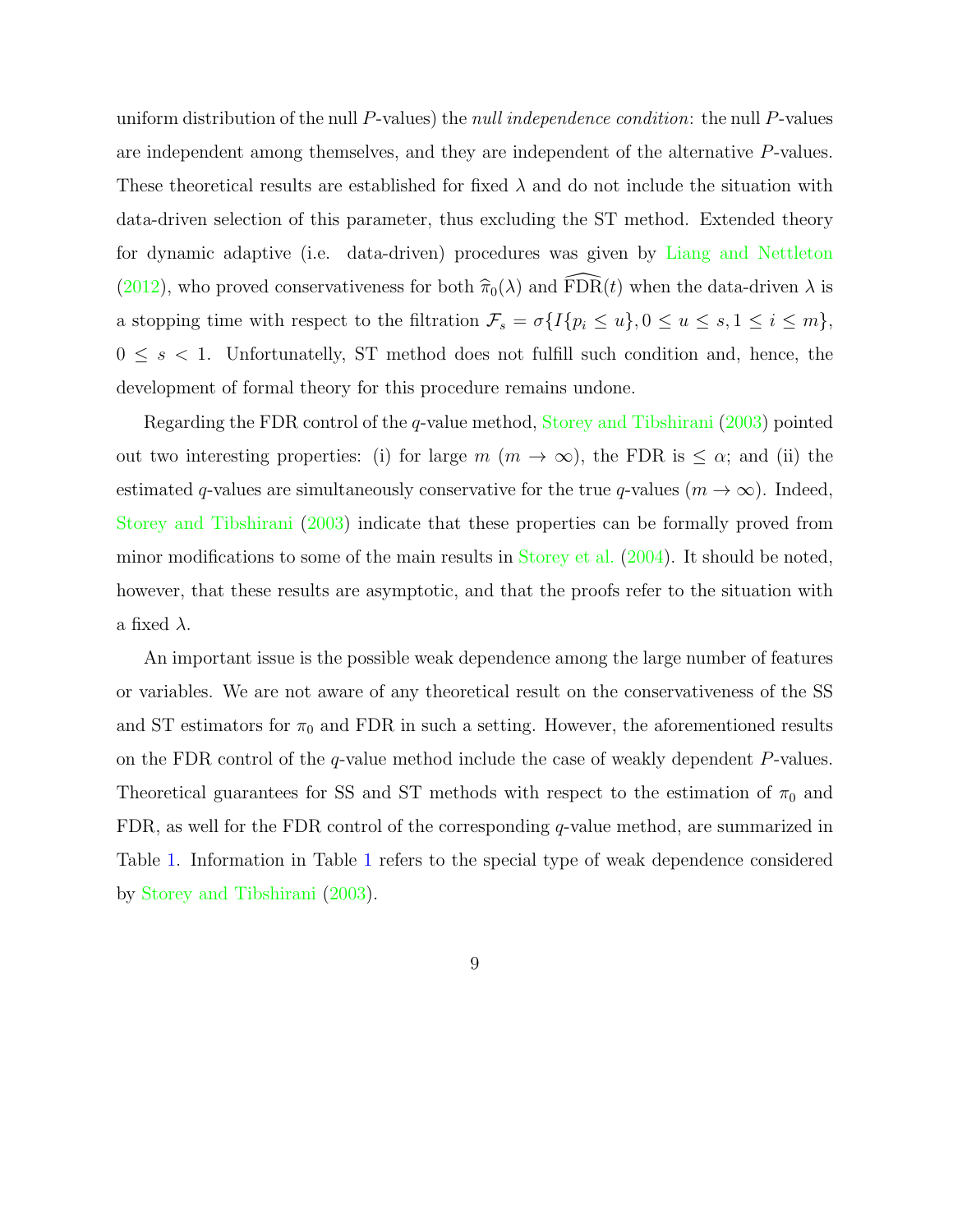uniform distribution of the null $P$-values) the *null independence condition*: the null $P$-values are independent among themselves, and they are independent of the alternative $P$-values. These theoretical results are established for fixed $\lambda$ and do not include the situation with data-driven selection of this parameter, thus excluding the ST method. Extended theory for dynamic adaptive (i.e. data-driven) procedures was given by Liang and Nettleton (2012), who proved conservativeness for both $\widehat{\pi}_0(\lambda)$ and $\widehat{\text{FDR}}(t)$ when the data-driven $\lambda$ is a stopping time with respect to the filtration $\mathcal{F}_s = \sigma\{I\{p_i \leq u\}, 0 \leq u \leq s, 1 \leq i \leq m\}$, $0 \leq s < 1$. Unfortunatelly, ST method does not fulfill such condition and, hence, the development of formal theory for this procedure remains undone.

Regarding the FDR control of the $q$-value method, Storey and Tibshirani (2003) pointed out two interesting properties: (i) for large $m$ ($m \to \infty$), the FDR is $\leq \alpha$; and (ii) the estimated $q$-values are simultaneously conservative for the true $q$-values ($m \to \infty$). Indeed, Storey and Tibshirani (2003) indicate that these properties can be formally proved from minor modifications to some of the main results in Storey et al. (2004). It should be noted, however, that these results are asymptotic, and that the proofs refer to the situation with a fixed $\lambda$.

An important issue is the possible weak dependence among the large number of features or variables. We are not aware of any theoretical result on the conservativeness of the SS and ST estimators for $\pi_0$ and FDR in such a setting. However, the aforementioned results on the FDR control of the $q$-value method include the case of weakly dependent $P$-values. Theoretical guarantees for SS and ST methods with respect to the estimation of $\pi_0$ and FDR, as well for the FDR control of the corresponding $q$-value method, are summarized in Table 1. Information in Table 1 refers to the special type of weak dependence considered by Storey and Tibshirani (2003).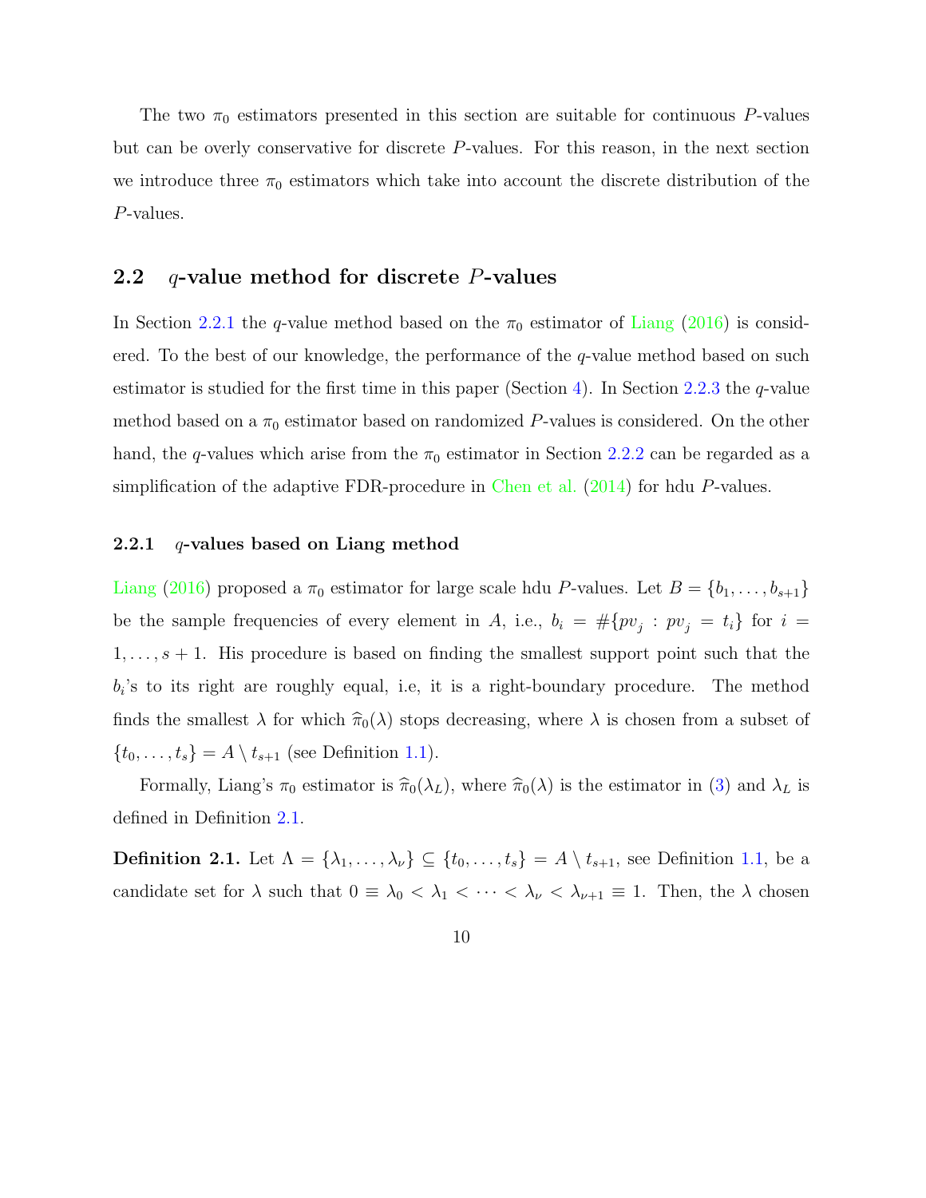The two $\pi_0$ estimators presented in this section are suitable for continuous $P$-values but can be overly conservative for discrete $P$-values. For this reason, in the next section we introduce three $\pi_0$ estimators which take into account the discrete distribution of the $P$-values.

## 2.2 $q$-value method for discrete $P$-values

In Section 2.2.1 the $q$-value method based on the $\pi_0$ estimator of Liang (2016) is considered. To the best of our knowledge, the performance of the $q$-value method based on such estimator is studied for the first time in this paper (Section 4). In Section 2.2.3 the $q$-value method based on a $\pi_0$ estimator based on randomized $P$-values is considered. On the other hand, the $q$-values which arise from the $\pi_0$ estimator in Section 2.2.2 can be regarded as a simplification of the adaptive FDR-procedure in Chen et al. (2014) for hdu $P$-values.

### 2.2.1 $q$-values based on Liang method

Liang (2016) proposed a $\pi_0$ estimator for large scale hdu $P$-values. Let $B = \{b_1, \ldots, b_{s+1}\}$ be the sample frequencies of every element in $A$, i.e., $b_i = \#\{pv_j : pv_j = t_i\}$ for $i = 1, \ldots, s+1$. His procedure is based on finding the smallest support point such that the $b_i$'s to its right are roughly equal, i.e, it is a right-boundary procedure. The method finds the smallest $\lambda$ for which $\widehat{\pi}_0(\lambda)$ stops decreasing, where $\lambda$ is chosen from a subset of $\{t_0, \ldots, t_s\} = A \setminus t_{s+1}$ (see Definition 1.1).

Formally, Liang's $\pi_0$ estimator is $\widehat{\pi}_0(\lambda_L)$, where $\widehat{\pi}_0(\lambda)$ is the estimator in (3) and $\lambda_L$ is defined in Definition 2.1.

**Definition 2.1.** Let $\Lambda = \{\lambda_1, \ldots, \lambda_\nu\} \subseteq \{t_0, \ldots, t_s\} = A \setminus t_{s+1}$, see Definition 1.1, be a candidate set for $\lambda$ such that $0 \equiv \lambda_0 < \lambda_1 < \cdots < \lambda_\nu < \lambda_{\nu+1} \equiv 1$. Then, the $\lambda$ chosen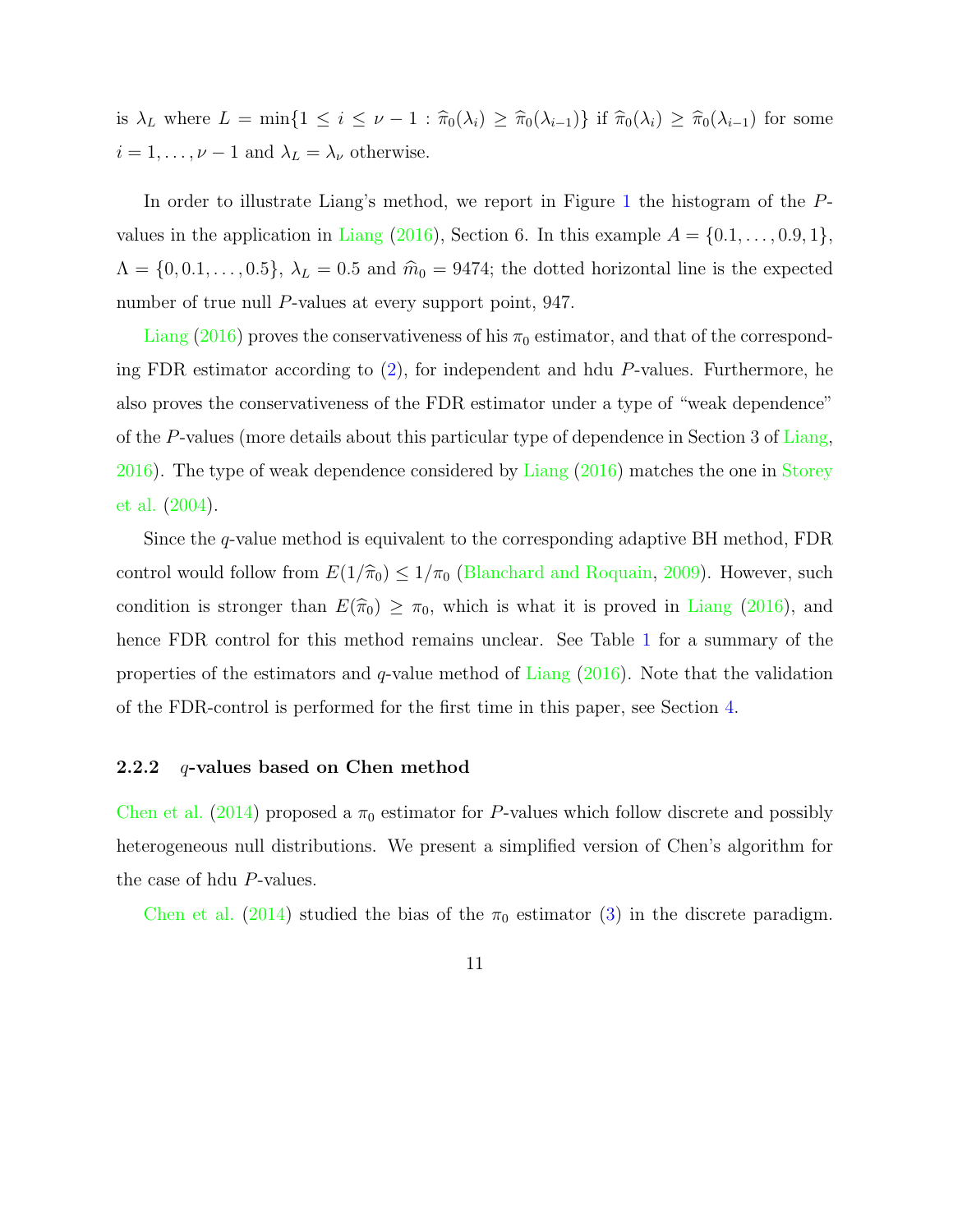is $\lambda_L$ where $L = \min\{1 \leq i \leq \nu - 1 : \widehat{\pi}_0(\lambda_i) \geq \widehat{\pi}_0(\lambda_{i-1})\}$ if $\widehat{\pi}_0(\lambda_i) \geq \widehat{\pi}_0(\lambda_{i-1})$ for some $i = 1, \dots, \nu - 1$ and $\lambda_L = \lambda_\nu$ otherwise.

In order to illustrate Liang's method, we report in Figure 1 the histogram of the $P$-values in the application in Liang (2016), Section 6. In this example $A = \{0.1, \dots, 0.9, 1\}$, $\Lambda = \{0, 0.1, \dots, 0.5\}$, $\lambda_L = 0.5$ and $\widehat{m}_0 = 9474$; the dotted horizontal line is the expected number of true null $P$-values at every support point, 947.

Liang (2016) proves the conservativeness of his $\pi_0$ estimator, and that of the corresponding FDR estimator according to (2), for independent and hdu $P$-values. Furthermore, he also proves the conservativeness of the FDR estimator under a type of "weak dependence" of the $P$-values (more details about this particular type of dependence in Section 3 of Liang, 2016). The type of weak dependence considered by Liang (2016) matches the one in Storey et al. (2004).

Since the $q$-value method is equivalent to the corresponding adaptive BH method, FDR control would follow from $E(1/\widehat{\pi}_0) \leq 1/\pi_0$ (Blanchard and Roquain, 2009). However, such condition is stronger than $E(\widehat{\pi}_0) \geq \pi_0$, which is what it is proved in Liang (2016), and hence FDR control for this method remains unclear. See Table 1 for a summary of the properties of the estimators and $q$-value method of Liang (2016). Note that the validation of the FDR-control is performed for the first time in this paper, see Section 4.

#### 2.2.2 $q$-values based on Chen method

Chen et al. (2014) proposed a $\pi_0$ estimator for $P$-values which follow discrete and possibly heterogeneous null distributions. We present a simplified version of Chen's algorithm for the case of hdu $P$-values.

Chen et al. (2014) studied the bias of the $\pi_0$ estimator (3) in the discrete paradigm.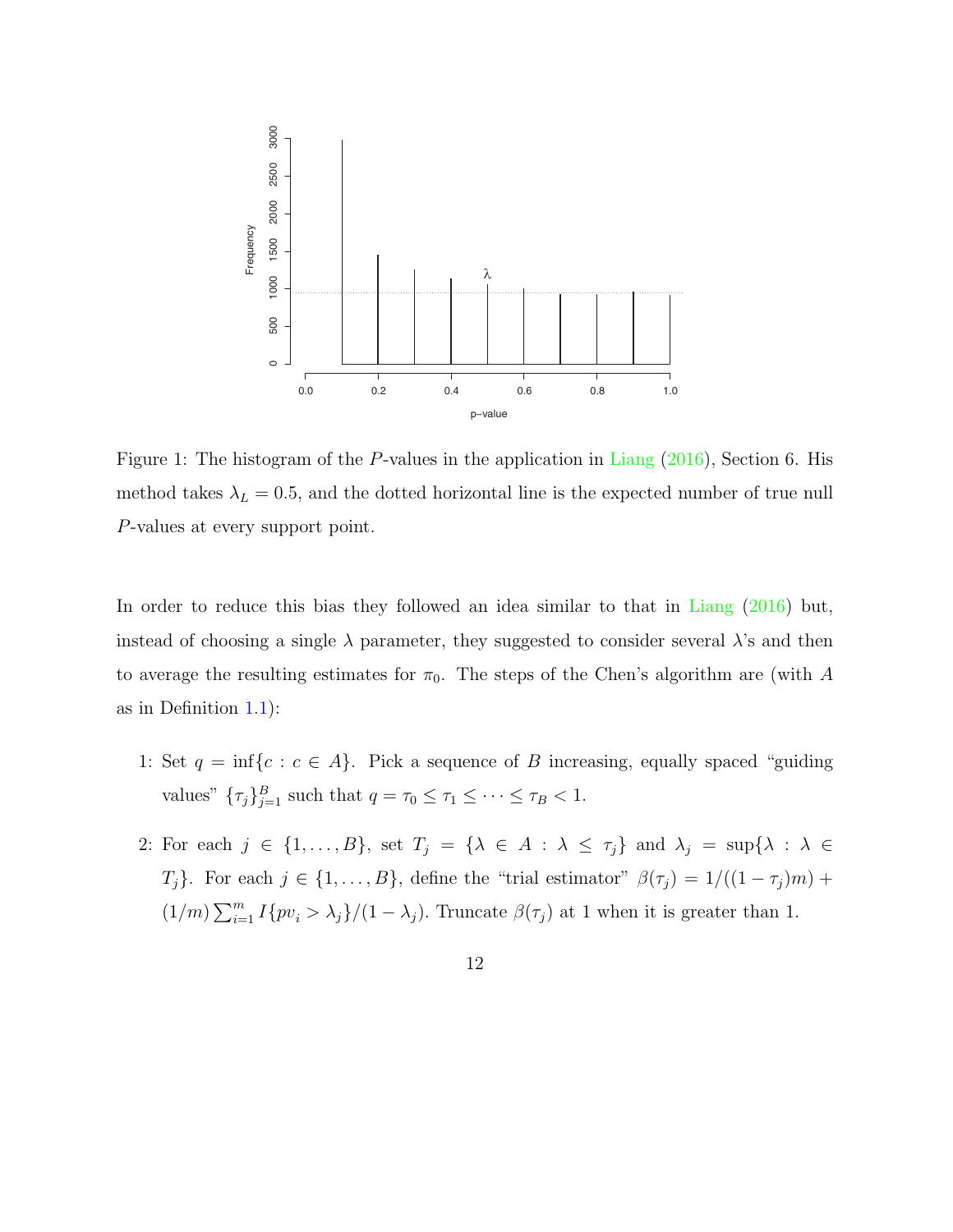Figure 1: The histogram of the $P$-values in the application in Liang (2016), Section 6. His method takes $\lambda_L = 0.5$, and the dotted horizontal line is the expected number of true null $P$-values at every support point.

In order to reduce this bias they followed an idea similar to that in Liang (2016) but, instead of choosing a single $\lambda$ parameter, they suggested to consider several $\lambda$'s and then to average the resulting estimates for $\pi_0$. The steps of the Chen's algorithm are (with $A$ as in Definition 1.1):

1: Set $q = \inf\{c : c \in A\}$. Pick a sequence of $B$ increasing, equally spaced "guiding values" $\{\tau_j\}_{j=1}^{B}$ such that $q = \tau_0 \leq \tau_1 \leq \cdots \leq \tau_B < 1$.

2: For each $j \in \{1, \dots, B\}$, set $T_j = \{\lambda \in A : \lambda \leq \tau_j\}$ and $\lambda_j = \sup\{\lambda : \lambda \in T_j\}$. For each $j \in \{1, \dots, B\}$, define the "trial estimator" $\beta(\tau_j) = 1/((1 - \tau_j)m) + (1/m)\sum_{i=1}^{m} I\{pv_i > \lambda_j\}/(1 - \lambda_j)$. Truncate $\beta(\tau_j)$ at 1 when it is greater than 1.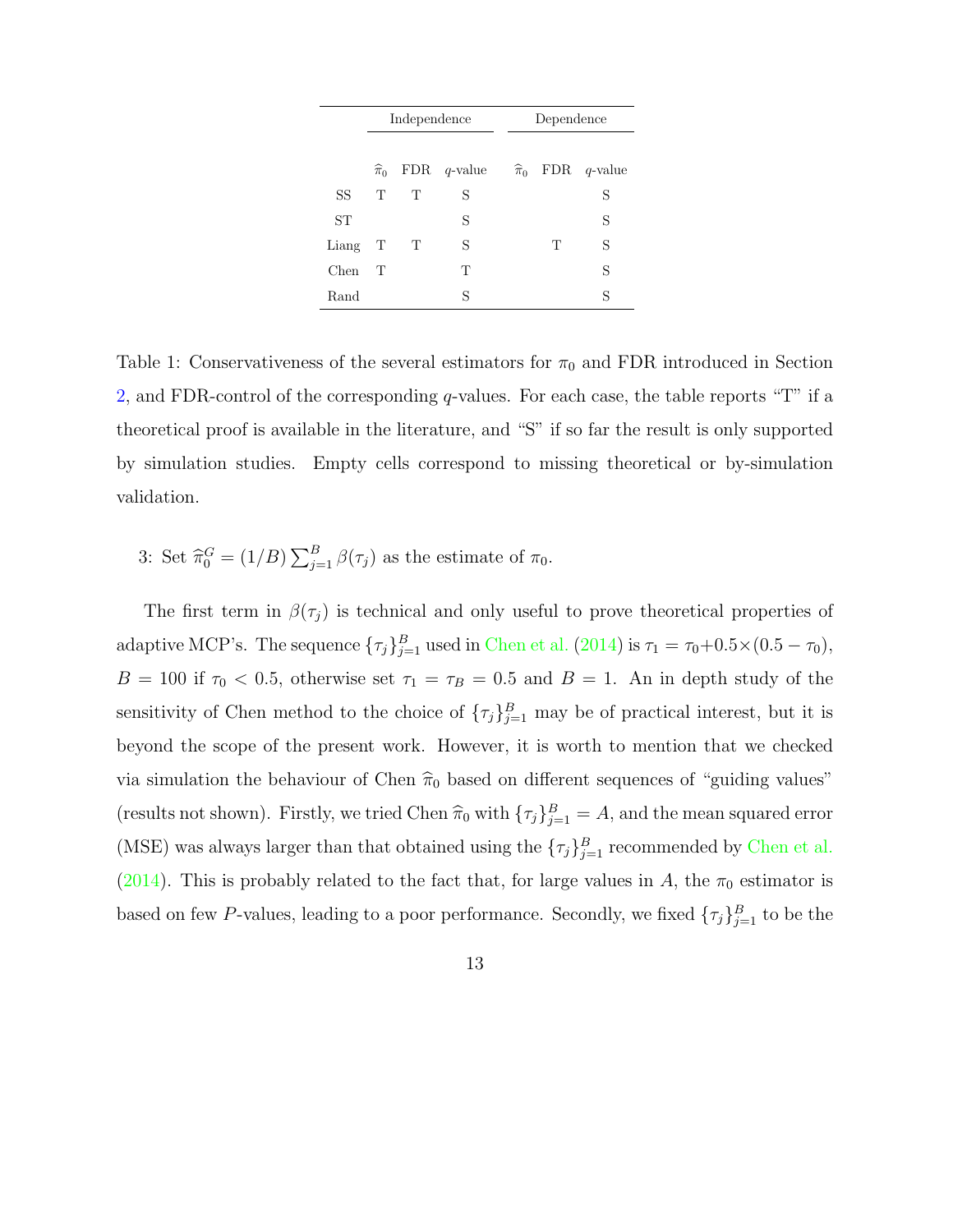| | Independence | | | Dependence | | |
|---|---|---|---|---|---|---|
| | $\widehat{\pi}_0$ | FDR | $q$-value | $\widehat{\pi}_0$ | FDR | $q$-value |
| SS | T | T | S | | | S |
| ST | | | S | | | S |
| Liang | T | T | S | | T | S |
| Chen | T | | T | | | S |
| Rand | | | S | | | S |

Table 1: Conservativeness of the several estimators for $\pi_0$ and FDR introduced in Section 2, and FDR-control of the corresponding $q$-values. For each case, the table reports "T" if a theoretical proof is available in the literature, and "S" if so far the result is only supported by simulation studies. Empty cells correspond to missing theoretical or by-simulation validation.

3: Set $\widehat{\pi}_0^G = (1/B)\sum_{j=1}^{B} \beta(\tau_j)$ as the estimate of $\pi_0$.

The first term in $\beta(\tau_j)$ is technical and only useful to prove theoretical properties of adaptive MCP's. The sequence $\{\tau_j\}_{j=1}^{B}$ used in Chen et al. (2014) is $\tau_1 = \tau_0 + 0.5 \times (0.5 - \tau_0)$, $B = 100$ if $\tau_0 < 0.5$, otherwise set $\tau_1 = \tau_B = 0.5$ and $B = 1$. An in depth study of the sensitivity of Chen method to the choice of $\{\tau_j\}_{j=1}^{B}$ may be of practical interest, but it is beyond the scope of the present work. However, it is worth to mention that we checked via simulation the behaviour of Chen $\widehat{\pi}_0$ based on different sequences of "guiding values" (results not shown). Firstly, we tried Chen $\widehat{\pi}_0$ with $\{\tau_j\}_{j=1}^{B} = A$, and the mean squared error (MSE) was always larger than that obtained using the $\{\tau_j\}_{j=1}^{B}$ recommended by Chen et al. (2014). This is probably related to the fact that, for large values in $A$, the $\pi_0$ estimator is based on few $P$-values, leading to a poor performance. Secondly, we fixed $\{\tau_j\}_{j=1}^{B}$ to be the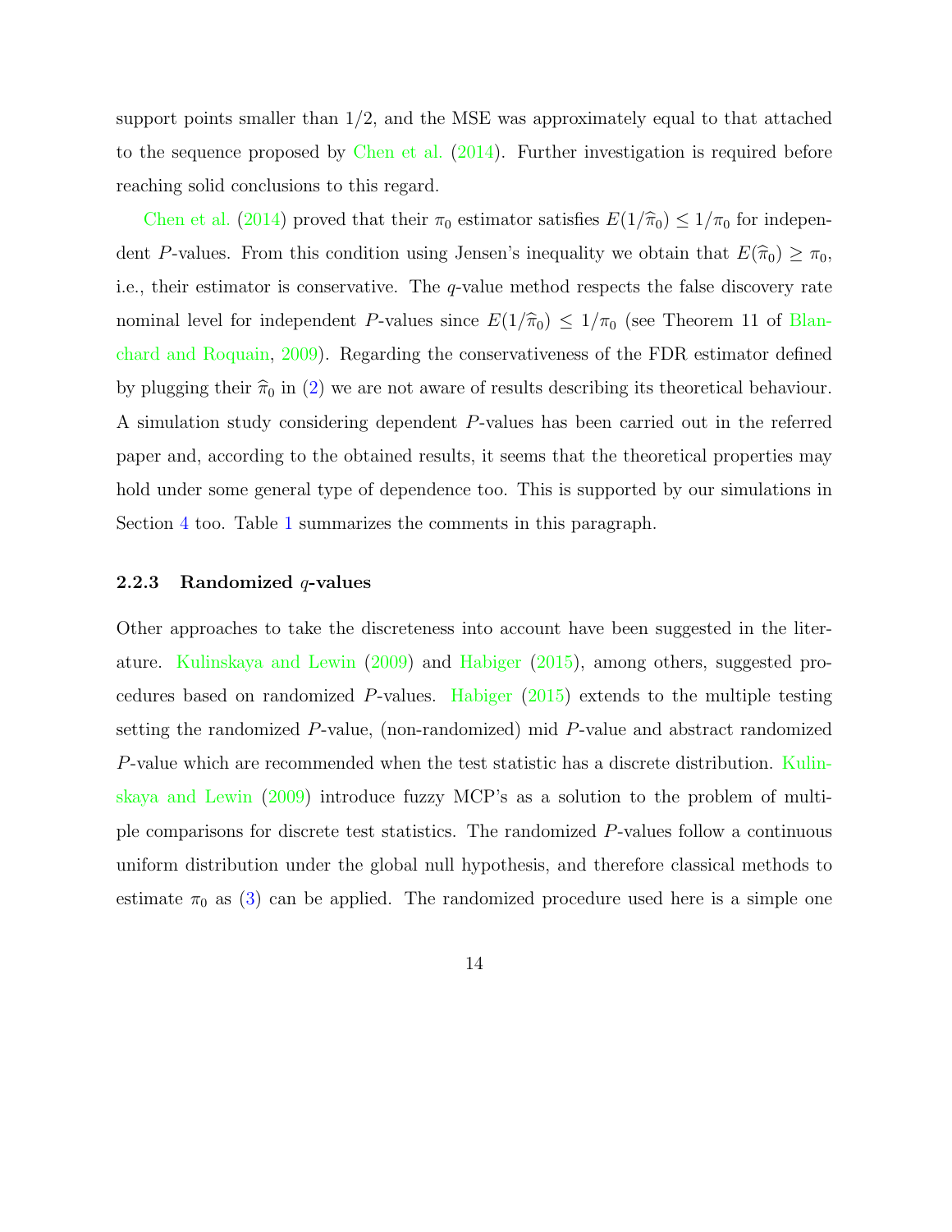support points smaller than 1/2, and the MSE was approximately equal to that attached to the sequence proposed by Chen et al. (2014). Further investigation is required before reaching solid conclusions to this regard.

Chen et al. (2014) proved that their $\pi_0$ estimator satisfies $E(1/\widehat{\pi}_0) \leq 1/\pi_0$ for independent $P$-values. From this condition using Jensen's inequality we obtain that $E(\widehat{\pi}_0) \geq \pi_0$, i.e., their estimator is conservative. The $q$-value method respects the false discovery rate nominal level for independent $P$-values since $E(1/\widehat{\pi}_0) \leq 1/\pi_0$ (see Theorem 11 of Blanchard and Roquain, 2009). Regarding the conservativeness of the FDR estimator defined by plugging their $\widehat{\pi}_0$ in (2) we are not aware of results describing its theoretical behaviour. A simulation study considering dependent $P$-values has been carried out in the referred paper and, according to the obtained results, it seems that the theoretical properties may hold under some general type of dependence too. This is supported by our simulations in Section 4 too. Table 1 summarizes the comments in this paragraph.

#### 2.2.3 Randomized $q$-values

Other approaches to take the discreteness into account have been suggested in the literature. Kulinskaya and Lewin (2009) and Habiger (2015), among others, suggested procedures based on randomized $P$-values. Habiger (2015) extends to the multiple testing setting the randomized $P$-value, (non-randomized) mid $P$-value and abstract randomized $P$-value which are recommended when the test statistic has a discrete distribution. Kulinskaya and Lewin (2009) introduce fuzzy MCP's as a solution to the problem of multiple comparisons for discrete test statistics. The randomized $P$-values follow a continuous uniform distribution under the global null hypothesis, and therefore classical methods to estimate $\pi_0$ as (3) can be applied. The randomized procedure used here is a simple one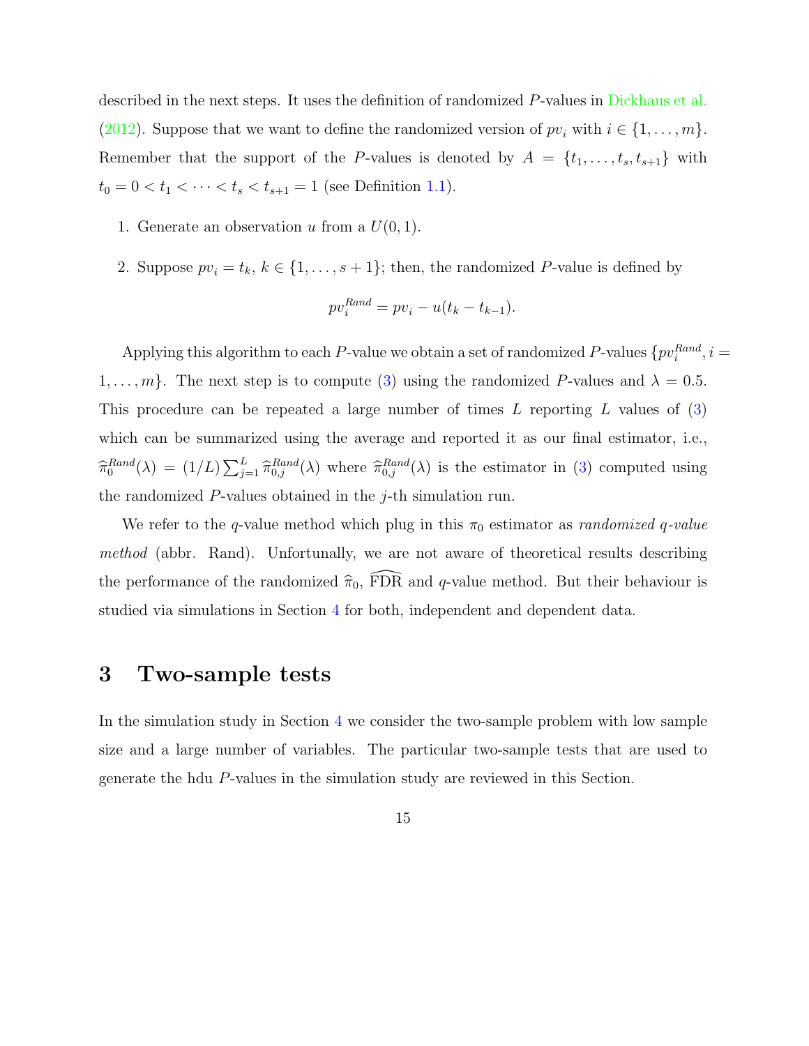described in the next steps. It uses the definition of randomized $P$-values in Dickhaus et al. (2012). Suppose that we want to define the randomized version of $pv_i$ with $i \in \{1, \ldots, m\}$. Remember that the support of the $P$-values is denoted by $A = \{t_1, \ldots, t_s, t_{s+1}\}$ with $t_0 = 0 < t_1 < \cdots < t_s < t_{s+1} = 1$ (see Definition 1.1).

1. Generate an observation $u$ from a $U(0, 1)$.
2. Suppose $pv_i = t_k$, $k \in \{1, \ldots, s+1\}$; then, the randomized $P$-value is defined by

$$pv_i^{Rand} = pv_i - u(t_k - t_{k-1}).$$

Applying this algorithm to each $P$-value we obtain a set of randomized $P$-values $\{pv_i^{Rand}, i = 1, \ldots, m\}$. The next step is to compute (3) using the randomized $P$-values and $\lambda = 0.5$. This procedure can be repeated a large number of times $L$ reporting $L$ values of (3) which can be summarized using the average and reported it as our final estimator, i.e., $\widehat{\pi}_0^{Rand}(\lambda) = (1/L) \sum_{j=1}^{L} \widehat{\pi}_{0,j}^{Rand}(\lambda)$ where $\widehat{\pi}_{0,j}^{Rand}(\lambda)$ is the estimator in (3) computed using the randomized $P$-values obtained in the $j$-th simulation run.

We refer to the $q$-value method which plug in this $\pi_0$ estimator as *randomized $q$-value method* (abbr. Rand). Unfortunally, we are not aware of theoretical results describing the performance of the randomized $\widehat{\pi}_0$, $\widehat{\mathrm{FDR}}$ and $q$-value method. But their behaviour is studied via simulations in Section 4 for both, independent and dependent data.

# 3 Two-sample tests

In the simulation study in Section 4 we consider the two-sample problem with low sample size and a large number of variables. The particular two-sample tests that are used to generate the hdu $P$-values in the simulation study are reviewed in this Section.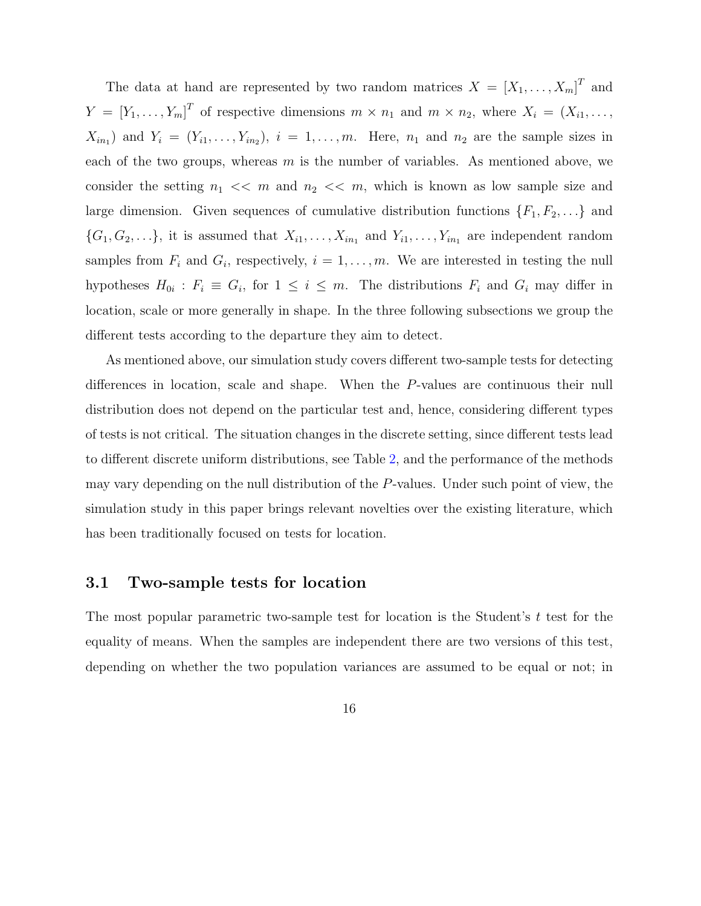The data at hand are represented by two random matrices $X = [X_1, \ldots, X_m]^T$ and $Y = [Y_1, \ldots, Y_m]^T$ of respective dimensions $m \times n_1$ and $m \times n_2$, where $X_i = (X_{i1}, \ldots, X_{in_1})$ and $Y_i = (Y_{i1}, \ldots, Y_{in_2})$, $i = 1, \ldots, m$. Here, $n_1$ and $n_2$ are the sample sizes in each of the two groups, whereas $m$ is the number of variables. As mentioned above, we consider the setting $n_1 << m$ and $n_2 << m$, which is known as low sample size and large dimension. Given sequences of cumulative distribution functions $\{F_1, F_2, \ldots\}$ and $\{G_1, G_2, \ldots\}$, it is assumed that $X_{i1}, \ldots, X_{in_1}$ and $Y_{i1}, \ldots, Y_{in_1}$ are independent random samples from $F_i$ and $G_i$, respectively, $i = 1, \ldots, m$. We are interested in testing the null hypotheses $H_{0i} : F_i \equiv G_i$, for $1 \leq i \leq m$. The distributions $F_i$ and $G_i$ may differ in location, scale or more generally in shape. In the three following subsections we group the different tests according to the departure they aim to detect.

As mentioned above, our simulation study covers different two-sample tests for detecting differences in location, scale and shape. When the $P$-values are continuous their null distribution does not depend on the particular test and, hence, considering different types of tests is not critical. The situation changes in the discrete setting, since different tests lead to different discrete uniform distributions, see Table 2, and the performance of the methods may vary depending on the null distribution of the $P$-values. Under such point of view, the simulation study in this paper brings relevant novelties over the existing literature, which has been traditionally focused on tests for location.

### 3.1 Two-sample tests for location

The most popular parametric two-sample test for location is the Student's $t$ test for the equality of means. When the samples are independent there are two versions of this test, depending on whether the two population variances are assumed to be equal or not; in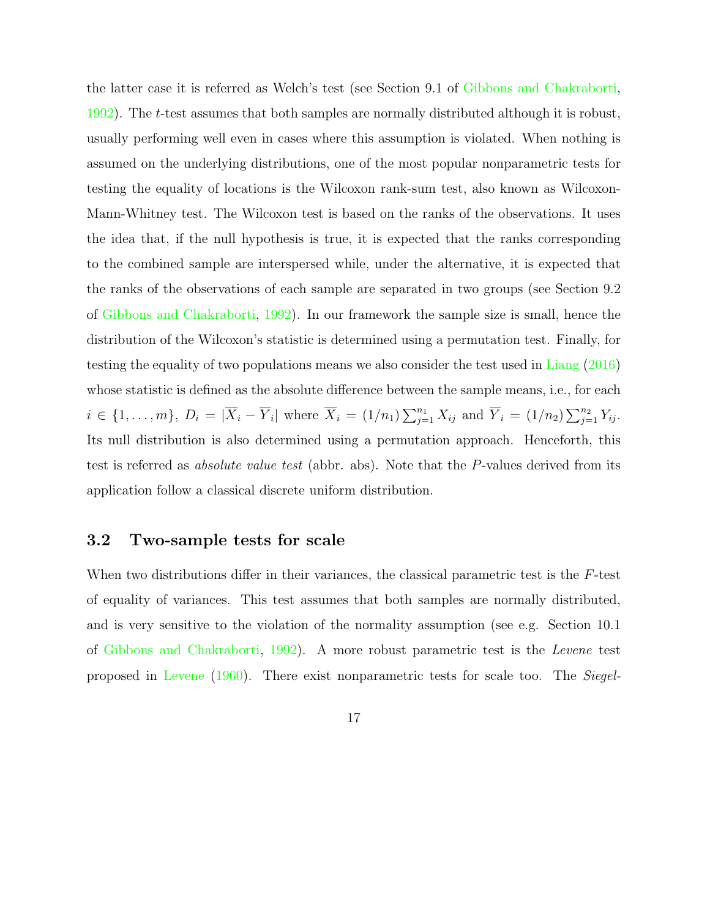the latter case it is referred as Welch's test (see Section 9.1 of Gibbons and Chakraborti, 1992). The $t$-test assumes that both samples are normally distributed although it is robust, usually performing well even in cases where this assumption is violated. When nothing is assumed on the underlying distributions, one of the most popular nonparametric tests for testing the equality of locations is the Wilcoxon rank-sum test, also known as Wilcoxon-Mann-Whitney test. The Wilcoxon test is based on the ranks of the observations. It uses the idea that, if the null hypothesis is true, it is expected that the ranks corresponding to the combined sample are interspersed while, under the alternative, it is expected that the ranks of the observations of each sample are separated in two groups (see Section 9.2 of Gibbons and Chakraborti, 1992). In our framework the sample size is small, hence the distribution of the Wilcoxon's statistic is determined using a permutation test. Finally, for testing the equality of two populations means we also consider the test used in Liang (2016) whose statistic is defined as the absolute difference between the sample means, i.e., for each $i \in \{1, \ldots, m\}$, $D_i = |\overline{X}_i - \overline{Y}_i|$ where $\overline{X}_i = (1/n_1)\sum_{j=1}^{n_1} X_{ij}$ and $\overline{Y}_i = (1/n_2)\sum_{j=1}^{n_2} Y_{ij}$. Its null distribution is also determined using a permutation approach. Henceforth, this test is referred as *absolute value test* (abbr. abs). Note that the $P$-values derived from its application follow a classical discrete uniform distribution.

### 3.2 Two-sample tests for scale

When two distributions differ in their variances, the classical parametric test is the $F$-test of equality of variances. This test assumes that both samples are normally distributed, and is very sensitive to the violation of the normality assumption (see e.g. Section 10.1 of Gibbons and Chakraborti, 1992). A more robust parametric test is the *Levene* test proposed in Levene (1960). There exist nonparametric tests for scale too. The *Siegel-*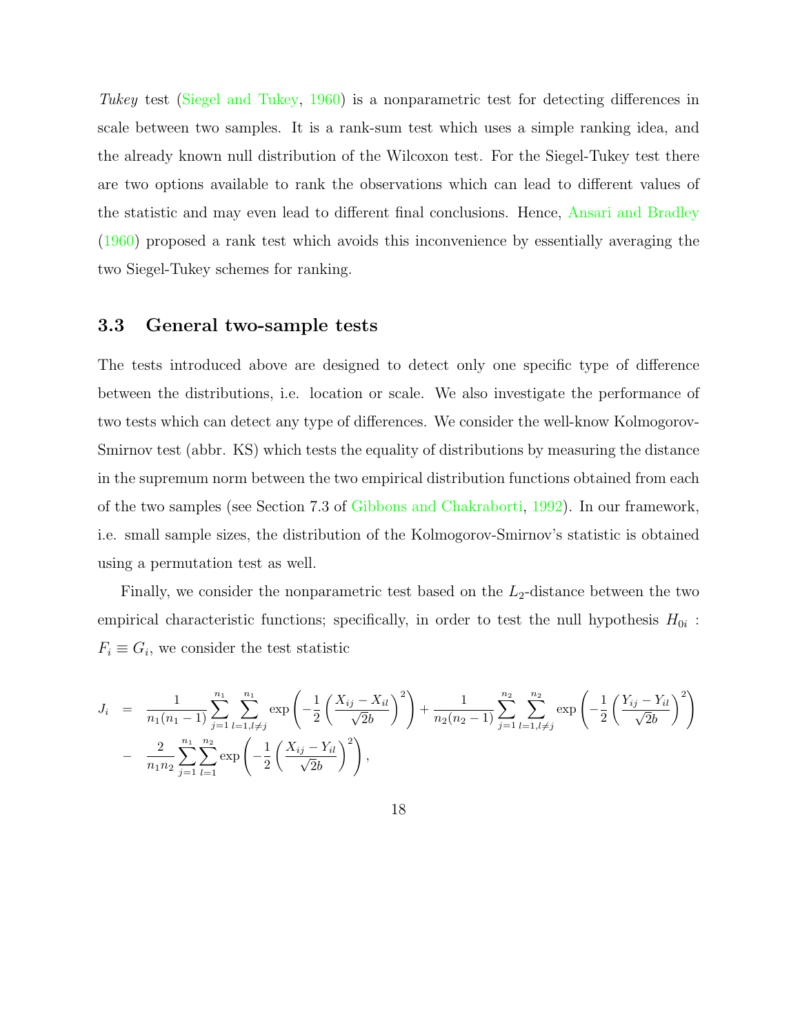*Tukey* test (Siegel and Tukey, 1960) is a nonparametric test for detecting differences in scale between two samples. It is a rank-sum test which uses a simple ranking idea, and the already known null distribution of the Wilcoxon test. For the Siegel-Tukey test there are two options available to rank the observations which can lead to different values of the statistic and may even lead to different final conclusions. Hence, Ansari and Bradley (1960) proposed a rank test which avoids this inconvenience by essentially averaging the two Siegel-Tukey schemes for ranking.

### 3.3 General two-sample tests

The tests introduced above are designed to detect only one specific type of difference between the distributions, i.e. location or scale. We also investigate the performance of two tests which can detect any type of differences. We consider the well-know Kolmogorov-Smirnov test (abbr. KS) which tests the equality of distributions by measuring the distance in the supremum norm between the two empirical distribution functions obtained from each of the two samples (see Section 7.3 of Gibbons and Chakraborti, 1992). In our framework, i.e. small sample sizes, the distribution of the Kolmogorov-Smirnov's statistic is obtained using a permutation test as well.

Finally, we consider the nonparametric test based on the $L_2$-distance between the two empirical characteristic functions; specifically, in order to test the null hypothesis $H_{0i}$ : $F_i \equiv G_i$, we consider the test statistic

$$
\begin{aligned}
J_i &= \frac{1}{n_1(n_1-1)} \sum_{j=1}^{n_1} \sum_{l=1, l \neq j}^{n_1} \exp\left(-\frac{1}{2}\left(\frac{X_{ij}-X_{il}}{\sqrt{2}b}\right)^2\right) + \frac{1}{n_2(n_2-1)} \sum_{j=1}^{n_2} \sum_{l=1, l \neq j}^{n_2} \exp\left(-\frac{1}{2}\left(\frac{Y_{ij}-Y_{il}}{\sqrt{2}b}\right)^2\right) \\
&- \frac{2}{n_1 n_2} \sum_{j=1}^{n_1} \sum_{l=1}^{n_2} \exp\left(-\frac{1}{2}\left(\frac{X_{ij}-Y_{il}}{\sqrt{2}b}\right)^2\right),
\end{aligned}
$$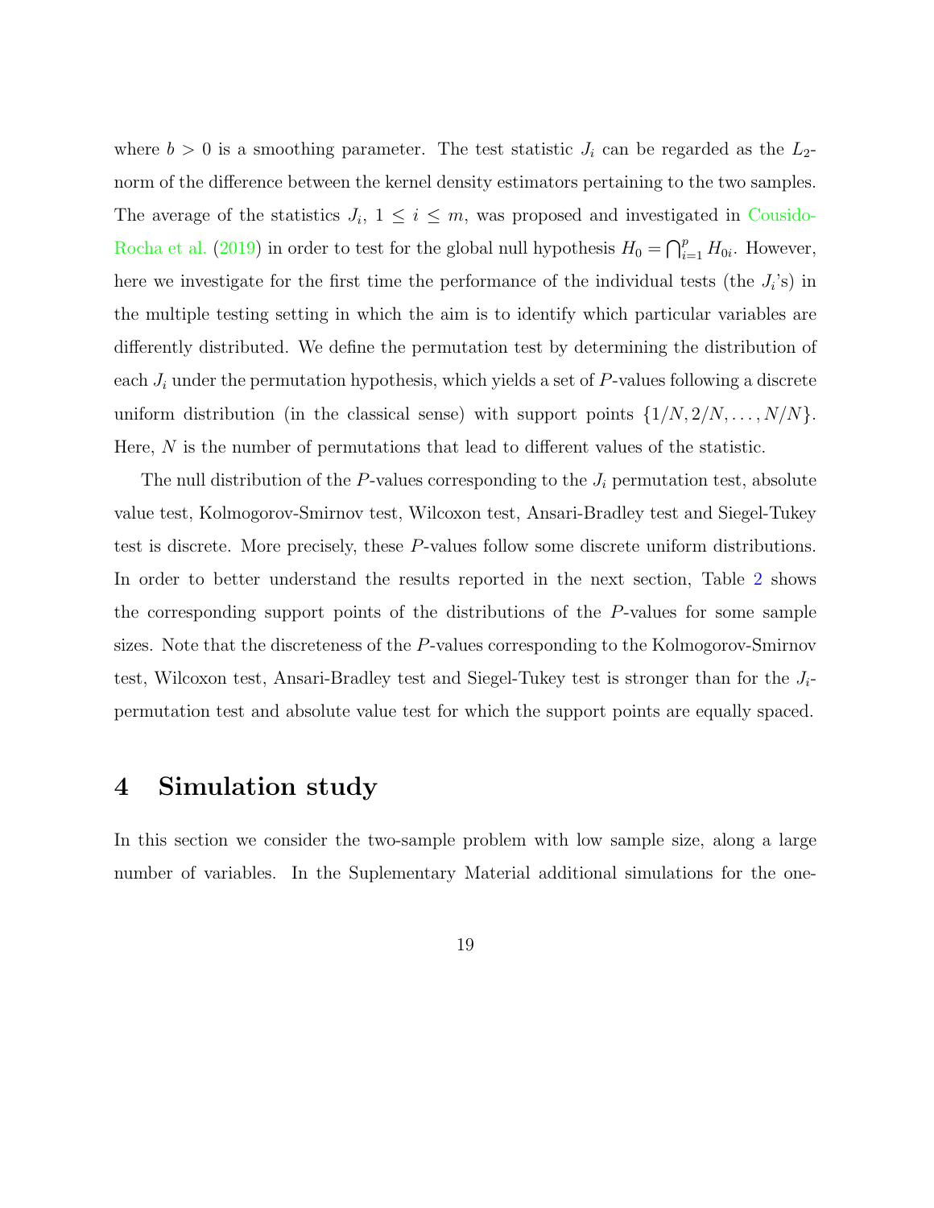where $b > 0$ is a smoothing parameter. The test statistic $J_i$ can be regarded as the $L_2$-norm of the difference between the kernel density estimators pertaining to the two samples. The average of the statistics $J_i$, $1 \leq i \leq m$, was proposed and investigated in Cousido-Rocha et al. (2019) in order to test for the global null hypothesis $H_0 = \bigcap_{i=1}^{p} H_{0i}$. However, here we investigate for the first time the performance of the individual tests (the $J_i$'s) in the multiple testing setting in which the aim is to identify which particular variables are differently distributed. We define the permutation test by determining the distribution of each $J_i$ under the permutation hypothesis, which yields a set of $P$-values following a discrete uniform distribution (in the classical sense) with support points $\{1/N, 2/N, \ldots, N/N\}$. Here, $N$ is the number of permutations that lead to different values of the statistic.

The null distribution of the $P$-values corresponding to the $J_i$ permutation test, absolute value test, Kolmogorov-Smirnov test, Wilcoxon test, Ansari-Bradley test and Siegel-Tukey test is discrete. More precisely, these $P$-values follow some discrete uniform distributions. In order to better understand the results reported in the next section, Table 2 shows the corresponding support points of the distributions of the $P$-values for some sample sizes. Note that the discreteness of the $P$-values corresponding to the Kolmogorov-Smirnov test, Wilcoxon test, Ansari-Bradley test and Siegel-Tukey test is stronger than for the $J_i$-permutation test and absolute value test for which the support points are equally spaced.

# 4 Simulation study

In this section we consider the two-sample problem with low sample size, along a large number of variables. In the Suplementary Material additional simulations for the one-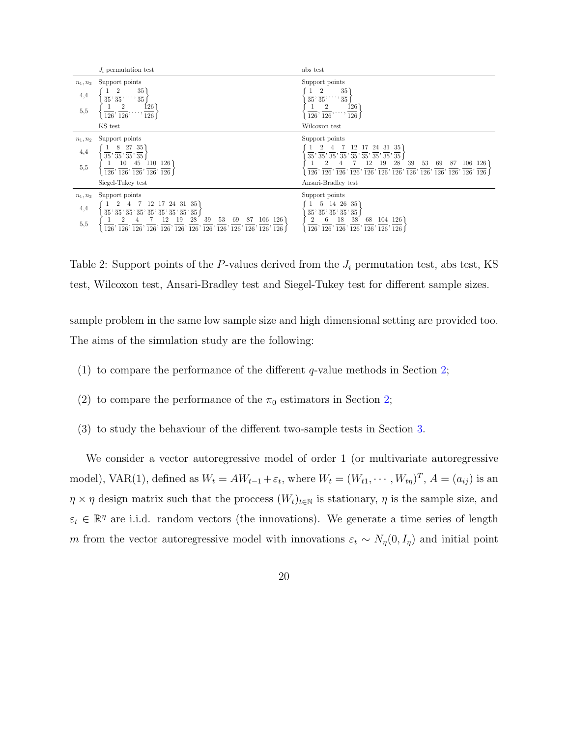| | $J_i$ permutation test | abs test |
|---|---|---|
| $n_1, n_2$ | Support points | Support points |
| 4,4 | $\left\{\frac{1}{35}, \frac{2}{35}, \ldots, \frac{35}{35}\right\}$ | $\left\{\frac{1}{35}, \frac{2}{35}, \ldots, \frac{35}{35}\right\}$ |
| 5,5 | $\left\{\frac{1}{126}, \frac{2}{126}, \ldots, \frac{126}{126}\right\}$ | $\left\{\frac{1}{126}, \frac{2}{126}, \ldots, \frac{126}{126}\right\}$ |
| | KS test | Wilcoxon test |
| $n_1, n_2$ | Support points | Support points |
| 4,4 | $\left\{\frac{1}{35}, \frac{8}{35}, \frac{27}{35}, \frac{35}{35}\right\}$ | $\left\{\frac{1}{35}, \frac{2}{35}, \frac{4}{35}, \frac{7}{35}, \frac{12}{35}, \frac{17}{35}, \frac{24}{35}, \frac{31}{35}, \frac{35}{35}\right\}$ |
| 5,5 | $\left\{\frac{1}{126}, \frac{10}{126}, \frac{45}{126}, \frac{110}{126}, \frac{126}{126}\right\}$ | $\left\{\frac{1}{126}, \frac{2}{126}, \frac{4}{126}, \frac{7}{126}, \frac{12}{126}, \frac{19}{126}, \frac{28}{126}, \frac{39}{126}, \frac{53}{126}, \frac{69}{126}, \frac{87}{126}, \frac{106}{126}, \frac{126}{126}\right\}$ |
| | Siegel-Tukey test | Ansari-Bradley test |
| $n_1, n_2$ | Support points | Support points |
| 4,4 | $\left\{\frac{1}{35}, \frac{2}{35}, \frac{4}{35}, \frac{7}{35}, \frac{12}{35}, \frac{17}{35}, \frac{24}{35}, \frac{31}{35}, \frac{35}{35}\right\}$ | $\left\{\frac{1}{35}, \frac{5}{35}, \frac{14}{35}, \frac{26}{35}, \frac{35}{35}\right\}$ |
| 5,5 | $\left\{\frac{1}{126}, \frac{2}{126}, \frac{4}{126}, \frac{7}{126}, \frac{12}{126}, \frac{19}{126}, \frac{28}{126}, \frac{39}{126}, \frac{53}{126}, \frac{69}{126}, \frac{87}{126}, \frac{106}{126}, \frac{126}{126}\right\}$ | $\left\{\frac{2}{126}, \frac{6}{126}, \frac{18}{126}, \frac{38}{126}, \frac{68}{126}, \frac{104}{126}, \frac{126}{126}\right\}$ |

Table 2: Support points of the $P$-values derived from the $J_i$ permutation test, abs test, KS test, Wilcoxon test, Ansari-Bradley test and Siegel-Tukey test for different sample sizes.

sample problem in the same low sample size and high dimensional setting are provided too. The aims of the simulation study are the following:

(1) to compare the performance of the different $q$-value methods in Section 2;

(2) to compare the performance of the $\pi_0$ estimators in Section 2;

(3) to study the behaviour of the different two-sample tests in Section 3.

We consider a vector autoregressive model of order 1 (or multivariate autoregressive model), VAR(1), defined as $W_t = AW_{t-1} + \varepsilon_t$, where $W_t = (W_{t1}, \cdots, W_{t\eta})^T$, $A = (a_{ij})$ is an $\eta \times \eta$ design matrix such that the proccess $(W_t)_{t\in\mathbb{N}}$ is stationary, $\eta$ is the sample size, and $\varepsilon_t \in \mathbb{R}^\eta$ are i.i.d. random vectors (the innovations). We generate a time series of length $m$ from the vector autoregressive model with innovations $\varepsilon_t \sim N_\eta(0, I_\eta)$ and initial point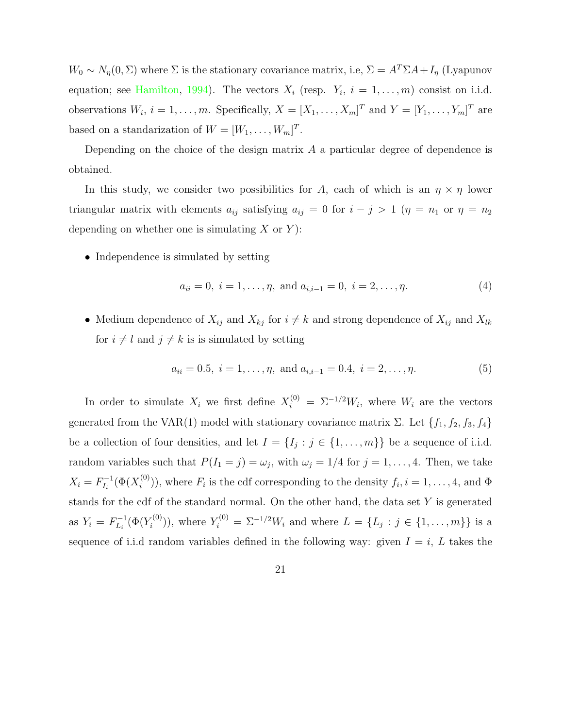$W_0 \sim N_\eta(0, \Sigma)$ where $\Sigma$ is the stationary covariance matrix, i.e, $\Sigma = A^T \Sigma A + I_\eta$ (Lyapunov equation; see Hamilton, 1994). The vectors $X_i$ (resp. $Y_i$, $i = 1, \ldots, m$) consist on i.i.d. observations $W_i$, $i = 1, \ldots, m$. Specifically, $X = [X_1, \ldots, X_m]^T$ and $Y = [Y_1, \ldots, Y_m]^T$ are based on a standarization of $W = [W_1, \ldots, W_m]^T$.

Depending on the choice of the design matrix $A$ a particular degree of dependence is obtained.

In this study, we consider two possibilities for $A$, each of which is an $\eta \times \eta$ lower triangular matrix with elements $a_{ij}$ satisfying $a_{ij} = 0$ for $i - j > 1$ ($\eta = n_1$ or $\eta = n_2$ depending on whether one is simulating $X$ or $Y$):

- Independence is simulated by setting

$$a_{ii} = 0, \ i = 1, \ldots, \eta, \text{ and } a_{i,i-1} = 0, \ i = 2, \ldots, \eta. \tag{4}$$

- Medium dependence of $X_{ij}$ and $X_{kj}$ for $i \neq k$ and strong dependence of $X_{ij}$ and $X_{lk}$ for $i \neq l$ and $j \neq k$ is is simulated by setting

$$a_{ii} = 0.5, \ i = 1, \ldots, \eta, \text{ and } a_{i,i-1} = 0.4, \ i = 2, \ldots, \eta. \tag{5}$$

In order to simulate $X_i$ we first define $X_i^{(0)} = \Sigma^{-1/2} W_i$, where $W_i$ are the vectors generated from the VAR(1) model with stationary covariance matrix $\Sigma$. Let $\{f_1, f_2, f_3, f_4\}$ be a collection of four densities, and let $I = \{I_j : j \in \{1, \ldots, m\}\}$ be a sequence of i.i.d. random variables such that $P(I_1 = j) = \omega_j$, with $\omega_j = 1/4$ for $j = 1, \ldots, 4$. Then, we take $X_i = F_{I_i}^{-1}(\Phi(X_i^{(0)}))$, where $F_i$ is the cdf corresponding to the density $f_i, i = 1, \ldots, 4$, and $\Phi$ stands for the cdf of the standard normal. On the other hand, the data set $Y$ is generated as $Y_i = F_{L_i}^{-1}(\Phi(Y_i^{(0)}))$, where $Y_i^{(0)} = \Sigma^{-1/2} W_i$ and where $L = \{L_j : j \in \{1, \ldots, m\}\}$ is a sequence of i.i.d random variables defined in the following way: given $I = i$, $L$ takes the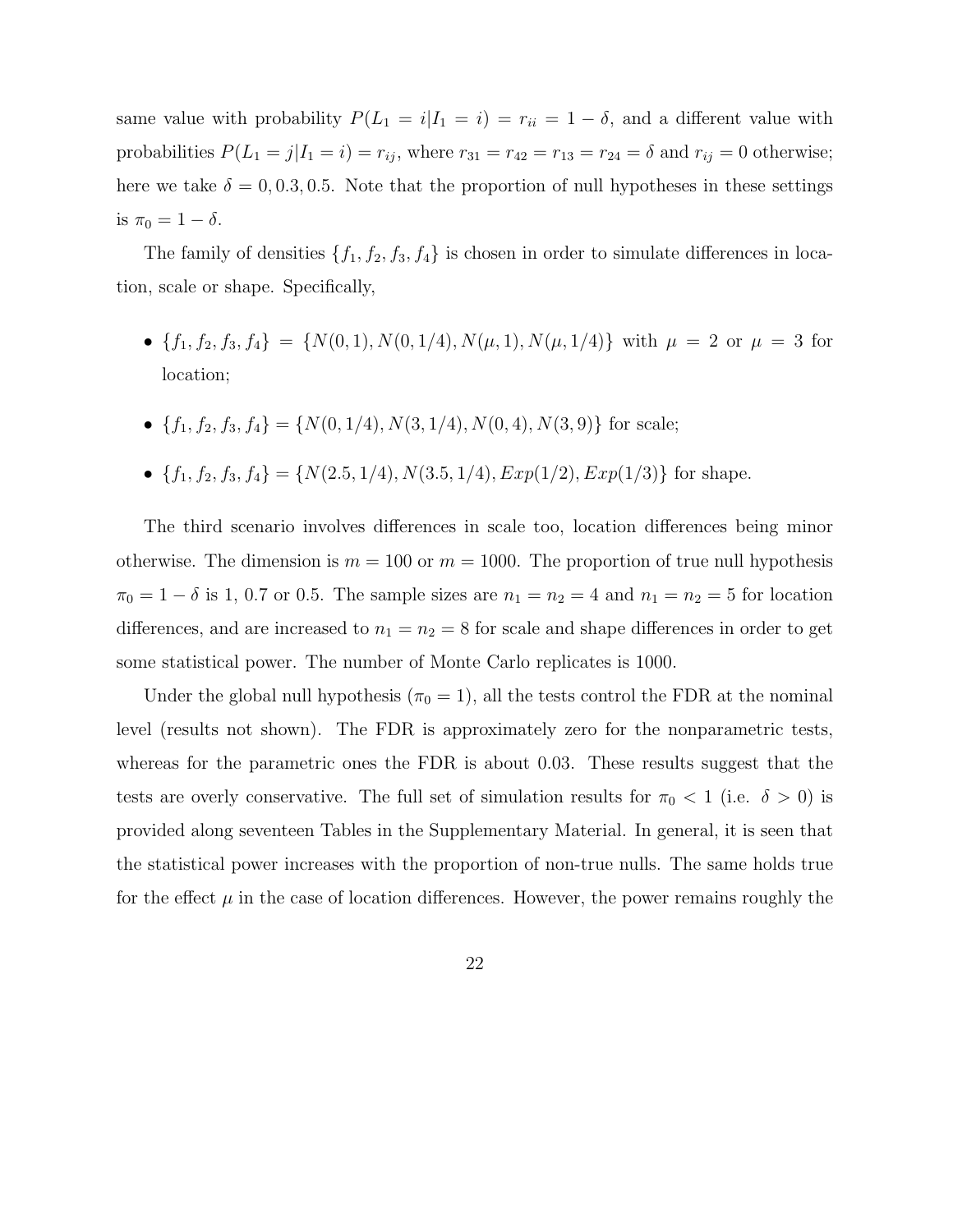same value with probability $P(L_1 = i|I_1 = i) = r_{ii} = 1 - \delta$, and a different value with probabilities $P(L_1 = j|I_1 = i) = r_{ij}$, where $r_{31} = r_{42} = r_{13} = r_{24} = \delta$ and $r_{ij} = 0$ otherwise; here we take $\delta = 0, 0.3, 0.5$. Note that the proportion of null hypotheses in these settings is $\pi_0 = 1 - \delta$.

The family of densities $\{f_1, f_2, f_3, f_4\}$ is chosen in order to simulate differences in location, scale or shape. Specifically,

- $\{f_1, f_2, f_3, f_4\} = \{N(0, 1), N(0, 1/4), N(\mu, 1), N(\mu, 1/4)\}$ with $\mu = 2$ or $\mu = 3$ for location;
- $\{f_1, f_2, f_3, f_4\} = \{N(0, 1/4), N(3, 1/4), N(0, 4), N(3, 9)\}$ for scale;
- $\{f_1, f_2, f_3, f_4\} = \{N(2.5, 1/4), N(3.5, 1/4), Exp(1/2), Exp(1/3)\}$ for shape.

The third scenario involves differences in scale too, location differences being minor otherwise. The dimension is $m = 100$ or $m = 1000$. The proportion of true null hypothesis $\pi_0 = 1 - \delta$ is 1, 0.7 or 0.5. The sample sizes are $n_1 = n_2 = 4$ and $n_1 = n_2 = 5$ for location differences, and are increased to $n_1 = n_2 = 8$ for scale and shape differences in order to get some statistical power. The number of Monte Carlo replicates is 1000.

Under the global null hypothesis ($\pi_0 = 1$), all the tests control the FDR at the nominal level (results not shown). The FDR is approximately zero for the nonparametric tests, whereas for the parametric ones the FDR is about 0.03. These results suggest that the tests are overly conservative. The full set of simulation results for $\pi_0 < 1$ (i.e. $\delta > 0$) is provided along seventeen Tables in the Supplementary Material. In general, it is seen that the statistical power increases with the proportion of non-true nulls. The same holds true for the effect $\mu$ in the case of location differences. However, the power remains roughly the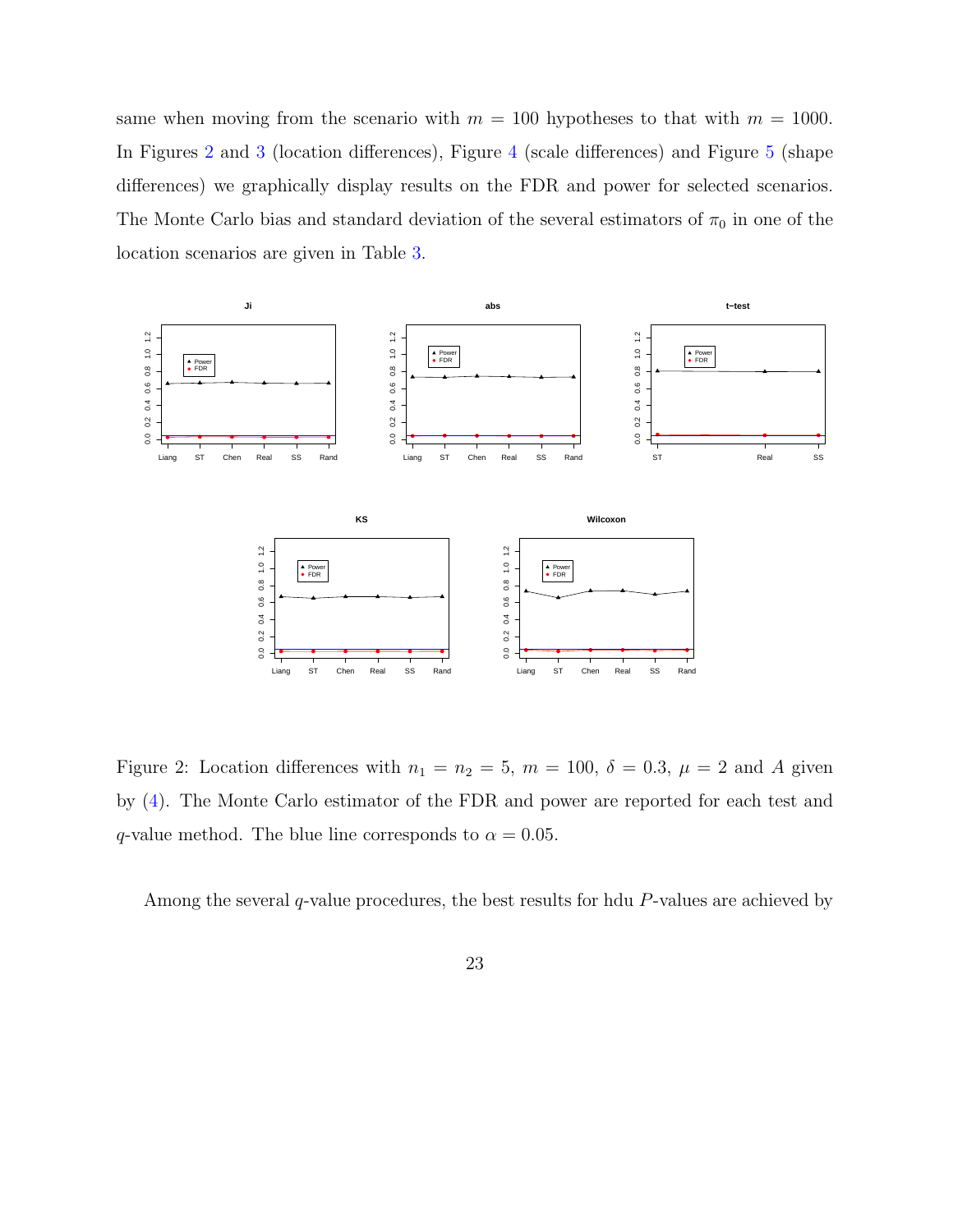same when moving from the scenario with $m = 100$ hypotheses to that with $m = 1000$. In Figures 2 and 3 (location differences), Figure 4 (scale differences) and Figure 5 (shape differences) we graphically display results on the FDR and power for selected scenarios. The Monte Carlo bias and standard deviation of the several estimators of $\pi_0$ in one of the location scenarios are given in Table 3.

Figure 2: Location differences with $n_1 = n_2 = 5$, $m = 100$, $\delta = 0.3$, $\mu = 2$ and $A$ given by (4). The Monte Carlo estimator of the FDR and power are reported for each test and $q$-value method. The blue line corresponds to $\alpha = 0.05$.

Among the several $q$-value procedures, the best results for hdu $P$-values are achieved by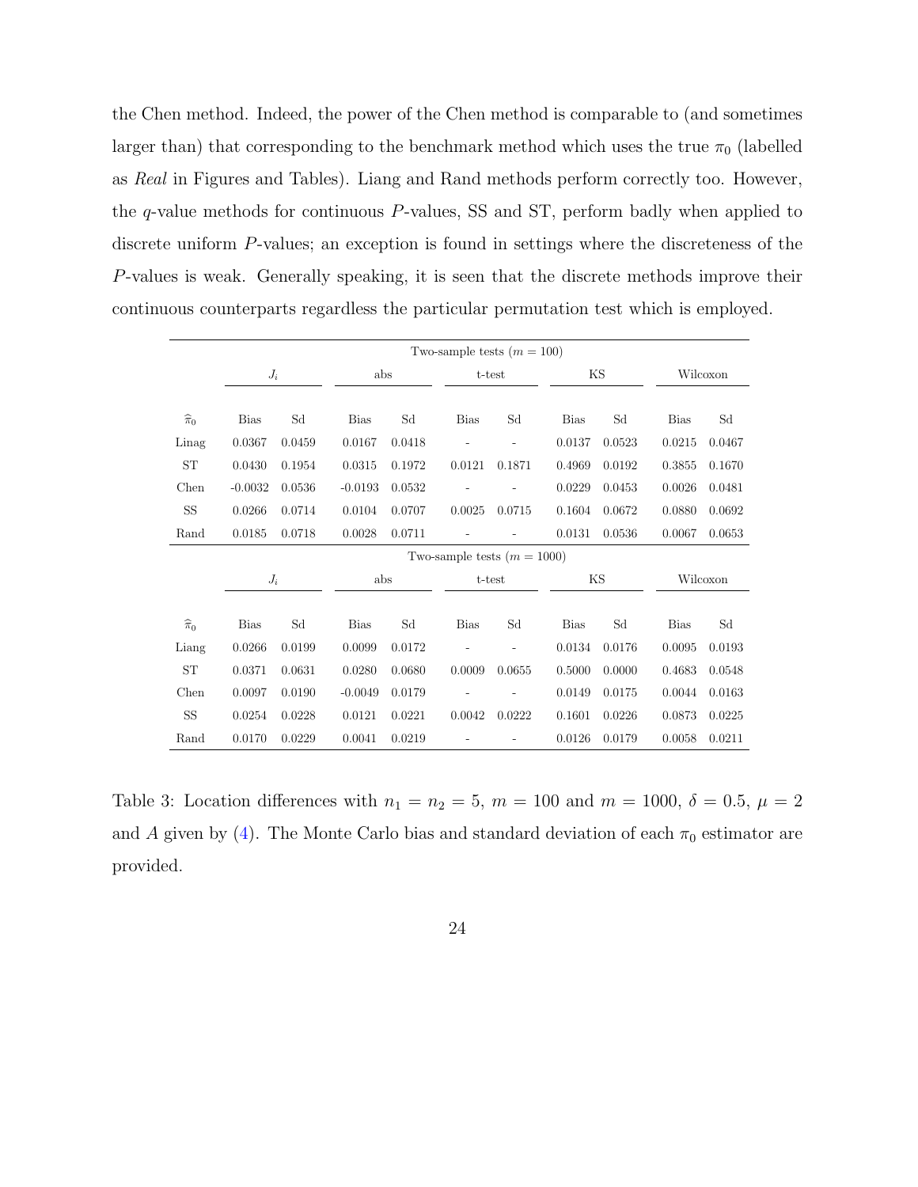the Chen method. Indeed, the power of the Chen method is comparable to (and sometimes larger than) that corresponding to the benchmark method which uses the true $\pi_0$ (labelled as *Real* in Figures and Tables). Liang and Rand methods perform correctly too. However, the $q$-value methods for continuous $P$-values, SS and ST, perform badly when applied to discrete uniform $P$-values; an exception is found in settings where the discreteness of the $P$-values is weak. Generally speaking, it is seen that the discrete methods improve their continuous counterparts regardless the particular permutation test which is employed.

| | Two-sample tests ($m = 100$) | | | | | | | | | |
|---|---|---|---|---|---|---|---|---|---|---|
| | $J_i$ | | abs | | t-test | | KS | | Wilcoxon | |
| $\widehat{\pi}_0$ | Bias | Sd | Bias | Sd | Bias | Sd | Bias | Sd | Bias | Sd |
| Linag | 0.0367 | 0.0459 | 0.0167 | 0.0418 | - | - | 0.0137 | 0.0523 | 0.0215 | 0.0467 |
| ST | 0.0430 | 0.1954 | 0.0315 | 0.1972 | 0.0121 | 0.1871 | 0.4969 | 0.0192 | 0.3855 | 0.1670 |
| Chen | -0.0032 | 0.0536 | -0.0193 | 0.0532 | - | - | 0.0229 | 0.0453 | 0.0026 | 0.0481 |
| SS | 0.0266 | 0.0714 | 0.0104 | 0.0707 | 0.0025 | 0.0715 | 0.1604 | 0.0672 | 0.0880 | 0.0692 |
| Rand | 0.0185 | 0.0718 | 0.0028 | 0.0711 | - | - | 0.0131 | 0.0536 | 0.0067 | 0.0653 |
| | Two-sample tests ($m = 1000$) | | | | | | | | | |
| | $J_i$ | | abs | | t-test | | KS | | Wilcoxon | |
| $\widehat{\pi}_0$ | Bias | Sd | Bias | Sd | Bias | Sd | Bias | Sd | Bias | Sd |
| Liang | 0.0266 | 0.0199 | 0.0099 | 0.0172 | - | - | 0.0134 | 0.0176 | 0.0095 | 0.0193 |
| ST | 0.0371 | 0.0631 | 0.0280 | 0.0680 | 0.0009 | 0.0655 | 0.5000 | 0.0000 | 0.4683 | 0.0548 |
| Chen | 0.0097 | 0.0190 | -0.0049 | 0.0179 | - | - | 0.0149 | 0.0175 | 0.0044 | 0.0163 |
| SS | 0.0254 | 0.0228 | 0.0121 | 0.0221 | 0.0042 | 0.0222 | 0.1601 | 0.0226 | 0.0873 | 0.0225 |
| Rand | 0.0170 | 0.0229 | 0.0041 | 0.0219 | - | - | 0.0126 | 0.0179 | 0.0058 | 0.0211 |

Table 3: Location differences with $n_1 = n_2 = 5$, $m = 100$ and $m = 1000$, $\delta = 0.5$, $\mu = 2$ and $A$ given by (4). The Monte Carlo bias and standard deviation of each $\pi_0$ estimator are provided.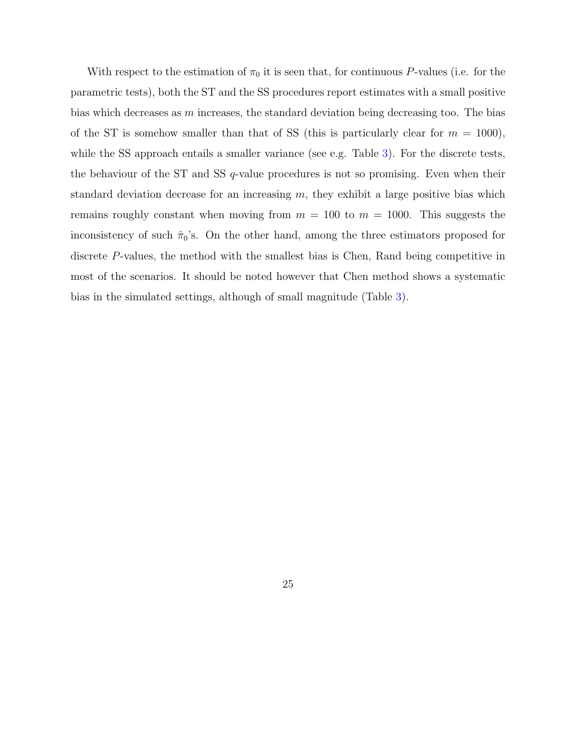With respect to the estimation of $\pi_0$ it is seen that, for continuous $P$-values (i.e. for the parametric tests), both the ST and the SS procedures report estimates with a small positive bias which decreases as $m$ increases, the standard deviation being decreasing too. The bias of the ST is somehow smaller than that of SS (this is particularly clear for $m = 1000$), while the SS approach entails a smaller variance (see e.g. Table 3). For the discrete tests, the behaviour of the ST and SS $q$-value procedures is not so promising. Even when their standard deviation decrease for an increasing $m$, they exhibit a large positive bias which remains roughly constant when moving from $m = 100$ to $m = 1000$. This suggests the inconsistency of such $\hat{\pi}_0$'s. On the other hand, among the three estimators proposed for discrete $P$-values, the method with the smallest bias is Chen, Rand being competitive in most of the scenarios. It should be noted however that Chen method shows a systematic bias in the simulated settings, although of small magnitude (Table 3).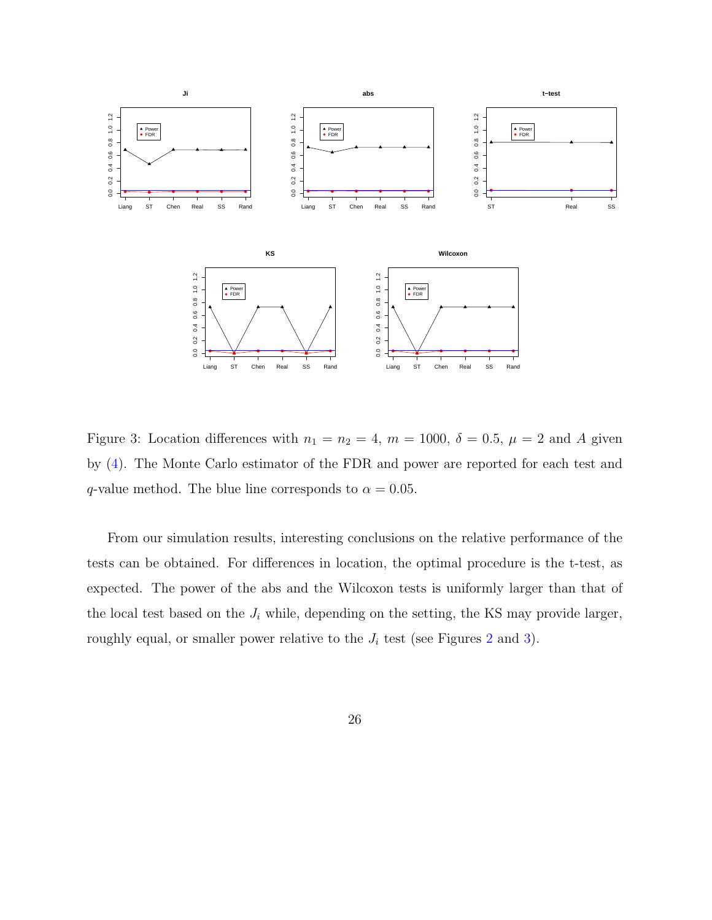Figure 3: Location differences with $n_1 = n_2 = 4$, $m = 1000$, $\delta = 0.5$, $\mu = 2$ and $A$ given by (4). The Monte Carlo estimator of the FDR and power are reported for each test and $q$-value method. The blue line corresponds to $\alpha = 0.05$.

From our simulation results, interesting conclusions on the relative performance of the tests can be obtained. For differences in location, the optimal procedure is the t-test, as expected. The power of the abs and the Wilcoxon tests is uniformly larger than that of the local test based on the $J_i$ while, depending on the setting, the KS may provide larger, roughly equal, or smaller power relative to the $J_i$ test (see Figures 2 and 3).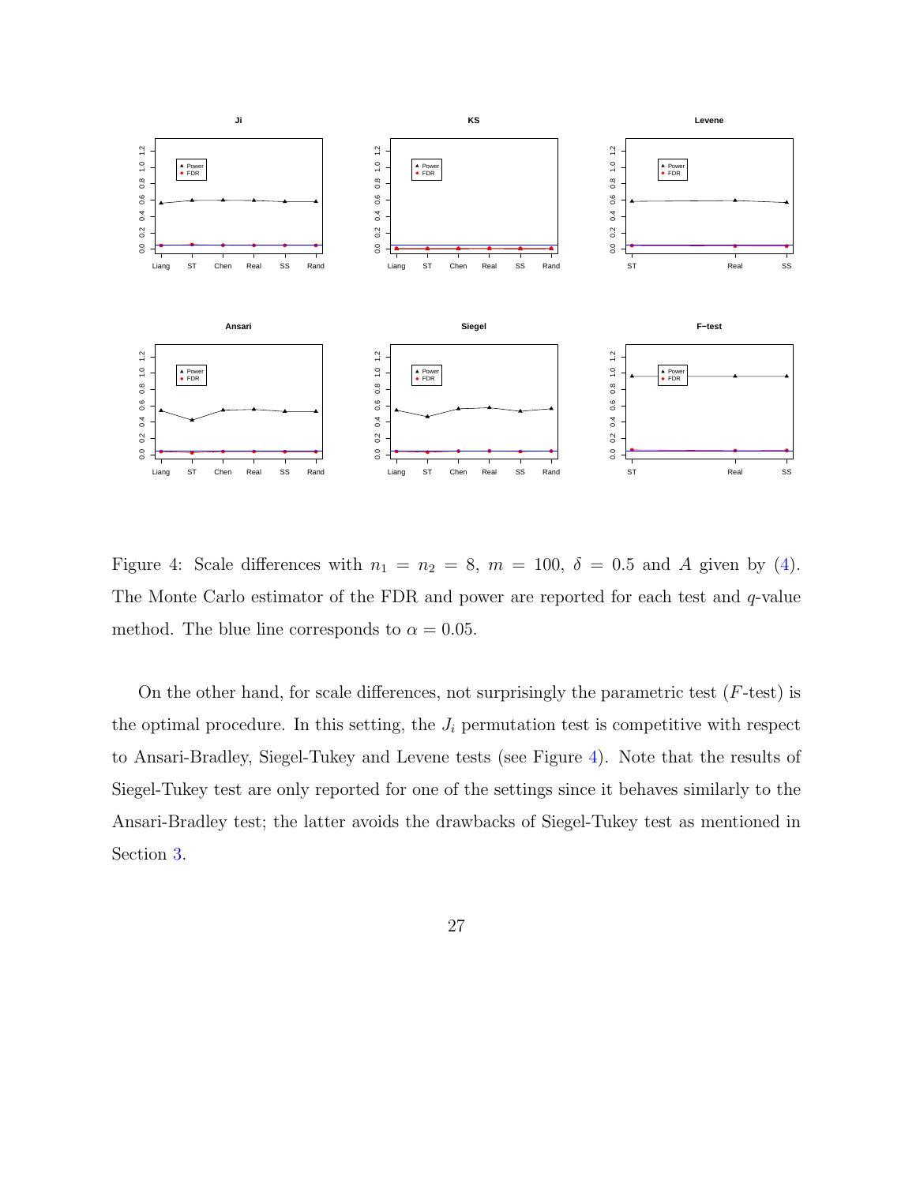Figure 4: Scale differences with $n_1 = n_2 = 8$, $m = 100$, $\delta = 0.5$ and $A$ given by (4). The Monte Carlo estimator of the FDR and power are reported for each test and $q$-value method. The blue line corresponds to $\alpha = 0.05$.

On the other hand, for scale differences, not surprisingly the parametric test ($F$-test) is the optimal procedure. In this setting, the $J_i$ permutation test is competitive with respect to Ansari-Bradley, Siegel-Tukey and Levene tests (see Figure 4). Note that the results of Siegel-Tukey test are only reported for one of the settings since it behaves similarly to the Ansari-Bradley test; the latter avoids the drawbacks of Siegel-Tukey test as mentioned in Section 3.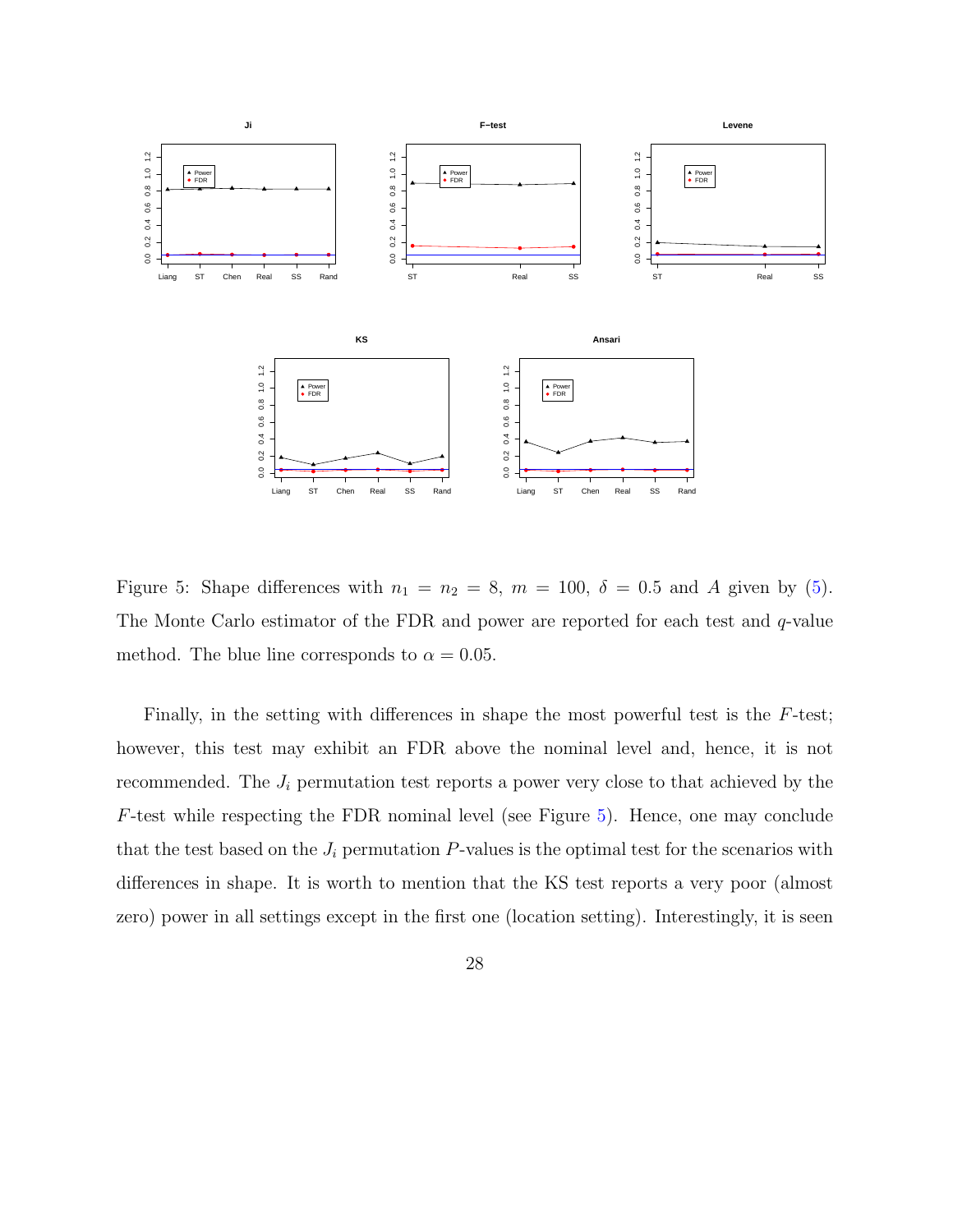Figure 5: Shape differences with $n_1 = n_2 = 8$, $m = 100$, $\delta = 0.5$ and $A$ given by (5). The Monte Carlo estimator of the FDR and power are reported for each test and $q$-value method. The blue line corresponds to $\alpha = 0.05$.

Finally, in the setting with differences in shape the most powerful test is the $F$-test; however, this test may exhibit an FDR above the nominal level and, hence, it is not recommended. The $J_i$ permutation test reports a power very close to that achieved by the $F$-test while respecting the FDR nominal level (see Figure 5). Hence, one may conclude that the test based on the $J_i$ permutation $P$-values is the optimal test for the scenarios with differences in shape. It is worth to mention that the KS test reports a very poor (almost zero) power in all settings except in the first one (location setting). Interestingly, it is seen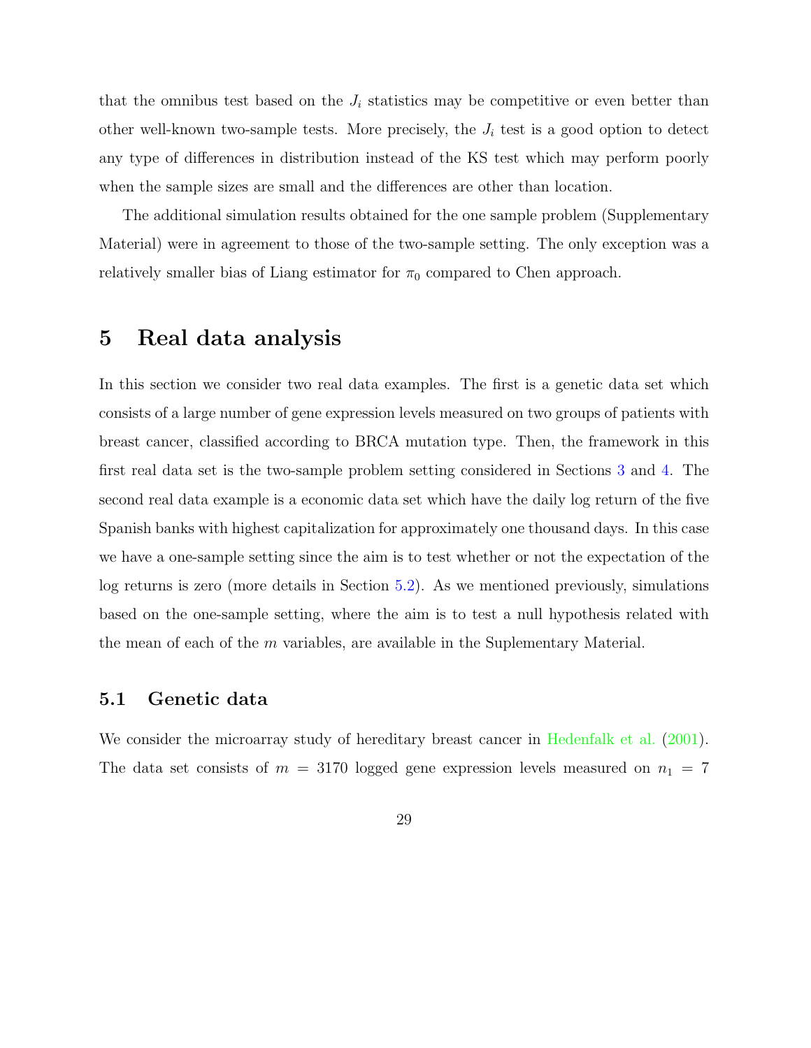that the omnibus test based on the $J_i$ statistics may be competitive or even better than other well-known two-sample tests. More precisely, the $J_i$ test is a good option to detect any type of differences in distribution instead of the KS test which may perform poorly when the sample sizes are small and the differences are other than location.

The additional simulation results obtained for the one sample problem (Supplementary Material) were in agreement to those of the two-sample setting. The only exception was a relatively smaller bias of Liang estimator for $\pi_0$ compared to Chen approach.

# 5 Real data analysis

In this section we consider two real data examples. The first is a genetic data set which consists of a large number of gene expression levels measured on two groups of patients with breast cancer, classified according to BRCA mutation type. Then, the framework in this first real data set is the two-sample problem setting considered in Sections 3 and 4. The second real data example is a economic data set which have the daily log return of the five Spanish banks with highest capitalization for approximately one thousand days. In this case we have a one-sample setting since the aim is to test whether or not the expectation of the log returns is zero (more details in Section 5.2). As we mentioned previously, simulations based on the one-sample setting, where the aim is to test a null hypothesis related with the mean of each of the $m$ variables, are available in the Suplementary Material.

## 5.1 Genetic data

We consider the microarray study of hereditary breast cancer in Hedenfalk et al. (2001). The data set consists of $m = 3170$ logged gene expression levels measured on $n_1 = 7$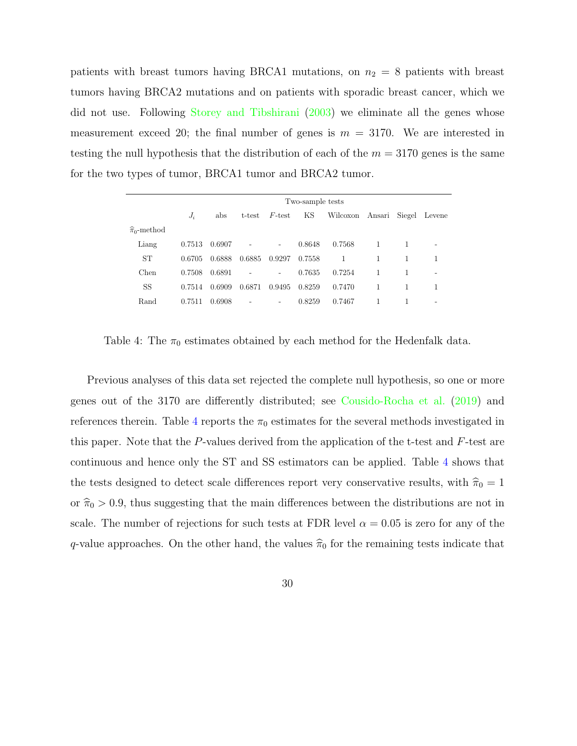patients with breast tumors having BRCA1 mutations, on $n_2 = 8$ patients with breast tumors having BRCA2 mutations and on patients with sporadic breast cancer, which we did not use. Following Storey and Tibshirani (2003) we eliminate all the genes whose measurement exceed 20; the final number of genes is $m = 3170$. We are interested in testing the null hypothesis that the distribution of each of the $m = 3170$ genes is the same for the two types of tumor, BRCA1 tumor and BRCA2 tumor.

| | Two-sample tests | | | | | | | | |
|---|---|---|---|---|---|---|---|---|---|
| | $J_i$ | abs | t-test | $F$-test | KS | Wilcoxon | Ansari | Siegel | Levene |
| $\widehat{\pi}_0$-method | | | | | | | | | |
| Liang | 0.7513 | 0.6907 | - | - | 0.8648 | 0.7568 | 1 | 1 | - |
| ST | 0.6705 | 0.6888 | 0.6885 | 0.9297 | 0.7558 | 1 | 1 | 1 | 1 |
| Chen | 0.7508 | 0.6891 | - | - | 0.7635 | 0.7254 | 1 | 1 | - |
| SS | 0.7514 | 0.6909 | 0.6871 | 0.9495 | 0.8259 | 0.7470 | 1 | 1 | 1 |
| Rand | 0.7511 | 0.6908 | - | - | 0.8259 | 0.7467 | 1 | 1 | - |

Table 4: The $\pi_0$ estimates obtained by each method for the Hedenfalk data.

Previous analyses of this data set rejected the complete null hypothesis, so one or more genes out of the 3170 are differently distributed; see Cousido-Rocha et al. (2019) and references therein. Table 4 reports the $\pi_0$ estimates for the several methods investigated in this paper. Note that the $P$-values derived from the application of the t-test and $F$-test are continuous and hence only the ST and SS estimators can be applied. Table 4 shows that the tests designed to detect scale differences report very conservative results, with $\widehat{\pi}_0 = 1$ or $\widehat{\pi}_0 > 0.9$, thus suggesting that the main differences between the distributions are not in scale. The number of rejections for such tests at FDR level $\alpha = 0.05$ is zero for any of the $q$-value approaches. On the other hand, the values $\widehat{\pi}_0$ for the remaining tests indicate that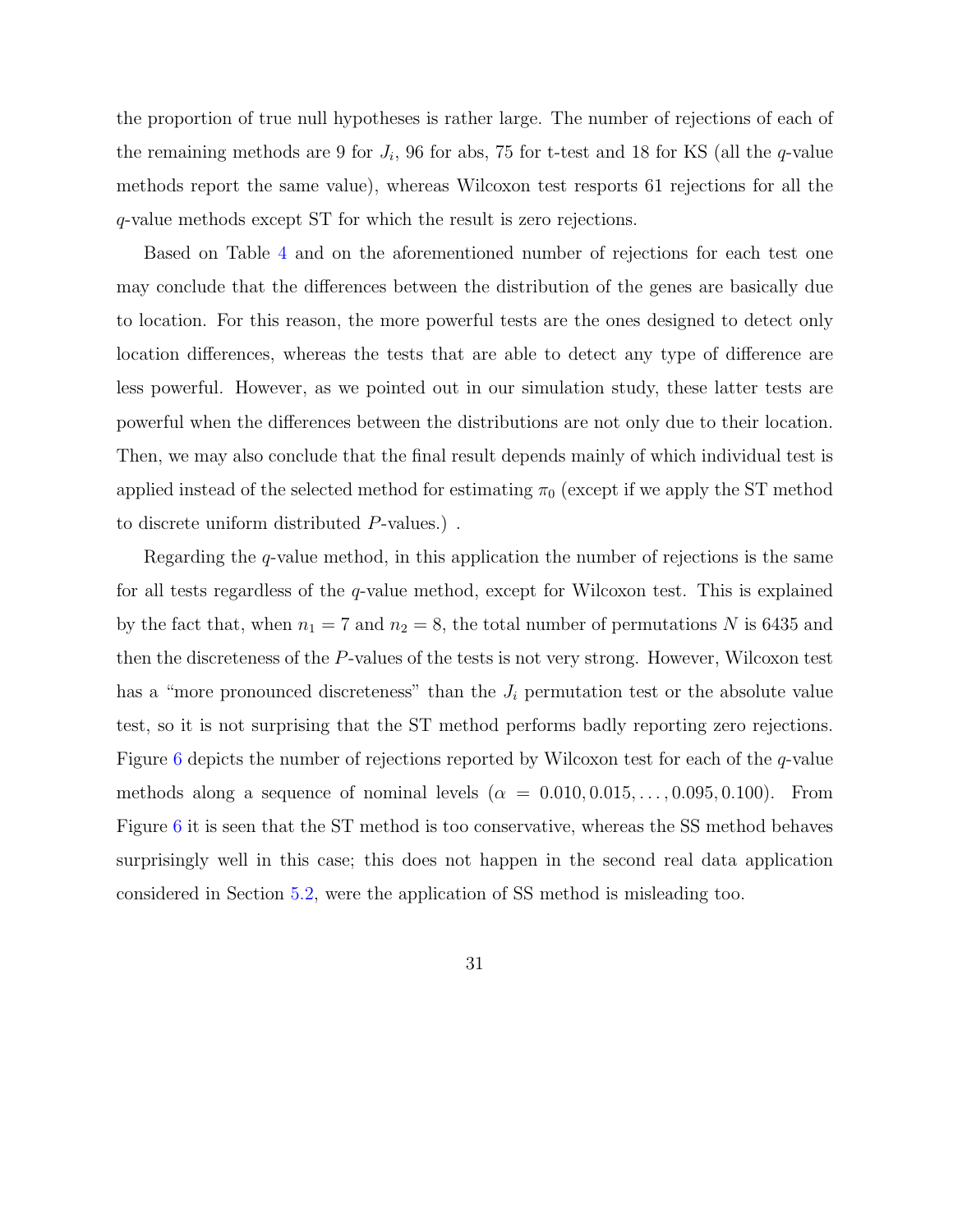the proportion of true null hypotheses is rather large. The number of rejections of each of the remaining methods are 9 for $J_i$, 96 for abs, 75 for t-test and 18 for KS (all the $q$-value methods report the same value), whereas Wilcoxon test resports 61 rejections for all the $q$-value methods except ST for which the result is zero rejections.

Based on Table 4 and on the aforementioned number of rejections for each test one may conclude that the differences between the distribution of the genes are basically due to location. For this reason, the more powerful tests are the ones designed to detect only location differences, whereas the tests that are able to detect any type of difference are less powerful. However, as we pointed out in our simulation study, these latter tests are powerful when the differences between the distributions are not only due to their location. Then, we may also conclude that the final result depends mainly of which individual test is applied instead of the selected method for estimating $\pi_0$ (except if we apply the ST method to discrete uniform distributed $P$-values.) .

Regarding the $q$-value method, in this application the number of rejections is the same for all tests regardless of the $q$-value method, except for Wilcoxon test. This is explained by the fact that, when $n_1 = 7$ and $n_2 = 8$, the total number of permutations $N$ is 6435 and then the discreteness of the $P$-values of the tests is not very strong. However, Wilcoxon test has a "more pronounced discreteness" than the $J_i$ permutation test or the absolute value test, so it is not surprising that the ST method performs badly reporting zero rejections. Figure 6 depicts the number of rejections reported by Wilcoxon test for each of the $q$-value methods along a sequence of nominal levels ($\alpha = 0.010, 0.015, \ldots, 0.095, 0.100$). From Figure 6 it is seen that the ST method is too conservative, whereas the SS method behaves surprisingly well in this case; this does not happen in the second real data application considered in Section 5.2, were the application of SS method is misleading too.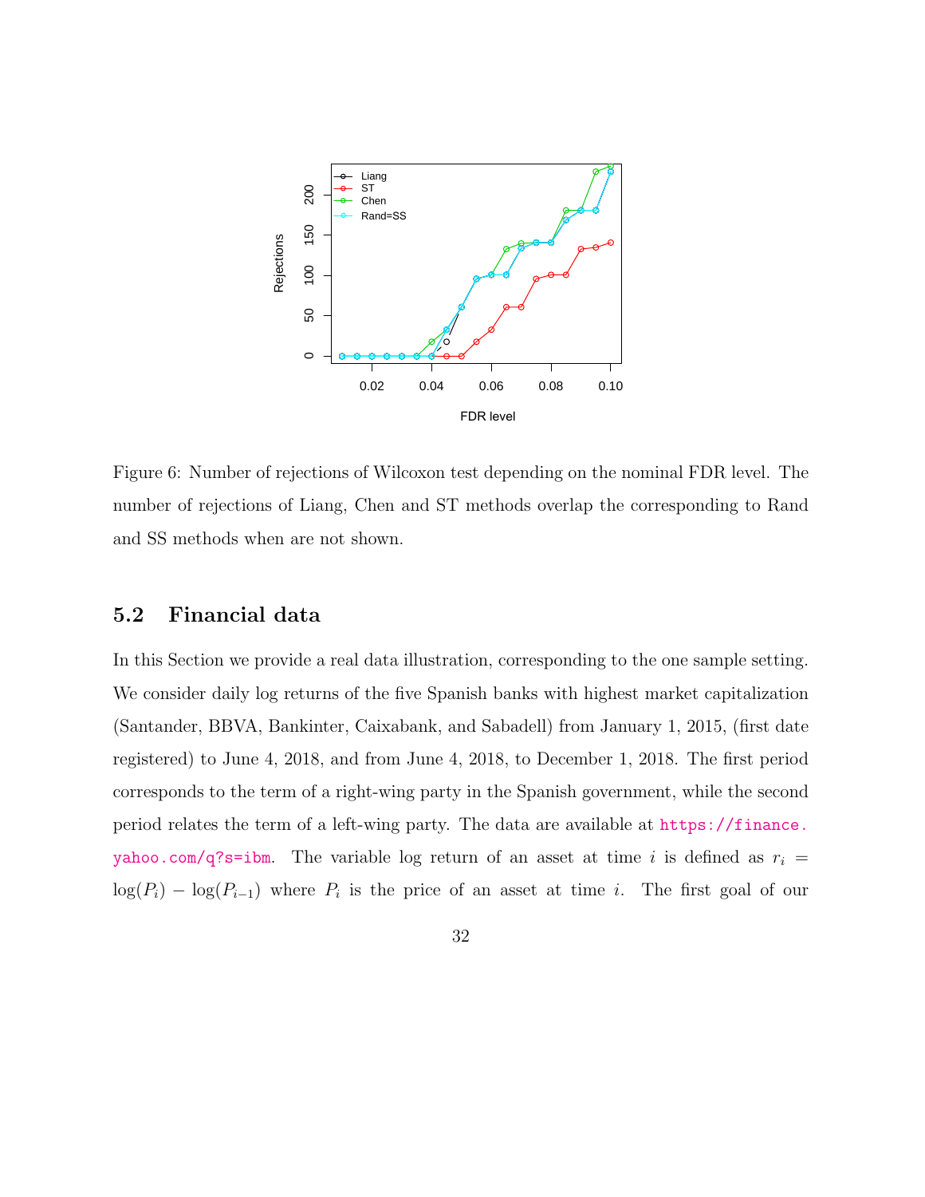Figure 6: Number of rejections of Wilcoxon test depending on the nominal FDR level. The number of rejections of Liang, Chen and ST methods overlap the corresponding to Rand and SS methods when are not shown.

## 5.2 Financial data

In this Section we provide a real data illustration, corresponding to the one sample setting. We consider daily log returns of the five Spanish banks with highest market capitalization (Santander, BBVA, Bankinter, Caixabank, and Sabadell) from January 1, 2015, (first date registered) to June 4, 2018, and from June 4, 2018, to December 1, 2018. The first period corresponds to the term of a right-wing party in the Spanish government, while the second period relates the term of a left-wing party. The data are available at https://finance.yahoo.com/q?s=ibm. The variable log return of an asset at time $i$ is defined as $r_i = \log(P_i) - \log(P_{i-1})$ where $P_i$ is the price of an asset at time $i$. The first goal of our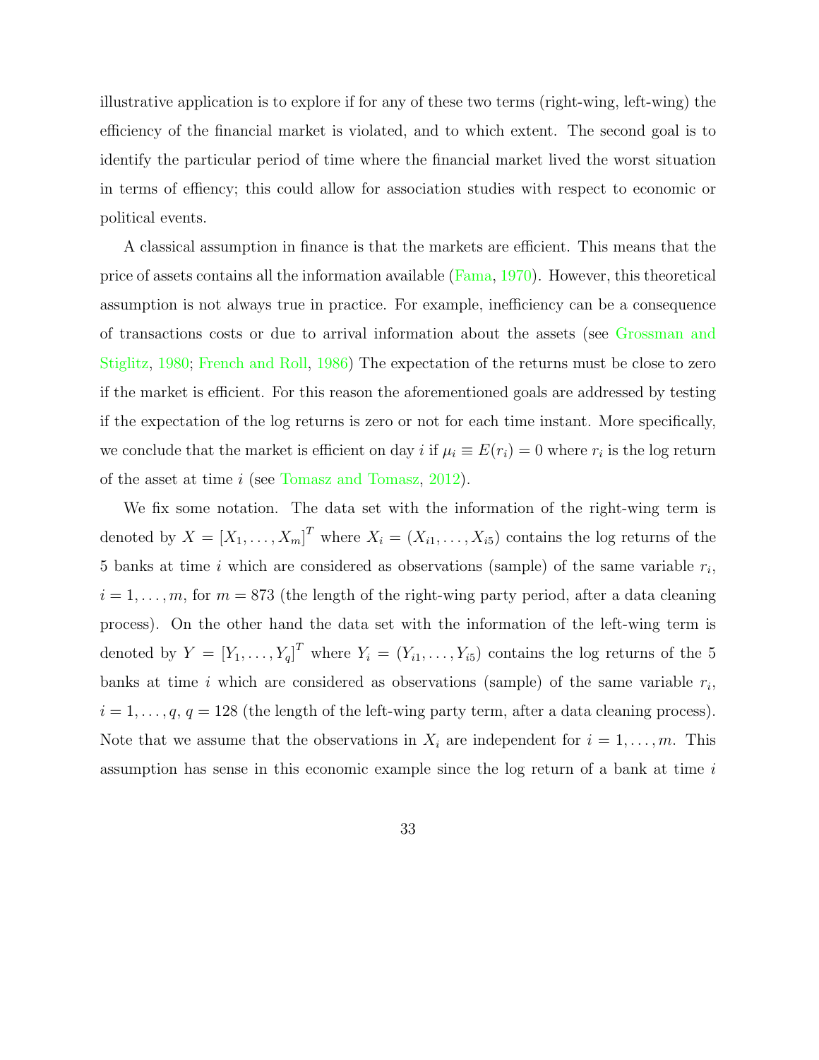illustrative application is to explore if for any of these two terms (right-wing, left-wing) the efficiency of the financial market is violated, and to which extent. The second goal is to identify the particular period of time where the financial market lived the worst situation in terms of effiency; this could allow for association studies with respect to economic or political events.

A classical assumption in finance is that the markets are efficient. This means that the price of assets contains all the information available (Fama, 1970). However, this theoretical assumption is not always true in practice. For example, inefficiency can be a consequence of transactions costs or due to arrival information about the assets (see Grossman and Stiglitz, 1980; French and Roll, 1986) The expectation of the returns must be close to zero if the market is efficient. For this reason the aforementioned goals are addressed by testing if the expectation of the log returns is zero or not for each time instant. More specifically, we conclude that the market is efficient on day $i$ if $\mu_i \equiv E(r_i) = 0$ where $r_i$ is the log return of the asset at time $i$ (see Tomasz and Tomasz, 2012).

We fix some notation. The data set with the information of the right-wing term is denoted by $X = [X_1, \ldots, X_m]^T$ where $X_i = (X_{i1}, \ldots, X_{i5})$ contains the log returns of the 5 banks at time $i$ which are considered as observations (sample) of the same variable $r_i$, $i = 1, \ldots, m$, for $m = 873$ (the length of the right-wing party period, after a data cleaning process). On the other hand the data set with the information of the left-wing term is denoted by $Y = [Y_1, \ldots, Y_q]^T$ where $Y_i = (Y_{i1}, \ldots, Y_{i5})$ contains the log returns of the 5 banks at time $i$ which are considered as observations (sample) of the same variable $r_i$, $i = 1, \ldots, q$, $q = 128$ (the length of the left-wing party term, after a data cleaning process). Note that we assume that the observations in $X_i$ are independent for $i = 1, \ldots, m$. This assumption has sense in this economic example since the log return of a bank at time $i$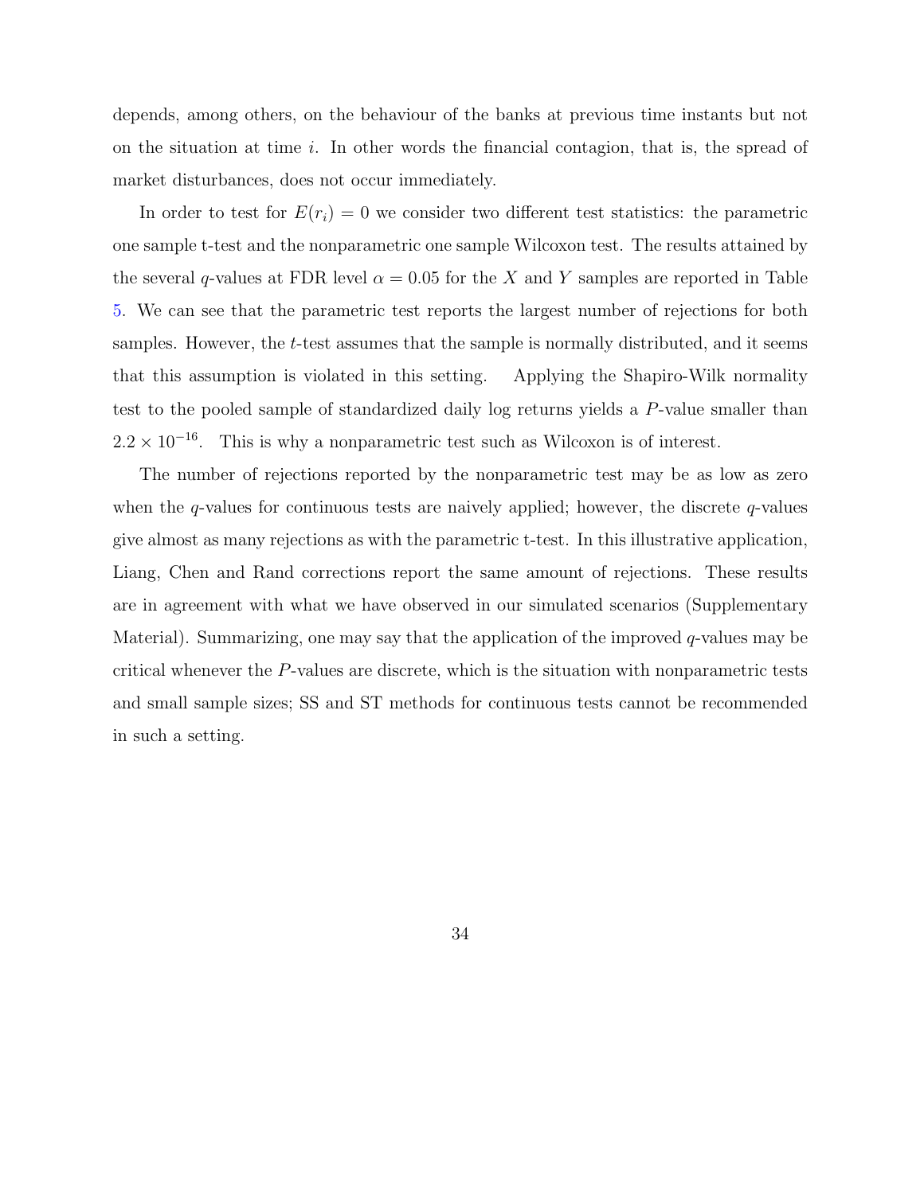depends, among others, on the behaviour of the banks at previous time instants but not on the situation at time $i$. In other words the financial contagion, that is, the spread of market disturbances, does not occur immediately.

In order to test for $E(r_i) = 0$ we consider two different test statistics: the parametric one sample t-test and the nonparametric one sample Wilcoxon test. The results attained by the several $q$-values at FDR level $\alpha = 0.05$ for the $X$ and $Y$ samples are reported in Table 5. We can see that the parametric test reports the largest number of rejections for both samples. However, the $t$-test assumes that the sample is normally distributed, and it seems that this assumption is violated in this setting. Applying the Shapiro-Wilk normality test to the pooled sample of standardized daily log returns yields a $P$-value smaller than $2.2 \times 10^{-16}$. This is why a nonparametric test such as Wilcoxon is of interest.

The number of rejections reported by the nonparametric test may be as low as zero when the $q$-values for continuous tests are naively applied; however, the discrete $q$-values give almost as many rejections as with the parametric t-test. In this illustrative application, Liang, Chen and Rand corrections report the same amount of rejections. These results are in agreement with what we have observed in our simulated scenarios (Supplementary Material). Summarizing, one may say that the application of the improved $q$-values may be critical whenever the $P$-values are discrete, which is the situation with nonparametric tests and small sample sizes; SS and ST methods for continuous tests cannot be recommended in such a setting.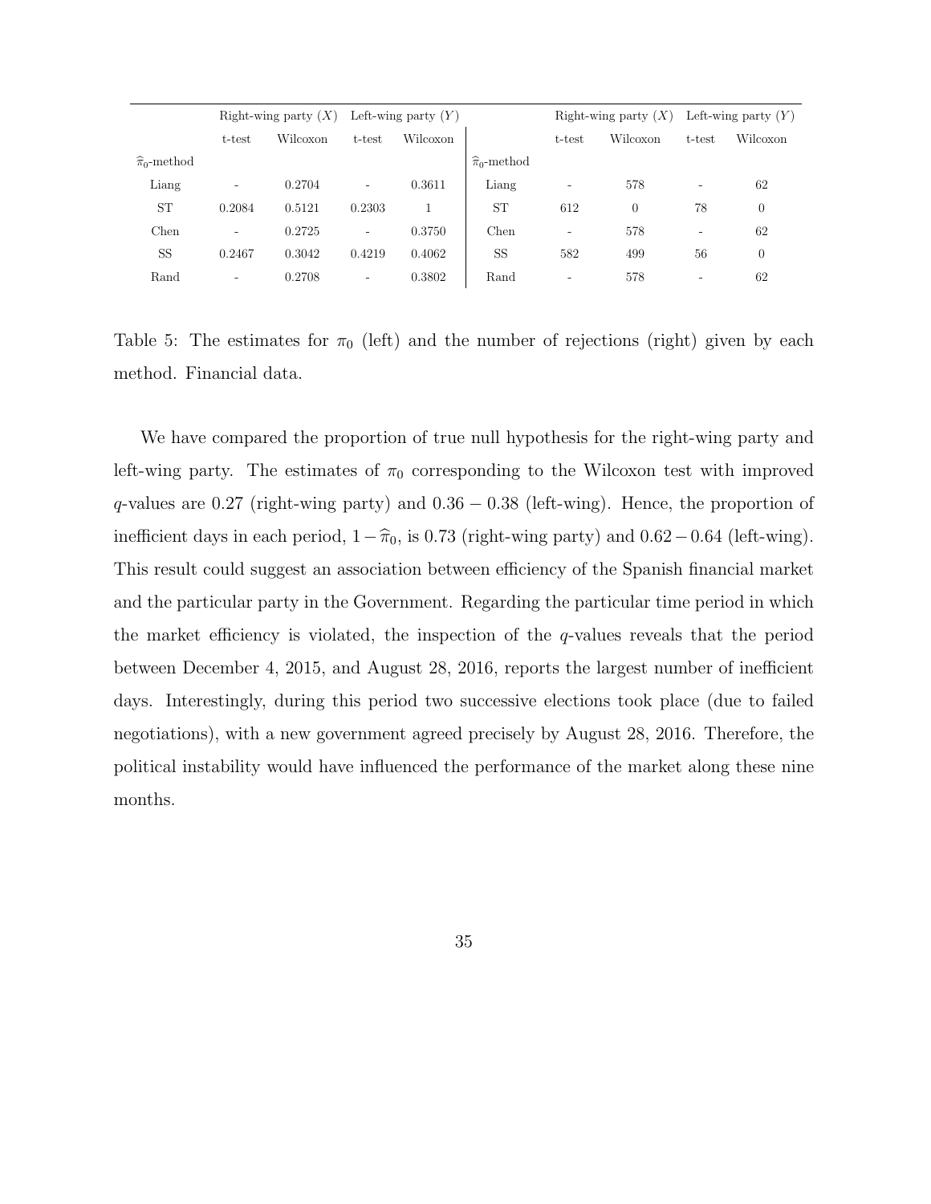| | Right-wing party ($X$) | | Left-wing party ($Y$) | | | Right-wing party ($X$) | | Left-wing party ($Y$) | |
|---|---|---|---|---|---|---|---|---|---|
| | t-test | Wilcoxon | t-test | Wilcoxon | | t-test | Wilcoxon | t-test | Wilcoxon |
| $\widehat{\pi}_0$-method | | | | | $\widehat{\pi}_0$-method | | | | |
| Liang | - | 0.2704 | - | 0.3611 | Liang | - | 578 | - | 62 |
| ST | 0.2084 | 0.5121 | 0.2303 | 1 | ST | 612 | 0 | 78 | 0 |
| Chen | - | 0.2725 | - | 0.3750 | Chen | - | 578 | - | 62 |
| SS | 0.2467 | 0.3042 | 0.4219 | 0.4062 | SS | 582 | 499 | 56 | 0 |
| Rand | - | 0.2708 | - | 0.3802 | Rand | - | 578 | - | 62 |

Table 5: The estimates for $\pi_0$ (left) and the number of rejections (right) given by each method. Financial data.

We have compared the proportion of true null hypothesis for the right-wing party and left-wing party. The estimates of $\pi_0$ corresponding to the Wilcoxon test with improved $q$-values are 0.27 (right-wing party) and $0.36 - 0.38$ (left-wing). Hence, the proportion of inefficient days in each period, $1 - \widehat{\pi}_0$, is 0.73 (right-wing party) and $0.62 - 0.64$ (left-wing). This result could suggest an association between efficiency of the Spanish financial market and the particular party in the Government. Regarding the particular time period in which the market efficiency is violated, the inspection of the $q$-values reveals that the period between December 4, 2015, and August 28, 2016, reports the largest number of inefficient days. Interestingly, during this period two successive elections took place (due to failed negotiations), with a new government agreed precisely by August 28, 2016. Therefore, the political instability would have influenced the performance of the market along these nine months.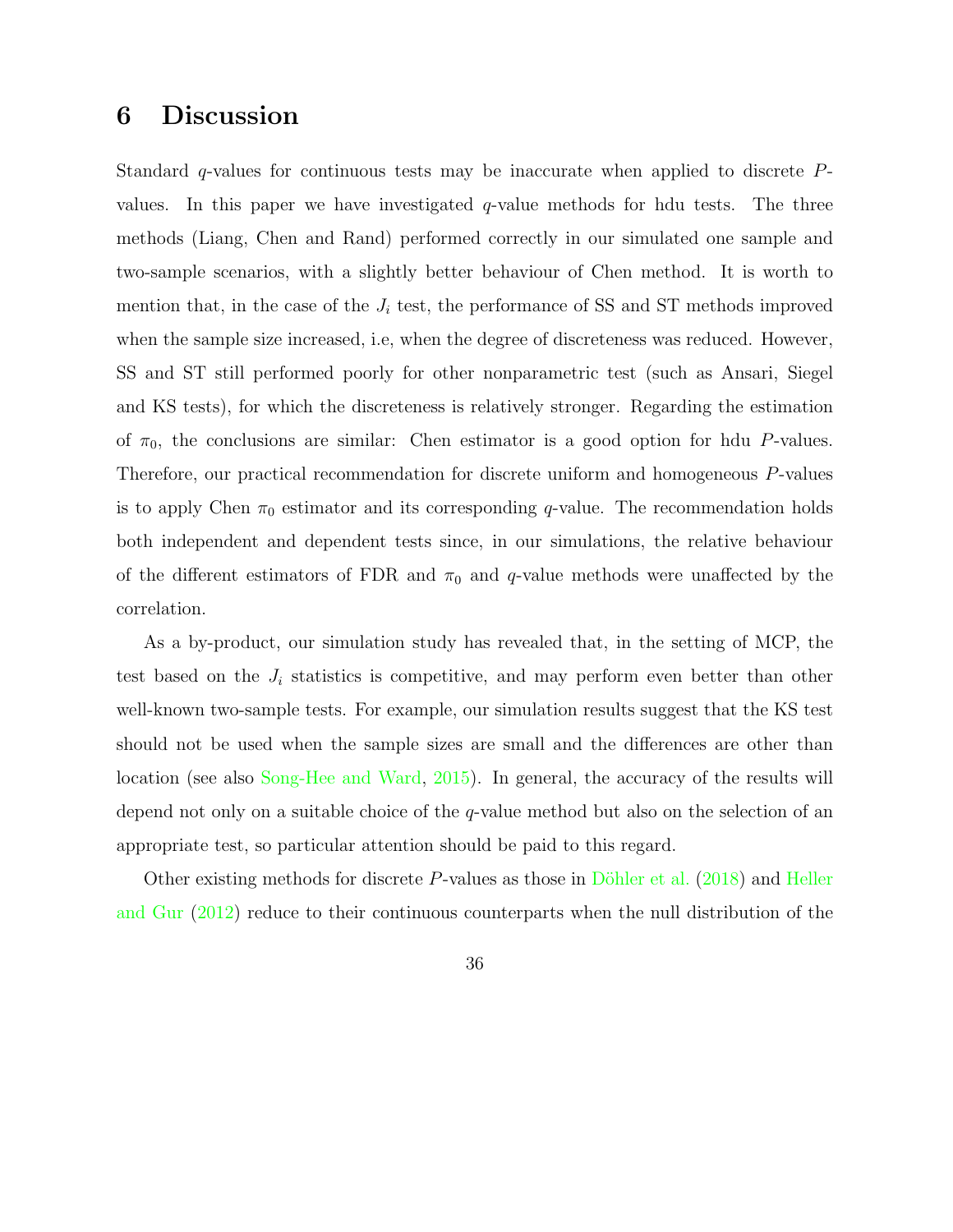# 6 Discussion

Standard $q$-values for continuous tests may be inaccurate when applied to discrete $P$-values. In this paper we have investigated $q$-value methods for hdu tests. The three methods (Liang, Chen and Rand) performed correctly in our simulated one sample and two-sample scenarios, with a slightly better behaviour of Chen method. It is worth to mention that, in the case of the $J_i$ test, the performance of SS and ST methods improved when the sample size increased, i.e, when the degree of discreteness was reduced. However, SS and ST still performed poorly for other nonparametric test (such as Ansari, Siegel and KS tests), for which the discreteness is relatively stronger. Regarding the estimation of $\pi_0$, the conclusions are similar: Chen estimator is a good option for hdu $P$-values. Therefore, our practical recommendation for discrete uniform and homogeneous $P$-values is to apply Chen $\pi_0$ estimator and its corresponding $q$-value. The recommendation holds both independent and dependent tests since, in our simulations, the relative behaviour of the different estimators of FDR and $\pi_0$ and $q$-value methods were unaffected by the correlation.

As a by-product, our simulation study has revealed that, in the setting of MCP, the test based on the $J_i$ statistics is competitive, and may perform even better than other well-known two-sample tests. For example, our simulation results suggest that the KS test should not be used when the sample sizes are small and the differences are other than location (see also Song-Hee and Ward, 2015). In general, the accuracy of the results will depend not only on a suitable choice of the $q$-value method but also on the selection of an appropriate test, so particular attention should be paid to this regard.

Other existing methods for discrete $P$-values as those in Döhler et al. (2018) and Heller and Gur (2012) reduce to their continuous counterparts when the null distribution of the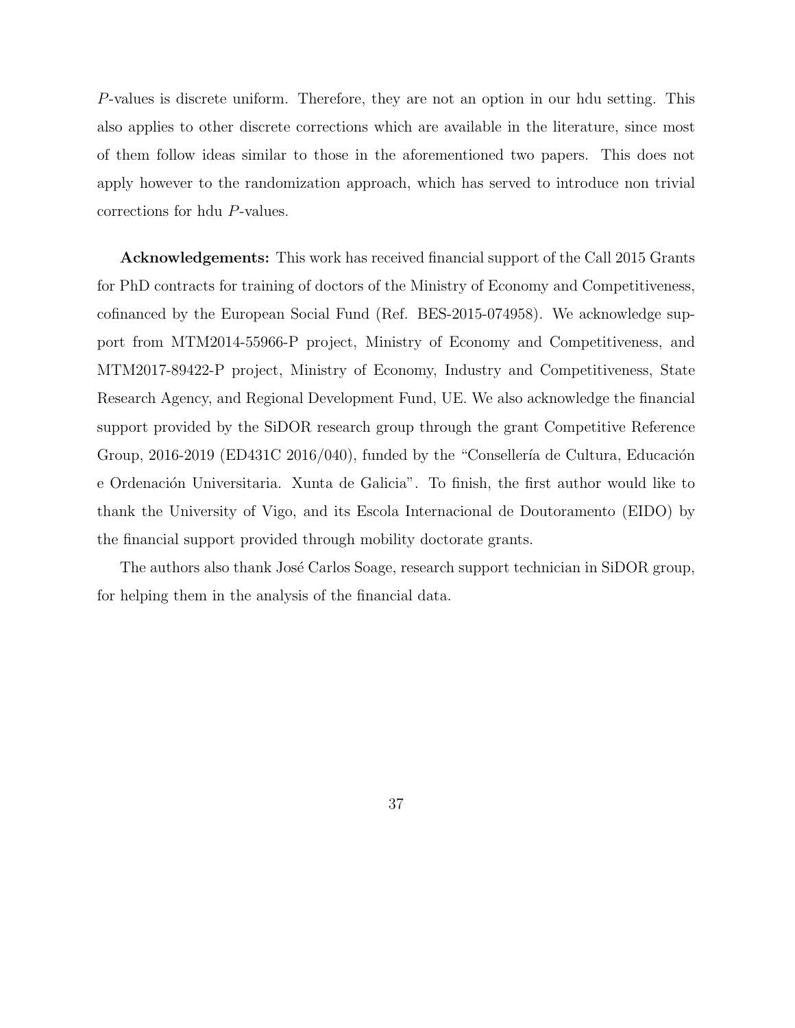$P$-values is discrete uniform. Therefore, they are not an option in our hdu setting. This also applies to other discrete corrections which are available in the literature, since most of them follow ideas similar to those in the aforementioned two papers. This does not apply however to the randomization approach, which has served to introduce non trivial corrections for hdu $P$-values.

**Acknowledgements:** This work has received financial support of the Call 2015 Grants for PhD contracts for training of doctors of the Ministry of Economy and Competitiveness, cofinanced by the European Social Fund (Ref. BES-2015-074958). We acknowledge support from MTM2014-55966-P project, Ministry of Economy and Competitiveness, and MTM2017-89422-P project, Ministry of Economy, Industry and Competitiveness, State Research Agency, and Regional Development Fund, UE. We also acknowledge the financial support provided by the SiDOR research group through the grant Competitive Reference Group, 2016-2019 (ED431C 2016/040), funded by the "Consellería de Cultura, Educación e Ordenación Universitaria. Xunta de Galicia". To finish, the first author would like to thank the University of Vigo, and its Escola Internacional de Doutoramento (EIDO) by the financial support provided through mobility doctorate grants.

The authors also thank José Carlos Soage, research support technician in SiDOR group, for helping them in the analysis of the financial data.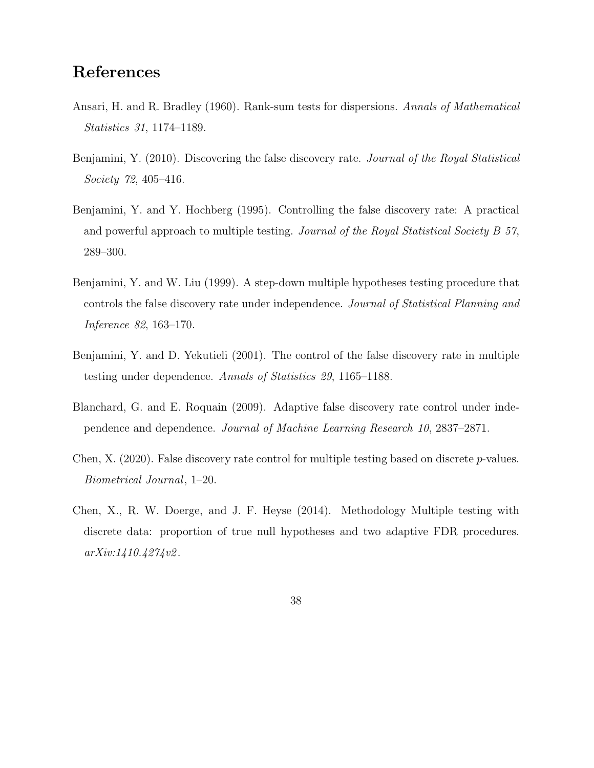## References

Ansari, H. and R. Bradley (1960). Rank-sum tests for dispersions. *Annals of Mathematical Statistics 31*, 1174–1189.

Benjamini, Y. (2010). Discovering the false discovery rate. *Journal of the Royal Statistical Society 72*, 405–416.

Benjamini, Y. and Y. Hochberg (1995). Controlling the false discovery rate: A practical and powerful approach to multiple testing. *Journal of the Royal Statistical Society B 57*, 289–300.

Benjamini, Y. and W. Liu (1999). A step-down multiple hypotheses testing procedure that controls the false discovery rate under independence. *Journal of Statistical Planning and Inference 82*, 163–170.

Benjamini, Y. and D. Yekutieli (2001). The control of the false discovery rate in multiple testing under dependence. *Annals of Statistics 29*, 1165–1188.

Blanchard, G. and E. Roquain (2009). Adaptive false discovery rate control under independence and dependence. *Journal of Machine Learning Research 10*, 2837–2871.

Chen, X. (2020). False discovery rate control for multiple testing based on discrete $p$-values. *Biometrical Journal*, 1–20.

Chen, X., R. W. Doerge, and J. F. Heyse (2014). Methodology Multiple testing with discrete data: proportion of true null hypotheses and two adaptive FDR procedures. *arXiv:1410.4274v2*.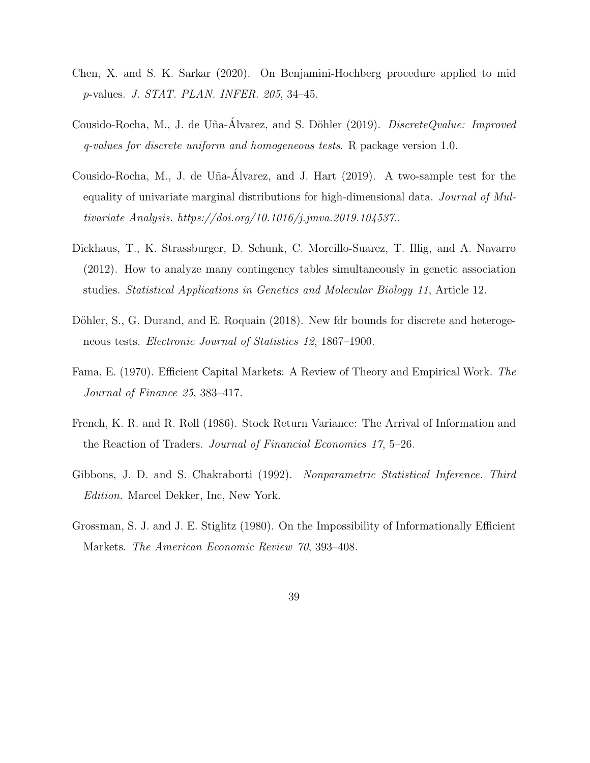Chen, X. and S. K. Sarkar (2020). On Benjamini-Hochberg procedure applied to mid $p$-values. *J. STAT. PLAN. INFER. 205*, 34–45.

Cousido-Rocha, M., J. de Uña-Álvarez, and S. Döhler (2019). *DiscreteQvalue: Improved q-values for discrete uniform and homogeneous tests*. R package version 1.0.

Cousido-Rocha, M., J. de Uña-Álvarez, and J. Hart (2019). A two-sample test for the equality of univariate marginal distributions for high-dimensional data. *Journal of Multivariate Analysis. https://doi.org/10.1016/j.jmva.2019.104537.*.

Dickhaus, T., K. Strassburger, D. Schunk, C. Morcillo-Suarez, T. Illig, and A. Navarro (2012). How to analyze many contingency tables simultaneously in genetic association studies. *Statistical Applications in Genetics and Molecular Biology 11*, Article 12.

Döhler, S., G. Durand, and E. Roquain (2018). New fdr bounds for discrete and heterogeneous tests. *Electronic Journal of Statistics 12*, 1867–1900.

Fama, E. (1970). Efficient Capital Markets: A Review of Theory and Empirical Work. *The Journal of Finance 25*, 383–417.

French, K. R. and R. Roll (1986). Stock Return Variance: The Arrival of Information and the Reaction of Traders. *Journal of Financial Economics 17*, 5–26.

Gibbons, J. D. and S. Chakraborti (1992). *Nonparametric Statistical Inference. Third Edition.* Marcel Dekker, Inc, New York.

Grossman, S. J. and J. E. Stiglitz (1980). On the Impossibility of Informationally Efficient Markets. *The American Economic Review 70*, 393–408.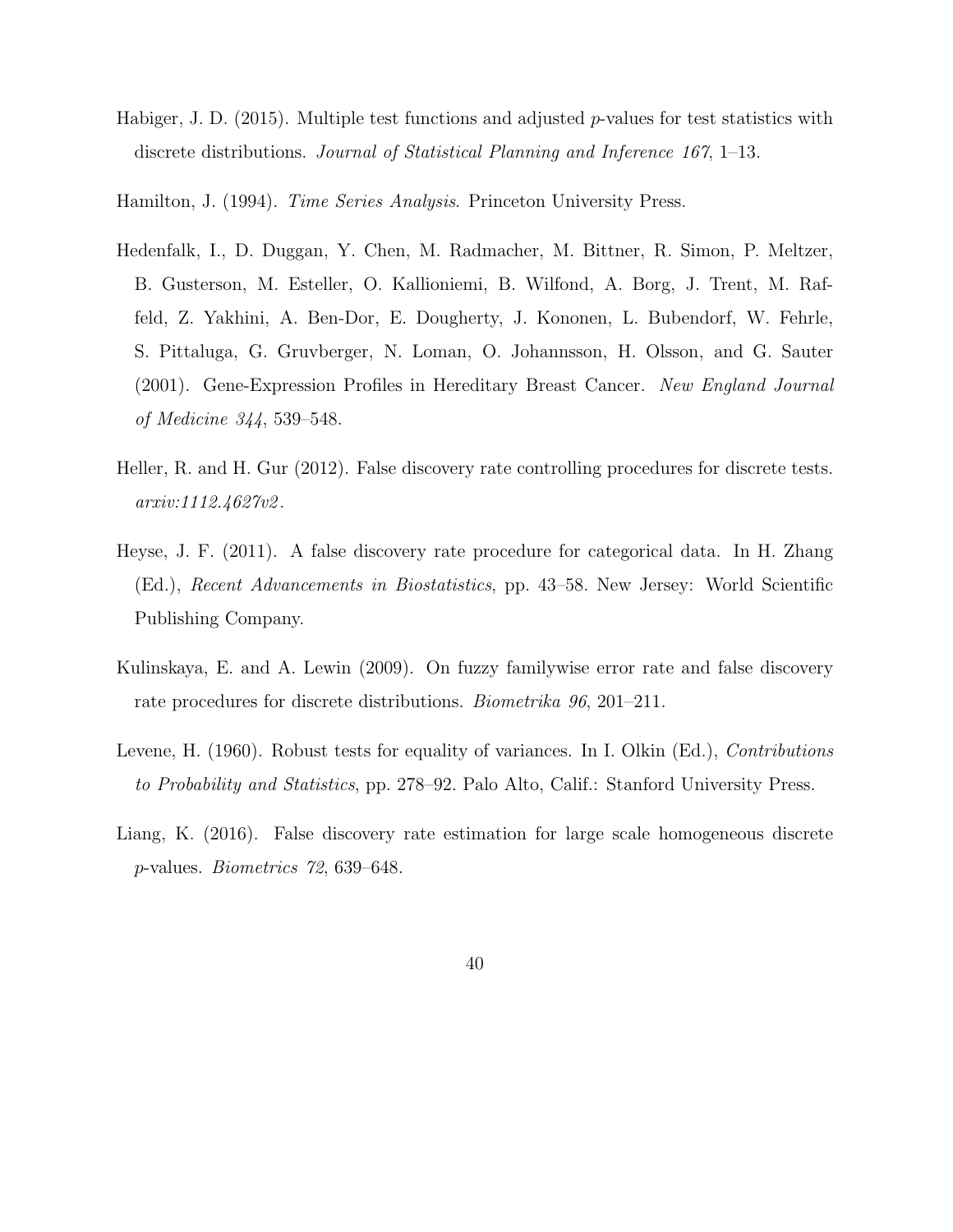Habiger, J. D. (2015). Multiple test functions and adjusted $p$-values for test statistics with discrete distributions. *Journal of Statistical Planning and Inference 167*, 1–13.

Hamilton, J. (1994). *Time Series Analysis*. Princeton University Press.

Hedenfalk, I., D. Duggan, Y. Chen, M. Radmacher, M. Bittner, R. Simon, P. Meltzer, B. Gusterson, M. Esteller, O. Kallioniemi, B. Wilfond, A. Borg, J. Trent, M. Raffeld, Z. Yakhini, A. Ben-Dor, E. Dougherty, J. Kononen, L. Bubendorf, W. Fehrle, S. Pittaluga, G. Gruvberger, N. Loman, O. Johannsson, H. Olsson, and G. Sauter (2001). Gene-Expression Profiles in Hereditary Breast Cancer. *New England Journal of Medicine 344*, 539–548.

Heller, R. and H. Gur (2012). False discovery rate controlling procedures for discrete tests. *arxiv:1112.4627v2*.

Heyse, J. F. (2011). A false discovery rate procedure for categorical data. In H. Zhang (Ed.), *Recent Advancements in Biostatistics*, pp. 43–58. New Jersey: World Scientific Publishing Company.

Kulinskaya, E. and A. Lewin (2009). On fuzzy familywise error rate and false discovery rate procedures for discrete distributions. *Biometrika 96*, 201–211.

Levene, H. (1960). Robust tests for equality of variances. In I. Olkin (Ed.), *Contributions to Probability and Statistics*, pp. 278–92. Palo Alto, Calif.: Stanford University Press.

Liang, K. (2016). False discovery rate estimation for large scale homogeneous discrete $p$-values. *Biometrics 72*, 639–648.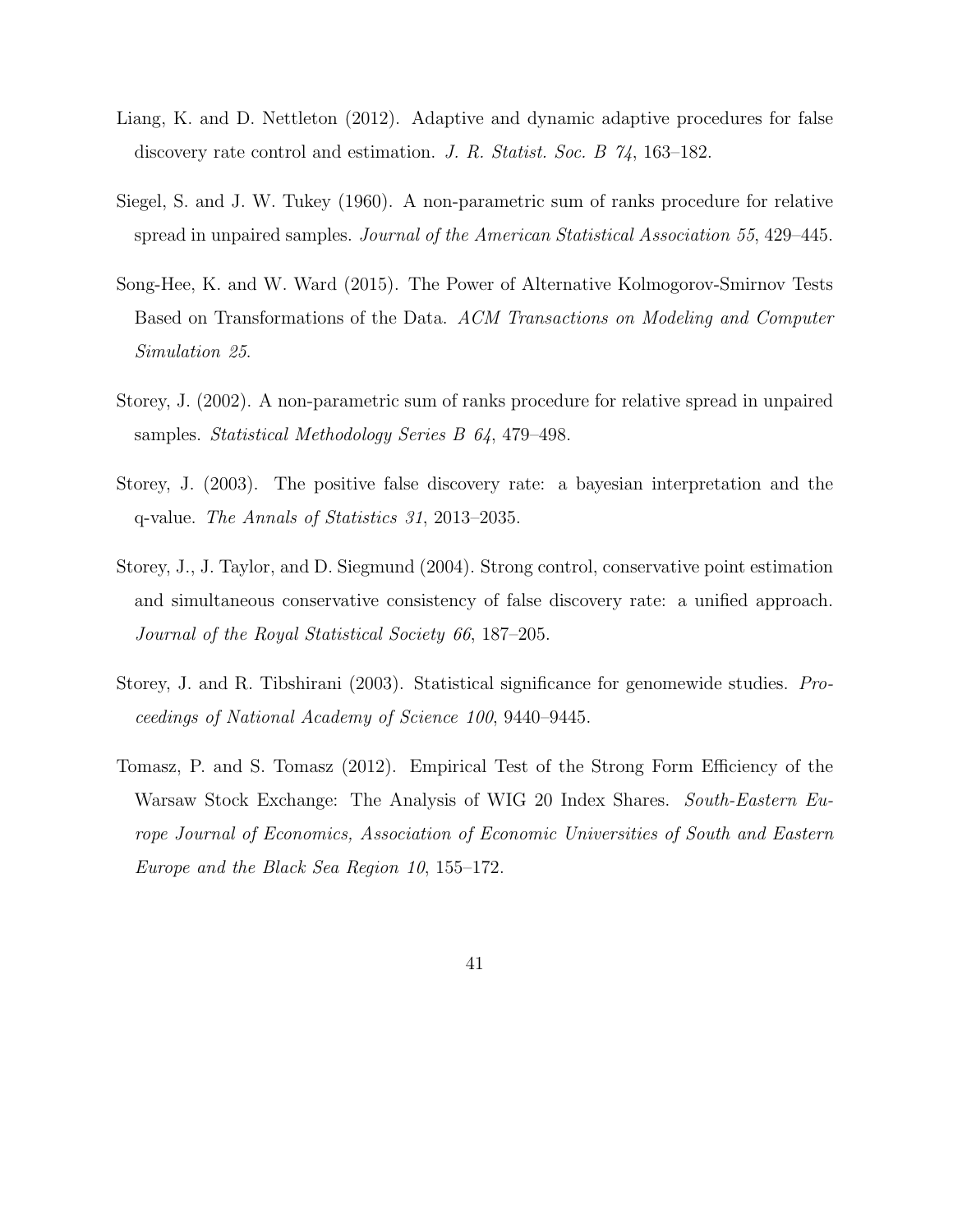Liang, K. and D. Nettleton (2012). Adaptive and dynamic adaptive procedures for false discovery rate control and estimation. *J. R. Statist. Soc. B 74*, 163–182.

Siegel, S. and J. W. Tukey (1960). A non-parametric sum of ranks procedure for relative spread in unpaired samples. *Journal of the American Statistical Association 55*, 429–445.

Song-Hee, K. and W. Ward (2015). The Power of Alternative Kolmogorov-Smirnov Tests Based on Transformations of the Data. *ACM Transactions on Modeling and Computer Simulation 25*.

Storey, J. (2002). A non-parametric sum of ranks procedure for relative spread in unpaired samples. *Statistical Methodology Series B 64*, 479–498.

Storey, J. (2003). The positive false discovery rate: a bayesian interpretation and the q-value. *The Annals of Statistics 31*, 2013–2035.

Storey, J., J. Taylor, and D. Siegmund (2004). Strong control, conservative point estimation and simultaneous conservative consistency of false discovery rate: a unified approach. *Journal of the Royal Statistical Society 66*, 187–205.

Storey, J. and R. Tibshirani (2003). Statistical significance for genomewide studies. *Proceedings of National Academy of Science 100*, 9440–9445.

Tomasz, P. and S. Tomasz (2012). Empirical Test of the Strong Form Efficiency of the Warsaw Stock Exchange: The Analysis of WIG 20 Index Shares. *South-Eastern Europe Journal of Economics, Association of Economic Universities of South and Eastern Europe and the Black Sea Region 10*, 155–172.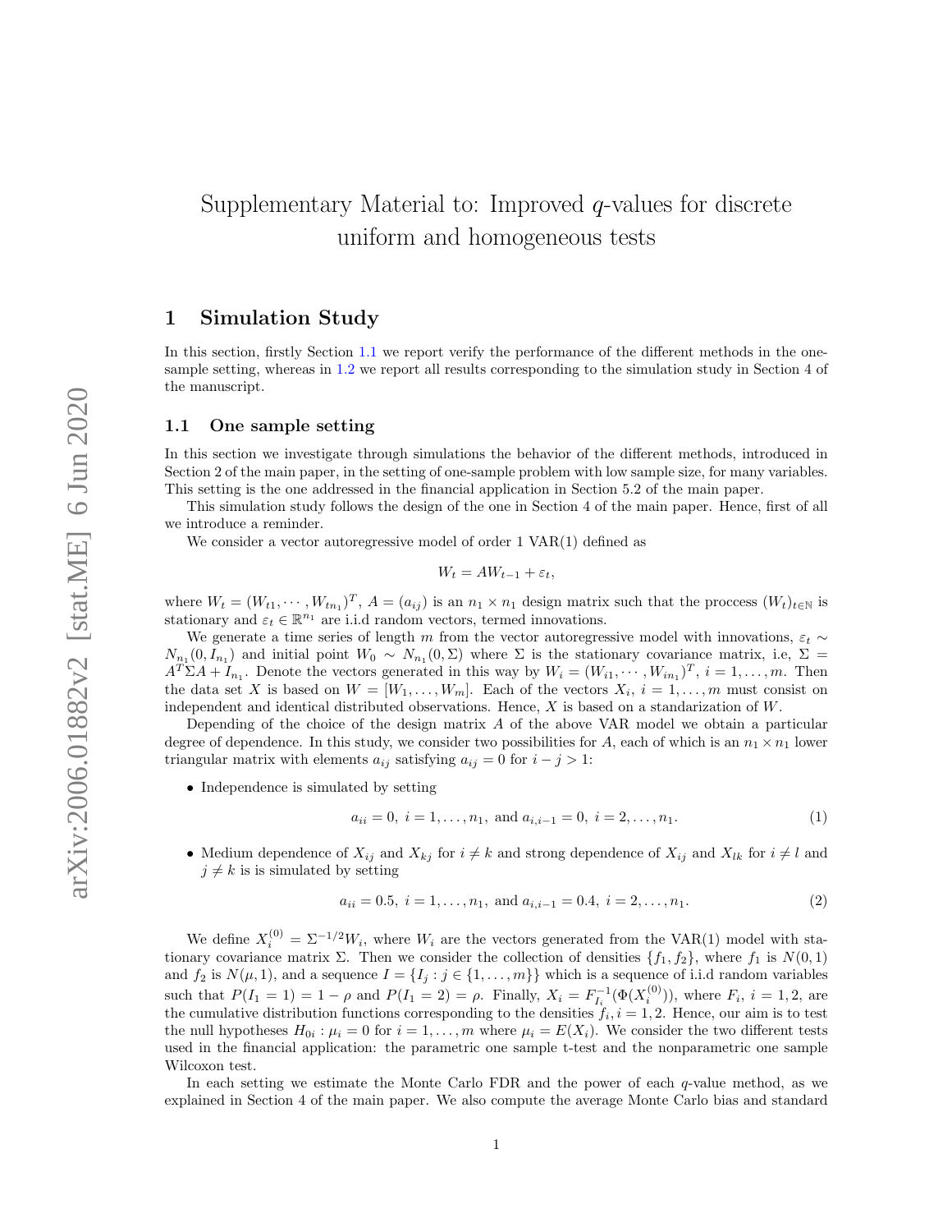# Supplementary Material to: Improved $q$-values for discrete uniform and homogeneous tests

## 1 Simulation Study

In this section, firstly Section 1.1 we report verify the performance of the different methods in the one-sample setting, whereas in 1.2 we report all results corresponding to the simulation study in Section 4 of the manuscript.

### 1.1 One sample setting

In this section we investigate through simulations the behavior of the different methods, introduced in Section 2 of the main paper, in the setting of one-sample problem with low sample size, for many variables. This setting is the one addressed in the financial application in Section 5.2 of the main paper.

This simulation study follows the design of the one in Section 4 of the main paper. Hence, first of all we introduce a reminder.

We consider a vector autoregressive model of order 1 VAR(1) defined as

$$W_t = AW_{t-1} + \varepsilon_t,$$

where $W_t = (W_{t1}, \cdots, W_{tn_1})^T$, $A = (a_{ij})$ is an $n_1 \times n_1$ design matrix such that the proccess $(W_t)_{t\in\mathbb{N}}$ is stationary and $\varepsilon_t \in \mathbb{R}^{n_1}$ are i.i.d random vectors, termed innovations.

We generate a time series of length $m$ from the vector autoregressive model with innovations, $\varepsilon_t \sim N_{n_1}(0, I_{n_1})$ and initial point $W_0 \sim N_{n_1}(0, \Sigma)$ where $\Sigma$ is the stationary covariance matrix, i.e, $\Sigma = A^T\Sigma A + I_{n_1}$. Denote the vectors generated in this way by $W_i = (W_{i1}, \cdots, W_{in_1})^T$, $i = 1, \ldots, m$. Then the data set $X$ is based on $W = [W_1, \ldots, W_m]$. Each of the vectors $X_i$, $i = 1, \ldots, m$ must consist on independent and identical distributed observations. Hence, $X$ is based on a standarization of $W$.

Depending of the choice of the design matrix $A$ of the above VAR model we obtain a particular degree of dependence. In this study, we consider two possibilities for $A$, each of which is an $n_1 \times n_1$ lower triangular matrix with elements $a_{ij}$ satisfying $a_{ij} = 0$ for $i - j > 1$:

- Independence is simulated by setting

$$a_{ii} = 0,\ i = 1, \ldots, n_1, \text{ and } a_{i,i-1} = 0,\ i = 2, \ldots, n_1. \tag{1}$$

- Medium dependence of $X_{ij}$ and $X_{kj}$ for $i \neq k$ and strong dependence of $X_{ij}$ and $X_{lk}$ for $i \neq l$ and $j \neq k$ is is simulated by setting

$$a_{ii} = 0.5,\ i = 1, \ldots, n_1, \text{ and } a_{i,i-1} = 0.4,\ i = 2, \ldots, n_1. \tag{2}$$

We define $X_i^{(0)} = \Sigma^{-1/2}W_i$, where $W_i$ are the vectors generated from the VAR(1) model with stationary covariance matrix $\Sigma$. Then we consider the collection of densities $\{f_1, f_2\}$, where $f_1$ is $N(0, 1)$ and $f_2$ is $N(\mu, 1)$, and a sequence $I = \{I_j : j \in \{1, \ldots, m\}\}$ which is a sequence of i.i.d random variables such that $P(I_1 = 1) = 1 - \rho$ and $P(I_1 = 2) = \rho$. Finally, $X_i = F_{I_i}^{-1}(\Phi(X_i^{(0)}))$, where $F_i$, $i = 1, 2$, are the cumulative distribution functions corresponding to the densities $f_i$, $i = 1, 2$. Hence, our aim is to test the null hypotheses $H_{0i} : \mu_i = 0$ for $i = 1, \ldots, m$ where $\mu_i = E(X_i)$. We consider the two different tests used in the financial application: the parametric one sample t-test and the nonparametric one sample Wilcoxon test.

In each setting we estimate the Monte Carlo FDR and the power of each $q$-value method, as we explained in Section 4 of the main paper. We also compute the average Monte Carlo bias and standard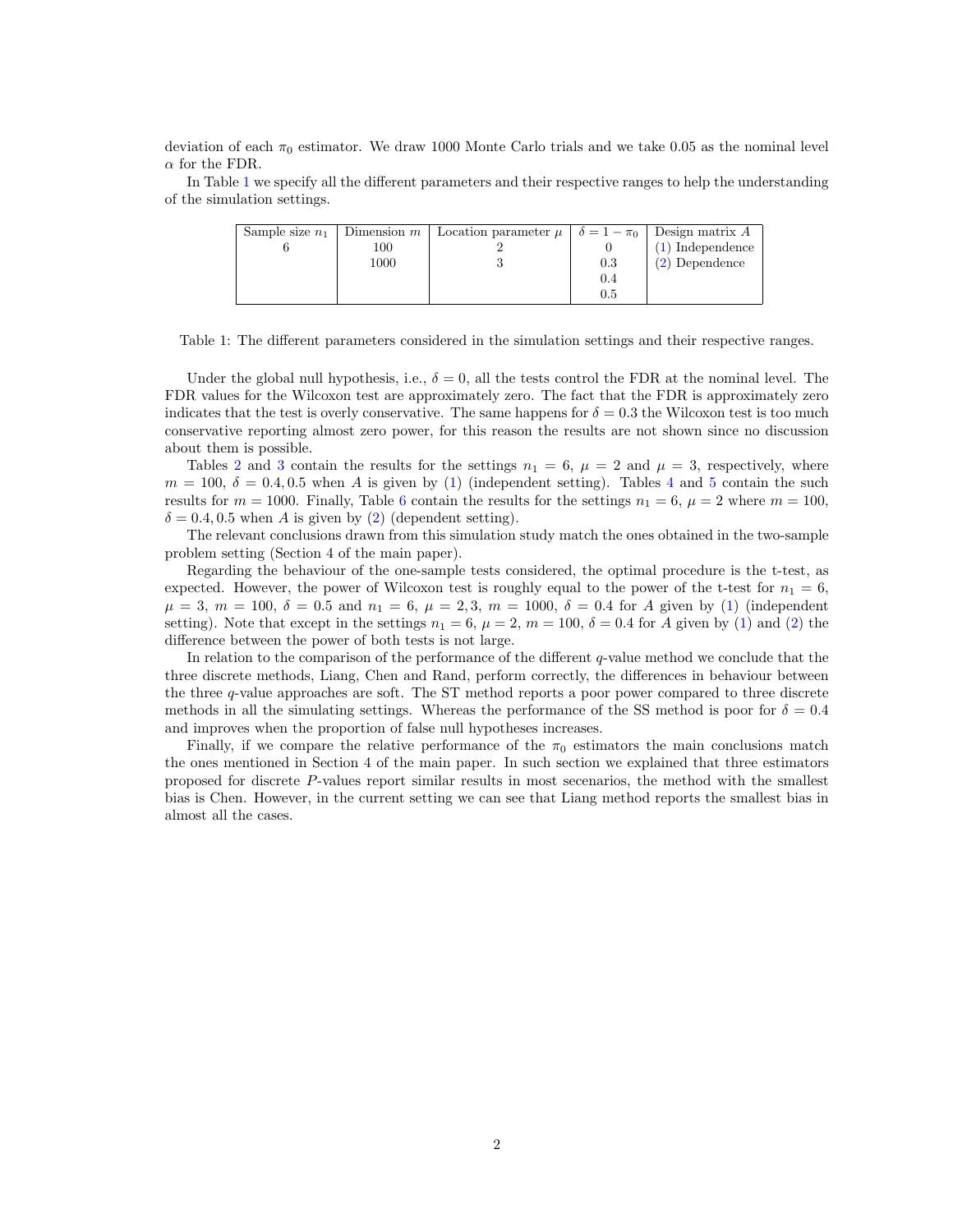deviation of each $\pi_0$ estimator. We draw 1000 Monte Carlo trials and we take 0.05 as the nominal level $\alpha$ for the FDR.

In Table 1 we specify all the different parameters and their respective ranges to help the understanding of the simulation settings.

| Sample size $n_1$ | Dimension $m$ | Location parameter $\mu$ | $\delta = 1 - \pi_0$ | Design matrix $A$ |
|---|---|---|---|---|
| 6 | 100 | 2 | 0 | (1) Independence |
| | 1000 | 3 | 0.3 | (2) Dependence |
| | | | 0.4 | |
| | | | 0.5 | |

Table 1: The different parameters considered in the simulation settings and their respective ranges.

Under the global null hypothesis, i.e., $\delta = 0$, all the tests control the FDR at the nominal level. The FDR values for the Wilcoxon test are approximately zero. The fact that the FDR is approximately zero indicates that the test is overly conservative. The same happens for $\delta = 0.3$ the Wilcoxon test is too much conservative reporting almost zero power, for this reason the results are not shown since no discussion about them is possible.

Tables 2 and 3 contain the results for the settings $n_1 = 6$, $\mu = 2$ and $\mu = 3$, respectively, where $m = 100$, $\delta = 0.4, 0.5$ when $A$ is given by (1) (independent setting). Tables 4 and 5 contain the such results for $m = 1000$. Finally, Table 6 contain the results for the settings $n_1 = 6$, $\mu = 2$ where $m = 100$, $\delta = 0.4, 0.5$ when $A$ is given by (2) (dependent setting).

The relevant conclusions drawn from this simulation study match the ones obtained in the two-sample problem setting (Section 4 of the main paper).

Regarding the behaviour of the one-sample tests considered, the optimal procedure is the t-test, as expected. However, the power of Wilcoxon test is roughly equal to the power of the t-test for $n_1 = 6$, $\mu = 3$, $m = 100$, $\delta = 0.5$ and $n_1 = 6$, $\mu = 2, 3$, $m = 1000$, $\delta = 0.4$ for $A$ given by (1) (independent setting). Note that except in the settings $n_1 = 6$, $\mu = 2$, $m = 100$, $\delta = 0.4$ for $A$ given by (1) and (2) the difference between the power of both tests is not large.

In relation to the comparison of the performance of the different $q$-value method we conclude that the three discrete methods, Liang, Chen and Rand, perform correctly, the differences in behaviour between the three $q$-value approaches are soft. The ST method reports a poor power compared to three discrete methods in all the simulating settings. Whereas the performance of the SS method is poor for $\delta = 0.4$ and improves when the proportion of false null hypotheses increases.

Finally, if we compare the relative performance of the $\pi_0$ estimators the main conclusions match the ones mentioned in Section 4 of the main paper. In such section we explained that three estimators proposed for discrete $P$-values report similar results in most secenarios, the method with the smallest bias is Chen. However, in the current setting we can see that Liang method reports the smallest bias in almost all the cases.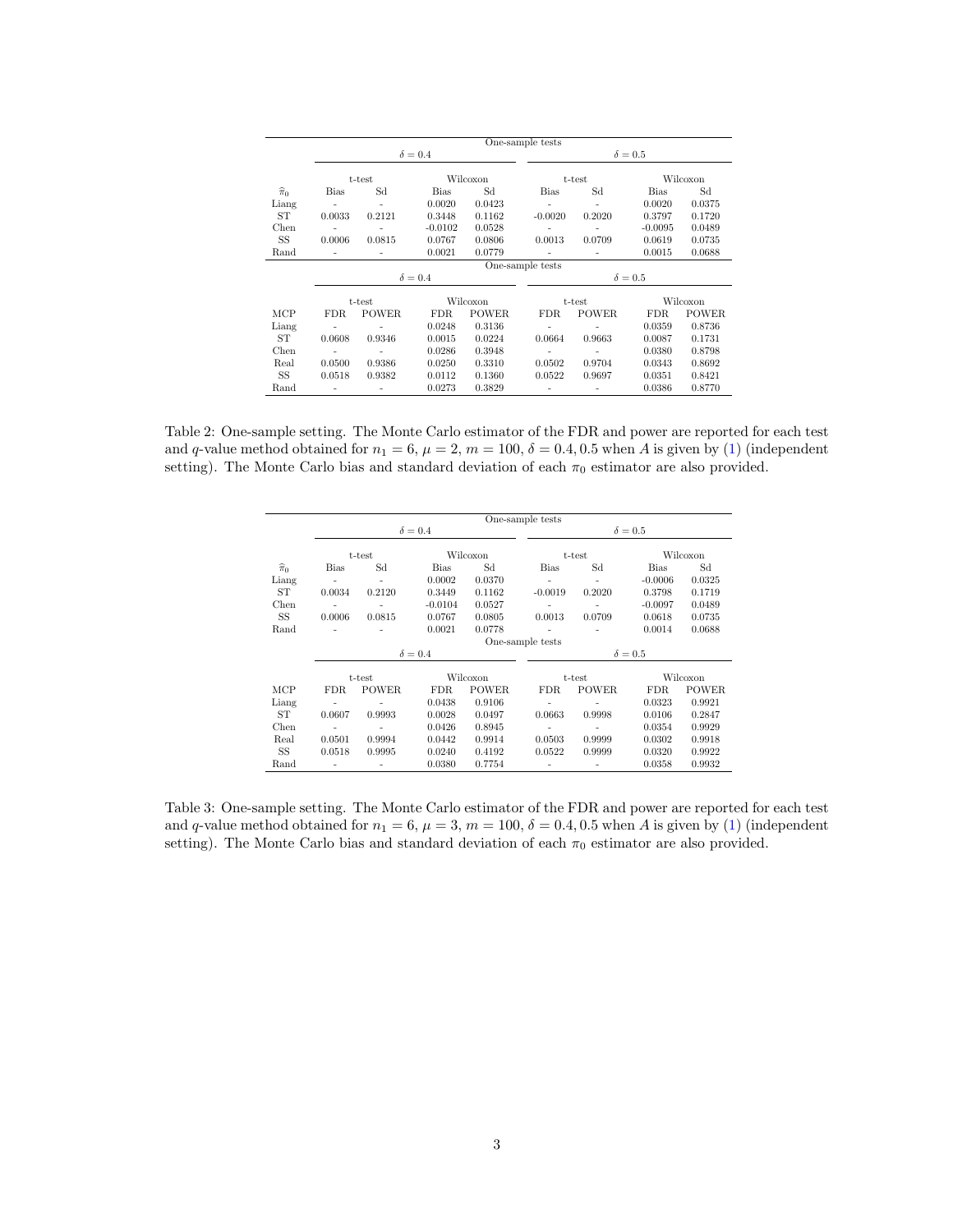| | One-sample tests | | | | | | | |
|---|---|---|---|---|---|---|---|---|
| | $\delta = 0.4$ | | | | $\delta = 0.5$ | | | |
| | t-test | | Wilcoxon | | t-test | | Wilcoxon | |
| $\widehat{\pi}_0$ | Bias | Sd | Bias | Sd | Bias | Sd | Bias | Sd |
| Liang | - | - | 0.0020 | 0.0423 | - | - | 0.0020 | 0.0375 |
| ST | 0.0033 | 0.2121 | 0.3448 | 0.1162 | -0.0020 | 0.2020 | 0.3797 | 0.1720 |
| Chen | - | - | -0.0102 | 0.0528 | - | - | -0.0095 | 0.0489 |
| SS | 0.0006 | 0.0815 | 0.0767 | 0.0806 | 0.0013 | 0.0709 | 0.0619 | 0.0735 |
| Rand | - | - | 0.0021 | 0.0779 | - | - | 0.0015 | 0.0688 |

| | One-sample tests | | | | | | | |
|---|---|---|---|---|---|---|---|---|
| | $\delta = 0.4$ | | | | $\delta = 0.5$ | | | |
| | t-test | | Wilcoxon | | t-test | | Wilcoxon | |
| MCP | FDR | POWER | FDR | POWER | FDR | POWER | FDR | POWER |
| Liang | - | - | 0.0248 | 0.3136 | - | - | 0.0359 | 0.8736 |
| ST | 0.0608 | 0.9346 | 0.0015 | 0.0224 | 0.0664 | 0.9663 | 0.0087 | 0.1731 |
| Chen | - | - | 0.0286 | 0.3948 | - | - | 0.0380 | 0.8798 |
| Real | 0.0500 | 0.9386 | 0.0250 | 0.3310 | 0.0502 | 0.9704 | 0.0343 | 0.8692 |
| SS | 0.0518 | 0.9382 | 0.0112 | 0.1360 | 0.0522 | 0.9697 | 0.0351 | 0.8421 |
| Rand | - | - | 0.0273 | 0.3829 | - | - | 0.0386 | 0.8770 |

Table 2: One-sample setting. The Monte Carlo estimator of the FDR and power are reported for each test and $q$-value method obtained for $n_1 = 6$, $\mu = 2$, $m = 100$, $\delta = 0.4, 0.5$ when $A$ is given by (1) (independent setting). The Monte Carlo bias and standard deviation of each $\pi_0$ estimator are also provided.

| | One-sample tests | | | | | | | |
|---|---|---|---|---|---|---|---|---|
| | $\delta = 0.4$ | | | | $\delta = 0.5$ | | | |
| | t-test | | Wilcoxon | | t-test | | Wilcoxon | |
| $\widehat{\pi}_0$ | Bias | Sd | Bias | Sd | Bias | Sd | Bias | Sd |
| Liang | - | - | 0.0002 | 0.0370 | - | - | -0.0006 | 0.0325 |
| ST | 0.0034 | 0.2120 | 0.3449 | 0.1162 | -0.0019 | 0.2020 | 0.3798 | 0.1719 |
| Chen | - | - | -0.0104 | 0.0527 | - | - | -0.0097 | 0.0489 |
| SS | 0.0006 | 0.0815 | 0.0767 | 0.0805 | 0.0013 | 0.0709 | 0.0618 | 0.0735 |
| Rand | - | - | 0.0021 | 0.0778 | - | - | 0.0014 | 0.0688 |

| | One-sample tests | | | | | | | |
|---|---|---|---|---|---|---|---|---|
| | $\delta = 0.4$ | | | | $\delta = 0.5$ | | | |
| | t-test | | Wilcoxon | | t-test | | Wilcoxon | |
| MCP | FDR | POWER | FDR | POWER | FDR | POWER | FDR | POWER |
| Liang | - | - | 0.0438 | 0.9106 | - | - | 0.0323 | 0.9921 |
| ST | 0.0607 | 0.9993 | 0.0028 | 0.0497 | 0.0663 | 0.9998 | 0.0106 | 0.2847 |
| Chen | - | - | 0.0426 | 0.8945 | - | - | 0.0354 | 0.9929 |
| Real | 0.0501 | 0.9994 | 0.0442 | 0.9914 | 0.0503 | 0.9999 | 0.0302 | 0.9918 |
| SS | 0.0518 | 0.9995 | 0.0240 | 0.4192 | 0.0522 | 0.9999 | 0.0320 | 0.9922 |
| Rand | - | - | 0.0380 | 0.7754 | - | - | 0.0358 | 0.9932 |

Table 3: One-sample setting. The Monte Carlo estimator of the FDR and power are reported for each test and $q$-value method obtained for $n_1 = 6$, $\mu = 3$, $m = 100$, $\delta = 0.4, 0.5$ when $A$ is given by (1) (independent setting). The Monte Carlo bias and standard deviation of each $\pi_0$ estimator are also provided.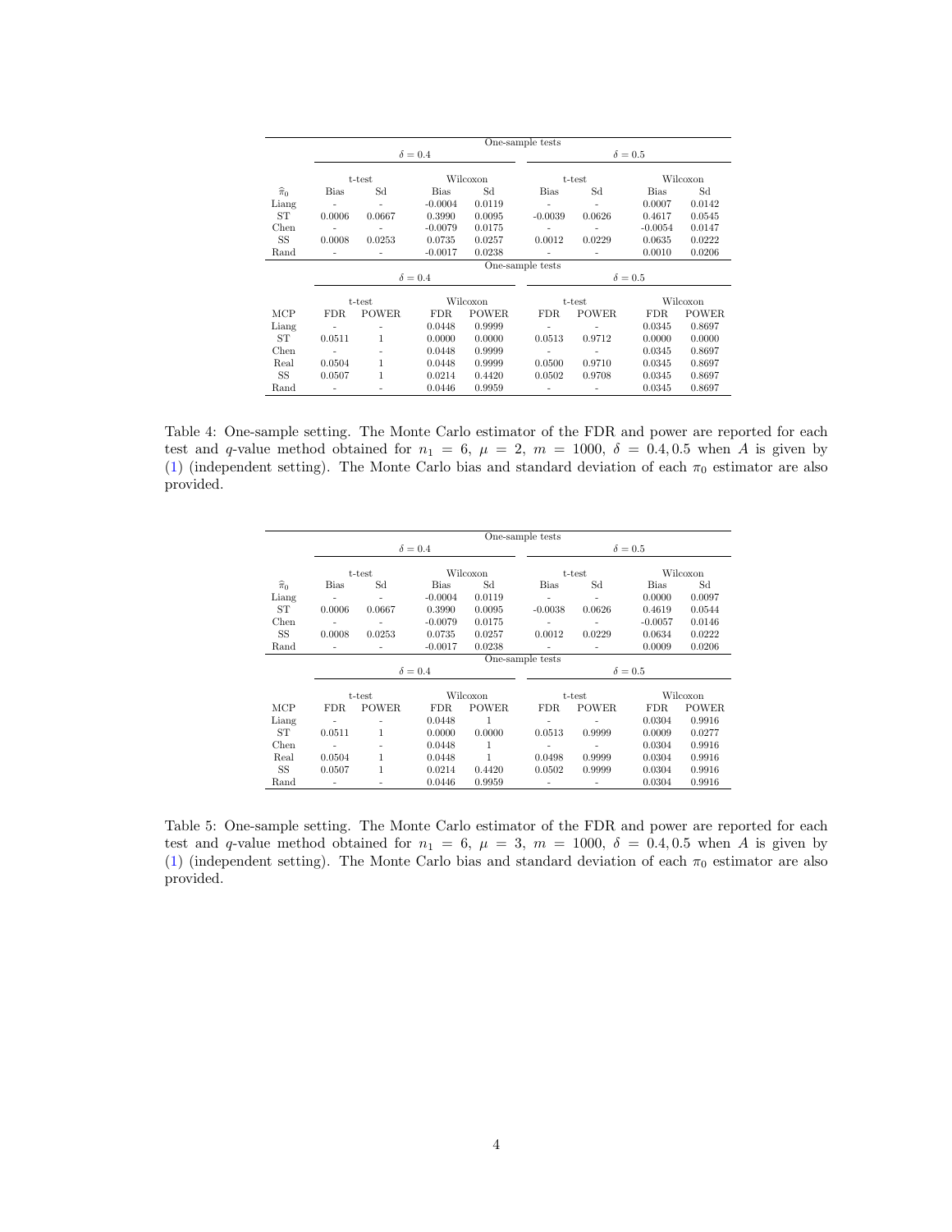| | One-sample tests | | | | | | | |
|---|---|---|---|---|---|---|---|---|
| | $\delta = 0.4$ | | | | $\delta = 0.5$ | | | |
| | t-test | | Wilcoxon | | t-test | | Wilcoxon | |
| $\widehat{\pi}_0$ | Bias | Sd | Bias | Sd | Bias | Sd | Bias | Sd |
| Liang | - | - | -0.0004 | 0.0119 | - | - | 0.0007 | 0.0142 |
| ST | 0.0006 | 0.0667 | 0.3990 | 0.0095 | -0.0039 | 0.0626 | 0.4617 | 0.0545 |
| Chen | - | - | -0.0079 | 0.0175 | - | - | -0.0054 | 0.0147 |
| SS | 0.0008 | 0.0253 | 0.0735 | 0.0257 | 0.0012 | 0.0229 | 0.0635 | 0.0222 |
| Rand | - | - | -0.0017 | 0.0238 | - | - | 0.0010 | 0.0206 |

| | One-sample tests | | | | | | | |
|---|---|---|---|---|---|---|---|---|
| | $\delta = 0.4$ | | | | $\delta = 0.5$ | | | |
| | t-test | | Wilcoxon | | t-test | | Wilcoxon | |
| MCP | FDR | POWER | FDR | POWER | FDR | POWER | FDR | POWER |
| Liang | - | - | 0.0448 | 0.9999 | - | - | 0.0345 | 0.8697 |
| ST | 0.0511 | 1 | 0.0000 | 0.0000 | 0.0513 | 0.9712 | 0.0000 | 0.0000 |
| Chen | - | - | 0.0448 | 0.9999 | - | - | 0.0345 | 0.8697 |
| Real | 0.0504 | 1 | 0.0448 | 0.9999 | 0.0500 | 0.9710 | 0.0345 | 0.8697 |
| SS | 0.0507 | 1 | 0.0214 | 0.4420 | 0.0502 | 0.9708 | 0.0345 | 0.8697 |
| Rand | - | - | 0.0446 | 0.9959 | - | - | 0.0345 | 0.8697 |

Table 4: One-sample setting. The Monte Carlo estimator of the FDR and power are reported for each test and $q$-value method obtained for $n_1 = 6$, $\mu = 2$, $m = 1000$, $\delta = 0.4, 0.5$ when $A$ is given by (1) (independent setting). The Monte Carlo bias and standard deviation of each $\pi_0$ estimator are also provided.

| | One-sample tests | | | | | | | |
|---|---|---|---|---|---|---|---|---|
| | $\delta = 0.4$ | | | | $\delta = 0.5$ | | | |
| | t-test | | Wilcoxon | | t-test | | Wilcoxon | |
| $\widehat{\pi}_0$ | Bias | Sd | Bias | Sd | Bias | Sd | Bias | Sd |
| Liang | - | - | -0.0004 | 0.0119 | - | - | 0.0000 | 0.0097 |
| ST | 0.0006 | 0.0667 | 0.3990 | 0.0095 | -0.0038 | 0.0626 | 0.4619 | 0.0544 |
| Chen | - | - | -0.0079 | 0.0175 | - | - | -0.0057 | 0.0146 |
| SS | 0.0008 | 0.0253 | 0.0735 | 0.0257 | 0.0012 | 0.0229 | 0.0634 | 0.0222 |
| Rand | - | - | -0.0017 | 0.0238 | - | - | 0.0009 | 0.0206 |

| | One-sample tests | | | | | | | |
|---|---|---|---|---|---|---|---|---|
| | $\delta = 0.4$ | | | | $\delta = 0.5$ | | | |
| | t-test | | Wilcoxon | | t-test | | Wilcoxon | |
| MCP | FDR | POWER | FDR | POWER | FDR | POWER | FDR | POWER |
| Liang | - | - | 0.0448 | 1 | - | - | 0.0304 | 0.9916 |
| ST | 0.0511 | 1 | 0.0000 | 0.0000 | 0.0513 | 0.9999 | 0.0009 | 0.0277 |
| Chen | - | - | 0.0448 | 1 | - | - | 0.0304 | 0.9916 |
| Real | 0.0504 | 1 | 0.0448 | 1 | 0.0498 | 0.9999 | 0.0304 | 0.9916 |
| SS | 0.0507 | 1 | 0.0214 | 0.4420 | 0.0502 | 0.9999 | 0.0304 | 0.9916 |
| Rand | - | - | 0.0446 | 0.9959 | - | - | 0.0304 | 0.9916 |

Table 5: One-sample setting. The Monte Carlo estimator of the FDR and power are reported for each test and $q$-value method obtained for $n_1 = 6$, $\mu = 3$, $m = 1000$, $\delta = 0.4, 0.5$ when $A$ is given by (1) (independent setting). The Monte Carlo bias and standard deviation of each $\pi_0$ estimator are also provided.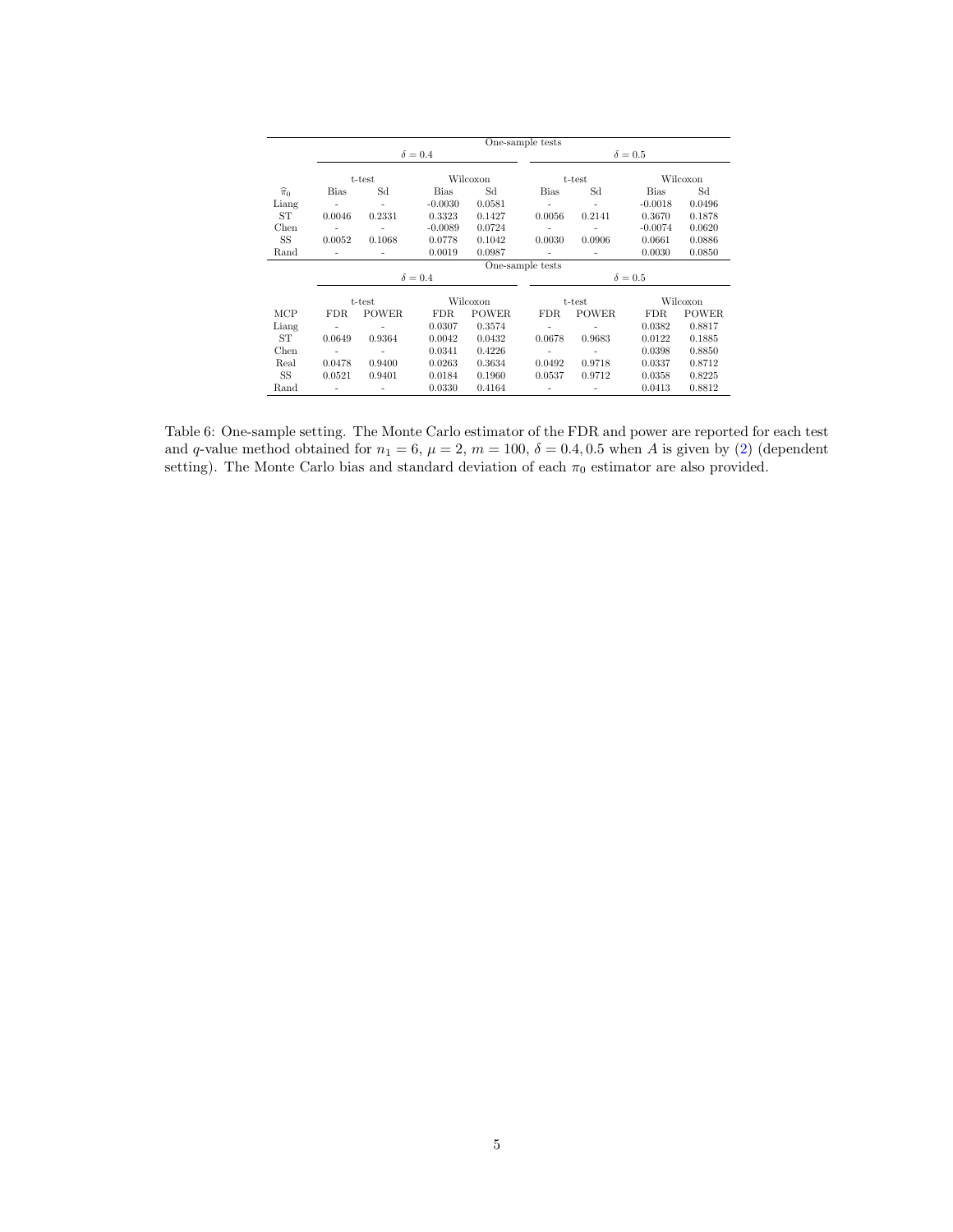| | One-sample tests | | | | | | | |
|---|---|---|---|---|---|---|---|---|
| | $\delta = 0.4$ | | | | $\delta = 0.5$ | | | |
| | t-test | | Wilcoxon | | t-test | | Wilcoxon | |
| $\widehat{\pi}_0$ | Bias | Sd | Bias | Sd | Bias | Sd | Bias | Sd |
| Liang | - | - | -0.0030 | 0.0581 | - | - | -0.0018 | 0.0496 |
| ST | 0.0046 | 0.2331 | 0.3323 | 0.1427 | 0.0056 | 0.2141 | 0.3670 | 0.1878 |
| Chen | - | - | -0.0089 | 0.0724 | - | - | -0.0074 | 0.0620 |
| SS | 0.0052 | 0.1068 | 0.0778 | 0.1042 | 0.0030 | 0.0906 | 0.0661 | 0.0886 |
| Rand | - | - | 0.0019 | 0.0987 | - | - | 0.0030 | 0.0850 |

| | One-sample tests | | | | | | | |
|---|---|---|---|---|---|---|---|---|
| | $\delta = 0.4$ | | | | $\delta = 0.5$ | | | |
| | t-test | | Wilcoxon | | t-test | | Wilcoxon | |
| MCP | FDR | POWER | FDR | POWER | FDR | POWER | FDR | POWER |
| Liang | - | - | 0.0307 | 0.3574 | - | - | 0.0382 | 0.8817 |
| ST | 0.0649 | 0.9364 | 0.0042 | 0.0432 | 0.0678 | 0.9683 | 0.0122 | 0.1885 |
| Chen | - | - | 0.0341 | 0.4226 | - | - | 0.0398 | 0.8850 |
| Real | 0.0478 | 0.9400 | 0.0263 | 0.3634 | 0.0492 | 0.9718 | 0.0337 | 0.8712 |
| SS | 0.0521 | 0.9401 | 0.0184 | 0.1960 | 0.0537 | 0.9712 | 0.0358 | 0.8225 |
| Rand | - | - | 0.0330 | 0.4164 | - | - | 0.0413 | 0.8812 |

Table 6: One-sample setting. The Monte Carlo estimator of the FDR and power are reported for each test and $q$-value method obtained for $n_1 = 6$, $\mu = 2$, $m = 100$, $\delta = 0.4, 0.5$ when $A$ is given by (2) (dependent setting). The Monte Carlo bias and standard deviation of each $\pi_0$ estimator are also provided.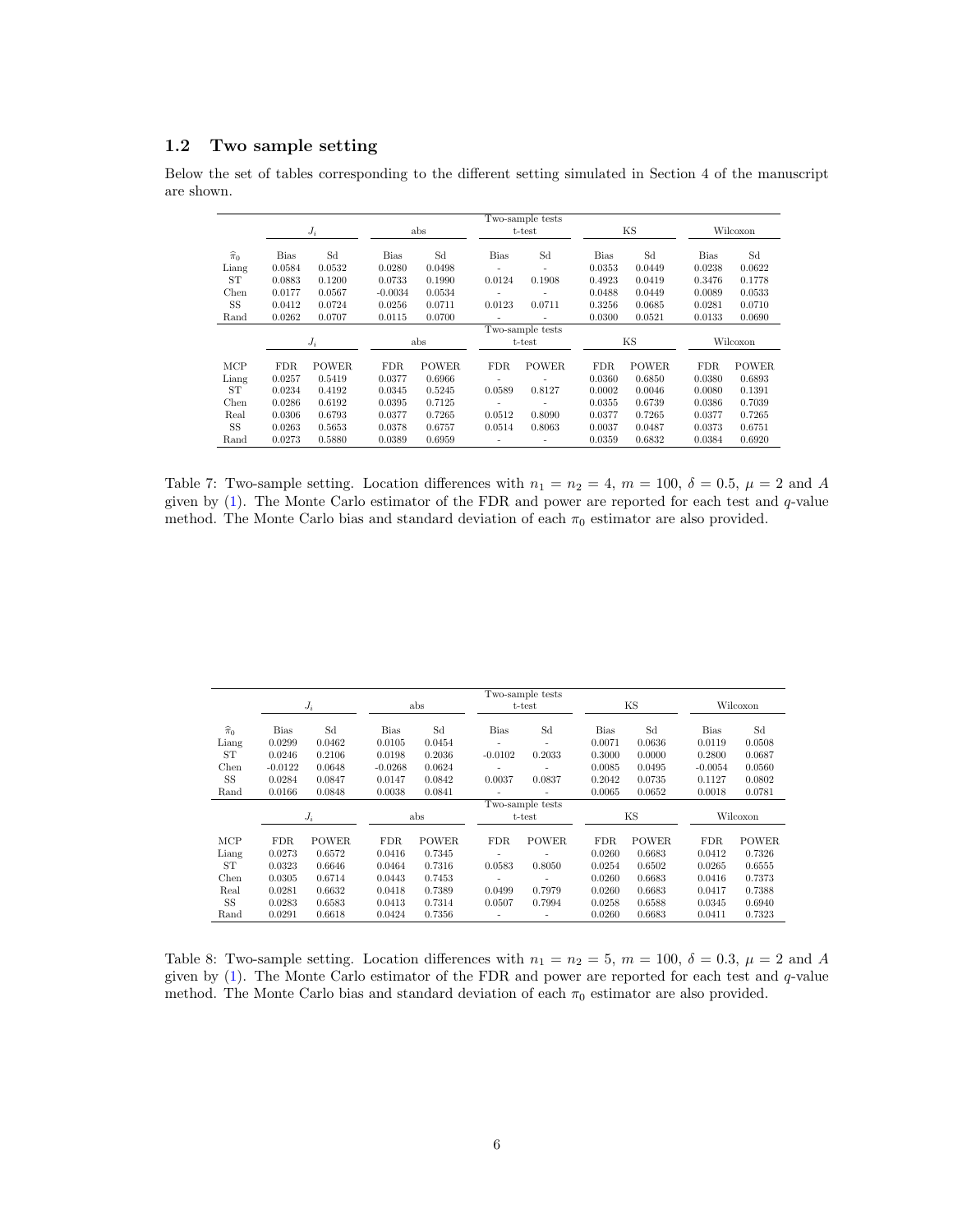## 1.2 Two sample setting

Below the set of tables corresponding to the different setting simulated in Section 4 of the manuscript are shown.

| | $J_i$ | | abs | | Two-sample tests t-test | | KS | | Wilcoxon | |
|---|---|---|---|---|---|---|---|---|---|---|
| $\widehat{\pi}_0$ | Bias | Sd | Bias | Sd | Bias | Sd | Bias | Sd | Bias | Sd |
| Liang | 0.0584 | 0.0532 | 0.0280 | 0.0498 | - | - | 0.0353 | 0.0449 | 0.0238 | 0.0622 |
| ST | 0.0883 | 0.1200 | 0.0733 | 0.1990 | 0.0124 | 0.1908 | 0.4923 | 0.0419 | 0.3476 | 0.1778 |
| Chen | 0.0177 | 0.0567 | -0.0034 | 0.0534 | - | - | 0.0488 | 0.0449 | 0.0089 | 0.0533 |
| SS | 0.0412 | 0.0724 | 0.0256 | 0.0711 | 0.0123 | 0.0711 | 0.3256 | 0.0685 | 0.0281 | 0.0710 |
| Rand | 0.0262 | 0.0707 | 0.0115 | 0.0700 | - | - | 0.0300 | 0.0521 | 0.0133 | 0.0690 |
| | $J_i$ | | abs | | Two-sample tests t-test | | KS | | Wilcoxon | |
| MCP | FDR | POWER | FDR | POWER | FDR | POWER | FDR | POWER | FDR | POWER |
| Liang | 0.0257 | 0.5419 | 0.0377 | 0.6966 | - | - | 0.0360 | 0.6850 | 0.0380 | 0.6893 |
| ST | 0.0234 | 0.4192 | 0.0345 | 0.5245 | 0.0589 | 0.8127 | 0.0002 | 0.0046 | 0.0080 | 0.1391 |
| Chen | 0.0286 | 0.6192 | 0.0395 | 0.7125 | - | - | 0.0355 | 0.6739 | 0.0386 | 0.7039 |
| Real | 0.0306 | 0.6793 | 0.0377 | 0.7265 | 0.0512 | 0.8090 | 0.0377 | 0.7265 | 0.0377 | 0.7265 |
| SS | 0.0263 | 0.5653 | 0.0378 | 0.6757 | 0.0514 | 0.8063 | 0.0037 | 0.0487 | 0.0373 | 0.6751 |
| Rand | 0.0273 | 0.5880 | 0.0389 | 0.6959 | - | - | 0.0359 | 0.6832 | 0.0384 | 0.6920 |

Table 7: Two-sample setting. Location differences with $n_1 = n_2 = 4$, $m = 100$, $\delta = 0.5$, $\mu = 2$ and $A$ given by (1). The Monte Carlo estimator of the FDR and power are reported for each test and $q$-value method. The Monte Carlo bias and standard deviation of each $\pi_0$ estimator are also provided.

| | $J_i$ | | abs | | Two-sample tests t-test | | KS | | Wilcoxon | |
|---|---|---|---|---|---|---|---|---|---|---|
| $\widehat{\pi}_0$ | Bias | Sd | Bias | Sd | Bias | Sd | Bias | Sd | Bias | Sd |
| Liang | 0.0299 | 0.0462 | 0.0105 | 0.0454 | - | - | 0.0071 | 0.0636 | 0.0119 | 0.0508 |
| ST | 0.0246 | 0.2106 | 0.0198 | 0.2036 | -0.0102 | 0.2033 | 0.3000 | 0.0000 | 0.2800 | 0.0687 |
| Chen | -0.0122 | 0.0648 | -0.0268 | 0.0624 | - | - | 0.0085 | 0.0495 | -0.0054 | 0.0560 |
| SS | 0.0284 | 0.0847 | 0.0147 | 0.0842 | 0.0037 | 0.0837 | 0.2042 | 0.0735 | 0.1127 | 0.0802 |
| Rand | 0.0166 | 0.0848 | 0.0038 | 0.0841 | - | - | 0.0065 | 0.0652 | 0.0018 | 0.0781 |
| | $J_i$ | | abs | | Two-sample tests t-test | | KS | | Wilcoxon | |
| MCP | FDR | POWER | FDR | POWER | FDR | POWER | FDR | POWER | FDR | POWER |
| Liang | 0.0273 | 0.6572 | 0.0416 | 0.7345 | - | - | 0.0260 | 0.6683 | 0.0412 | 0.7326 |
| ST | 0.0323 | 0.6646 | 0.0464 | 0.7316 | 0.0583 | 0.8050 | 0.0254 | 0.6502 | 0.0265 | 0.6555 |
| Chen | 0.0305 | 0.6714 | 0.0443 | 0.7453 | - | - | 0.0260 | 0.6683 | 0.0416 | 0.7373 |
| Real | 0.0281 | 0.6632 | 0.0418 | 0.7389 | 0.0499 | 0.7979 | 0.0260 | 0.6683 | 0.0417 | 0.7388 |
| SS | 0.0283 | 0.6583 | 0.0413 | 0.7314 | 0.0507 | 0.7994 | 0.0258 | 0.6588 | 0.0345 | 0.6940 |
| Rand | 0.0291 | 0.6618 | 0.0424 | 0.7356 | - | - | 0.0260 | 0.6683 | 0.0411 | 0.7323 |

Table 8: Two-sample setting. Location differences with $n_1 = n_2 = 5$, $m = 100$, $\delta = 0.3$, $\mu = 2$ and $A$ given by (1). The Monte Carlo estimator of the FDR and power are reported for each test and $q$-value method. The Monte Carlo bias and standard deviation of each $\pi_0$ estimator are also provided.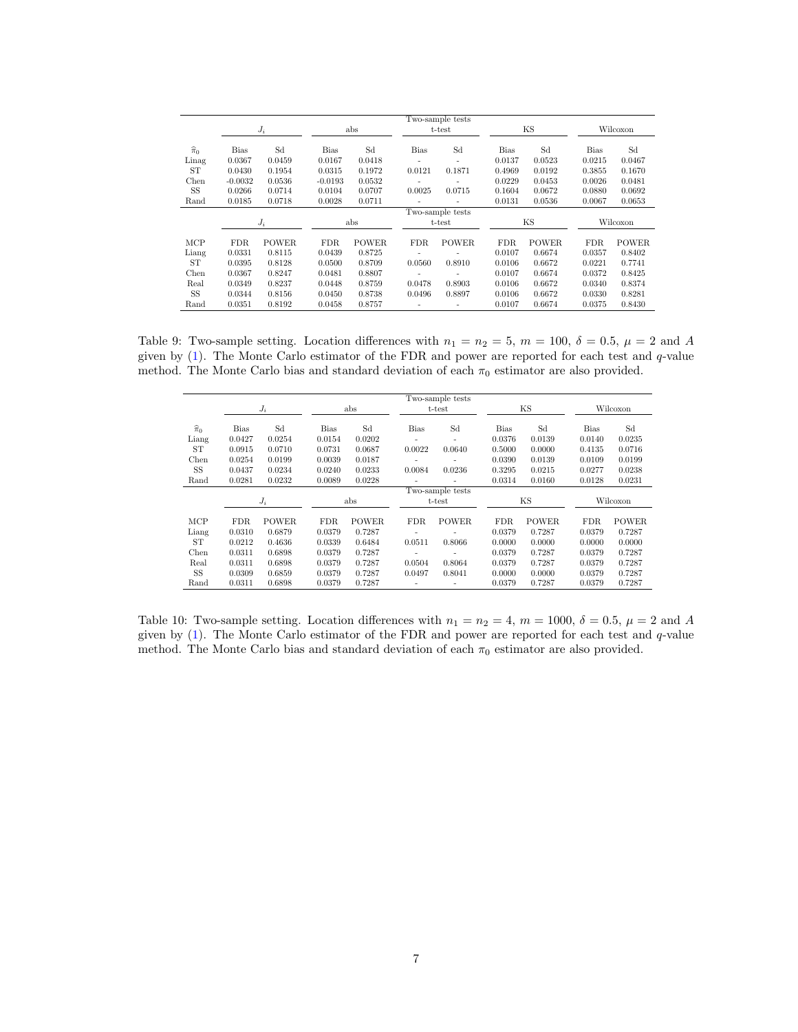| | Two-sample tests | | | | | | | | | |
|---|---|---|---|---|---|---|---|---|---|---|
| | $J_i$ | | abs | | t-test | | KS | | Wilcoxon | |
| $\widehat{\pi}_0$ | Bias | Sd | Bias | Sd | Bias | Sd | Bias | Sd | Bias | Sd |
| Linag | 0.0367 | 0.0459 | 0.0167 | 0.0418 | - | - | 0.0137 | 0.0523 | 0.0215 | 0.0467 |
| ST | 0.0430 | 0.1954 | 0.0315 | 0.1972 | 0.0121 | 0.1871 | 0.4969 | 0.0192 | 0.3855 | 0.1670 |
| Chen | -0.0032 | 0.0536 | -0.0193 | 0.0532 | - | - | 0.0229 | 0.0453 | 0.0026 | 0.0481 |
| SS | 0.0266 | 0.0714 | 0.0104 | 0.0707 | 0.0025 | 0.0715 | 0.1604 | 0.0672 | 0.0880 | 0.0692 |
| Rand | 0.0185 | 0.0718 | 0.0028 | 0.0711 | - | - | 0.0131 | 0.0536 | 0.0067 | 0.0653 |
| | Two-sample tests | | | | | | | | | |
| | $J_i$ | | abs | | t-test | | KS | | Wilcoxon | |
| MCP | FDR | POWER | FDR | POWER | FDR | POWER | FDR | POWER | FDR | POWER |
| Liang | 0.0331 | 0.8115 | 0.0439 | 0.8725 | - | - | 0.0107 | 0.6674 | 0.0357 | 0.8402 |
| ST | 0.0395 | 0.8128 | 0.0500 | 0.8709 | 0.0560 | 0.8910 | 0.0106 | 0.6672 | 0.0221 | 0.7741 |
| Chen | 0.0367 | 0.8247 | 0.0481 | 0.8807 | - | - | 0.0107 | 0.6674 | 0.0372 | 0.8425 |
| Real | 0.0349 | 0.8237 | 0.0448 | 0.8759 | 0.0478 | 0.8903 | 0.0106 | 0.6672 | 0.0340 | 0.8374 |
| SS | 0.0344 | 0.8156 | 0.0450 | 0.8738 | 0.0496 | 0.8897 | 0.0106 | 0.6672 | 0.0330 | 0.8281 |
| Rand | 0.0351 | 0.8192 | 0.0458 | 0.8757 | - | - | 0.0107 | 0.6674 | 0.0375 | 0.8430 |

Table 9: Two-sample setting. Location differences with $n_1 = n_2 = 5$, $m = 100$, $\delta = 0.5$, $\mu = 2$ and $A$ given by (1). The Monte Carlo estimator of the FDR and power are reported for each test and $q$-value method. The Monte Carlo bias and standard deviation of each $\pi_0$ estimator are also provided.

| | Two-sample tests | | | | | | | | | |
|---|---|---|---|---|---|---|---|---|---|---|
| | $J_i$ | | abs | | t-test | | KS | | Wilcoxon | |
| $\widehat{\pi}_0$ | Bias | Sd | Bias | Sd | Bias | Sd | Bias | Sd | Bias | Sd |
| Liang | 0.0427 | 0.0254 | 0.0154 | 0.0202 | - | - | 0.0376 | 0.0139 | 0.0140 | 0.0235 |
| ST | 0.0915 | 0.0710 | 0.0731 | 0.0687 | 0.0022 | 0.0640 | 0.5000 | 0.0000 | 0.4135 | 0.0716 |
| Chen | 0.0254 | 0.0199 | 0.0039 | 0.0187 | - | - | 0.0390 | 0.0139 | 0.0109 | 0.0199 |
| SS | 0.0437 | 0.0234 | 0.0240 | 0.0233 | 0.0084 | 0.0236 | 0.3295 | 0.0215 | 0.0277 | 0.0238 |
| Rand | 0.0281 | 0.0232 | 0.0089 | 0.0228 | - | - | 0.0314 | 0.0160 | 0.0128 | 0.0231 |
| | Two-sample tests | | | | | | | | | |
| | $J_i$ | | abs | | t-test | | KS | | Wilcoxon | |
| MCP | FDR | POWER | FDR | POWER | FDR | POWER | FDR | POWER | FDR | POWER |
| Liang | 0.0310 | 0.6879 | 0.0379 | 0.7287 | - | - | 0.0379 | 0.7287 | 0.0379 | 0.7287 |
| ST | 0.0212 | 0.4636 | 0.0339 | 0.6484 | 0.0511 | 0.8066 | 0.0000 | 0.0000 | 0.0000 | 0.0000 |
| Chen | 0.0311 | 0.6898 | 0.0379 | 0.7287 | - | - | 0.0379 | 0.7287 | 0.0379 | 0.7287 |
| Real | 0.0311 | 0.6898 | 0.0379 | 0.7287 | 0.0504 | 0.8064 | 0.0379 | 0.7287 | 0.0379 | 0.7287 |
| SS | 0.0309 | 0.6859 | 0.0379 | 0.7287 | 0.0497 | 0.8041 | 0.0000 | 0.0000 | 0.0379 | 0.7287 |
| Rand | 0.0311 | 0.6898 | 0.0379 | 0.7287 | - | - | 0.0379 | 0.7287 | 0.0379 | 0.7287 |

Table 10: Two-sample setting. Location differences with $n_1 = n_2 = 4$, $m = 1000$, $\delta = 0.5$, $\mu = 2$ and $A$ given by (1). The Monte Carlo estimator of the FDR and power are reported for each test and $q$-value method. The Monte Carlo bias and standard deviation of each $\pi_0$ estimator are also provided.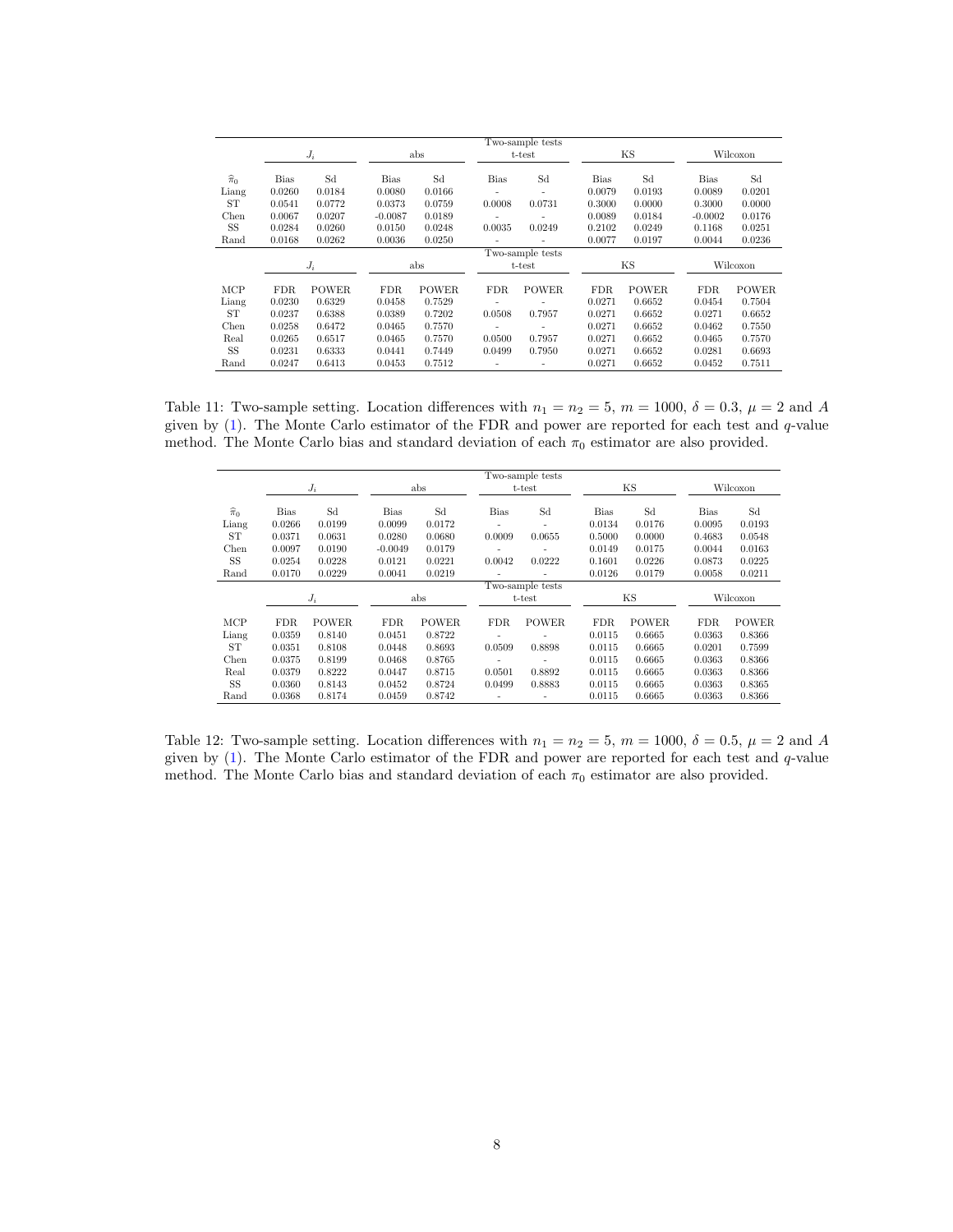| | Two-sample tests | | | | | | | | | |
|---|---|---|---|---|---|---|---|---|---|---|
| | $J_i$ | | abs | | t-test | | KS | | Wilcoxon | |
| $\widehat{\pi}_0$ | Bias | Sd | Bias | Sd | Bias | Sd | Bias | Sd | Bias | Sd |
| Liang | 0.0260 | 0.0184 | 0.0080 | 0.0166 | - | - | 0.0079 | 0.0193 | 0.0089 | 0.0201 |
| ST | 0.0541 | 0.0772 | 0.0373 | 0.0759 | 0.0008 | 0.0731 | 0.3000 | 0.0000 | 0.3000 | 0.0000 |
| Chen | 0.0067 | 0.0207 | -0.0087 | 0.0189 | - | - | 0.0089 | 0.0184 | -0.0002 | 0.0176 |
| SS | 0.0284 | 0.0260 | 0.0150 | 0.0248 | 0.0035 | 0.0249 | 0.2102 | 0.0249 | 0.1168 | 0.0251 |
| Rand | 0.0168 | 0.0262 | 0.0036 | 0.0250 | - | - | 0.0077 | 0.0197 | 0.0044 | 0.0236 |
| | Two-sample tests | | | | | | | | | |
| | $J_i$ | | abs | | t-test | | KS | | Wilcoxon | |
| MCP | FDR | POWER | FDR | POWER | FDR | POWER | FDR | POWER | FDR | POWER |
| Liang | 0.0230 | 0.6329 | 0.0458 | 0.7529 | - | - | 0.0271 | 0.6652 | 0.0454 | 0.7504 |
| ST | 0.0237 | 0.6388 | 0.0389 | 0.7202 | 0.0508 | 0.7957 | 0.0271 | 0.6652 | 0.0271 | 0.6652 |
| Chen | 0.0258 | 0.6472 | 0.0465 | 0.7570 | - | - | 0.0271 | 0.6652 | 0.0462 | 0.7550 |
| Real | 0.0265 | 0.6517 | 0.0465 | 0.7570 | 0.0500 | 0.7957 | 0.0271 | 0.6652 | 0.0465 | 0.7570 |
| SS | 0.0231 | 0.6333 | 0.0441 | 0.7449 | 0.0499 | 0.7950 | 0.0271 | 0.6652 | 0.0281 | 0.6693 |
| Rand | 0.0247 | 0.6413 | 0.0453 | 0.7512 | - | - | 0.0271 | 0.6652 | 0.0452 | 0.7511 |

Table 11: Two-sample setting. Location differences with $n_1 = n_2 = 5$, $m = 1000$, $\delta = 0.3$, $\mu = 2$ and $A$ given by (1). The Monte Carlo estimator of the FDR and power are reported for each test and $q$-value method. The Monte Carlo bias and standard deviation of each $\pi_0$ estimator are also provided.

| | Two-sample tests | | | | | | | | | |
|---|---|---|---|---|---|---|---|---|---|---|
| | $J_i$ | | abs | | t-test | | KS | | Wilcoxon | |
| $\widehat{\pi}_0$ | Bias | Sd | Bias | Sd | Bias | Sd | Bias | Sd | Bias | Sd |
| Liang | 0.0266 | 0.0199 | 0.0099 | 0.0172 | - | - | 0.0134 | 0.0176 | 0.0095 | 0.0193 |
| ST | 0.0371 | 0.0631 | 0.0280 | 0.0680 | 0.0009 | 0.0655 | 0.5000 | 0.0000 | 0.4683 | 0.0548 |
| Chen | 0.0097 | 0.0190 | -0.0049 | 0.0179 | - | - | 0.0149 | 0.0175 | 0.0044 | 0.0163 |
| SS | 0.0254 | 0.0228 | 0.0121 | 0.0221 | 0.0042 | 0.0222 | 0.1601 | 0.0226 | 0.0873 | 0.0225 |
| Rand | 0.0170 | 0.0229 | 0.0041 | 0.0219 | - | - | 0.0126 | 0.0179 | 0.0058 | 0.0211 |
| | Two-sample tests | | | | | | | | | |
| | $J_i$ | | abs | | t-test | | KS | | Wilcoxon | |
| MCP | FDR | POWER | FDR | POWER | FDR | POWER | FDR | POWER | FDR | POWER |
| Liang | 0.0359 | 0.8140 | 0.0451 | 0.8722 | - | - | 0.0115 | 0.6665 | 0.0363 | 0.8366 |
| ST | 0.0351 | 0.8108 | 0.0448 | 0.8693 | 0.0509 | 0.8898 | 0.0115 | 0.6665 | 0.0201 | 0.7599 |
| Chen | 0.0375 | 0.8199 | 0.0468 | 0.8765 | - | - | 0.0115 | 0.6665 | 0.0363 | 0.8366 |
| Real | 0.0379 | 0.8222 | 0.0447 | 0.8715 | 0.0501 | 0.8892 | 0.0115 | 0.6665 | 0.0363 | 0.8366 |
| SS | 0.0360 | 0.8143 | 0.0452 | 0.8724 | 0.0499 | 0.8883 | 0.0115 | 0.6665 | 0.0363 | 0.8365 |
| Rand | 0.0368 | 0.8174 | 0.0459 | 0.8742 | - | - | 0.0115 | 0.6665 | 0.0363 | 0.8366 |

Table 12: Two-sample setting. Location differences with $n_1 = n_2 = 5$, $m = 1000$, $\delta = 0.5$, $\mu = 2$ and $A$ given by (1). The Monte Carlo estimator of the FDR and power are reported for each test and $q$-value method. The Monte Carlo bias and standard deviation of each $\pi_0$ estimator are also provided.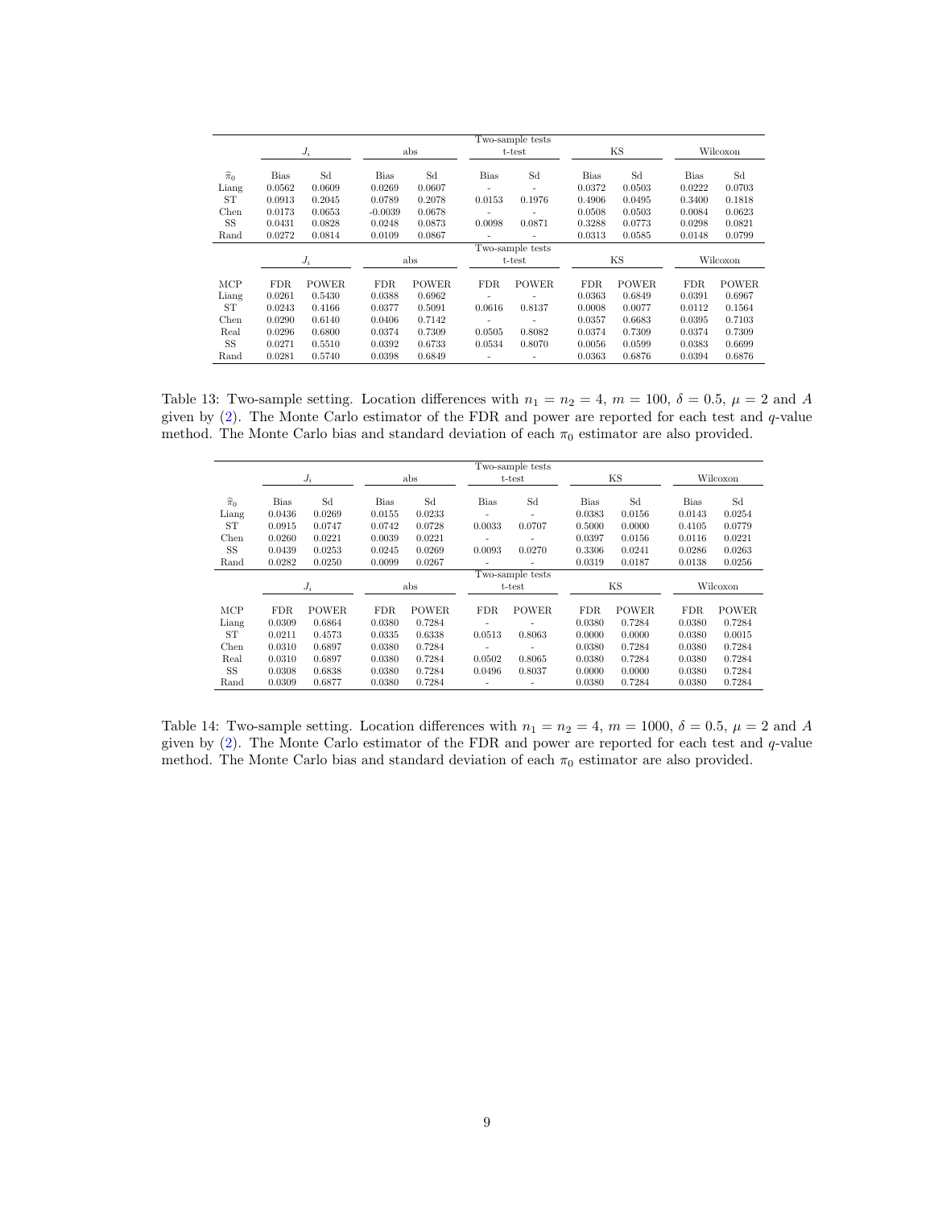| | $J_i$ | | abs | | Two-sample tests t-test | | KS | | Wilcoxon | |
|---|---|---|---|---|---|---|---|---|---|---|
| $\widehat{\pi}_0$ | Bias | Sd | Bias | Sd | Bias | Sd | Bias | Sd | Bias | Sd |
| Liang | 0.0562 | 0.0609 | 0.0269 | 0.0607 | - | - | 0.0372 | 0.0503 | 0.0222 | 0.0703 |
| ST | 0.0913 | 0.2045 | 0.0789 | 0.2078 | 0.0153 | 0.1976 | 0.4906 | 0.0495 | 0.3400 | 0.1818 |
| Chen | 0.0173 | 0.0653 | -0.0039 | 0.0678 | - | - | 0.0508 | 0.0503 | 0.0084 | 0.0623 |
| SS | 0.0431 | 0.0828 | 0.0248 | 0.0873 | 0.0098 | 0.0871 | 0.3288 | 0.0773 | 0.0298 | 0.0821 |
| Rand | 0.0272 | 0.0814 | 0.0109 | 0.0867 | - | - | 0.0313 | 0.0585 | 0.0148 | 0.0799 |
| | $J_i$ | | abs | | Two-sample tests t-test | | KS | | Wilcoxon | |
| MCP | FDR | POWER | FDR | POWER | FDR | POWER | FDR | POWER | FDR | POWER |
| Liang | 0.0261 | 0.5430 | 0.0388 | 0.6962 | - | - | 0.0363 | 0.6849 | 0.0391 | 0.6967 |
| ST | 0.0243 | 0.4166 | 0.0377 | 0.5091 | 0.0616 | 0.8137 | 0.0008 | 0.0077 | 0.0112 | 0.1564 |
| Chen | 0.0290 | 0.6140 | 0.0406 | 0.7142 | - | - | 0.0357 | 0.6683 | 0.0395 | 0.7103 |
| Real | 0.0296 | 0.6800 | 0.0374 | 0.7309 | 0.0505 | 0.8082 | 0.0374 | 0.7309 | 0.0374 | 0.7309 |
| SS | 0.0271 | 0.5510 | 0.0392 | 0.6733 | 0.0534 | 0.8070 | 0.0056 | 0.0599 | 0.0383 | 0.6699 |
| Rand | 0.0281 | 0.5740 | 0.0398 | 0.6849 | - | - | 0.0363 | 0.6876 | 0.0394 | 0.6876 |

Table 13: Two-sample setting. Location differences with $n_1 = n_2 = 4$, $m = 100$, $\delta = 0.5$, $\mu = 2$ and $A$ given by (2). The Monte Carlo estimator of the FDR and power are reported for each test and $q$-value method. The Monte Carlo bias and standard deviation of each $\pi_0$ estimator are also provided.

| | $J_i$ | | abs | | Two-sample tests t-test | | KS | | Wilcoxon | |
|---|---|---|---|---|---|---|---|---|---|---|
| $\widehat{\pi}_0$ | Bias | Sd | Bias | Sd | Bias | Sd | Bias | Sd | Bias | Sd |
| Liang | 0.0436 | 0.0269 | 0.0155 | 0.0233 | - | - | 0.0383 | 0.0156 | 0.0143 | 0.0254 |
| ST | 0.0915 | 0.0747 | 0.0742 | 0.0728 | 0.0033 | 0.0707 | 0.5000 | 0.0000 | 0.4105 | 0.0779 |
| Chen | 0.0260 | 0.0221 | 0.0039 | 0.0221 | - | - | 0.0397 | 0.0156 | 0.0116 | 0.0221 |
| SS | 0.0439 | 0.0253 | 0.0245 | 0.0269 | 0.0093 | 0.0270 | 0.3306 | 0.0241 | 0.0286 | 0.0263 |
| Rand | 0.0282 | 0.0250 | 0.0099 | 0.0267 | - | - | 0.0319 | 0.0187 | 0.0138 | 0.0256 |
| | $J_i$ | | abs | | Two-sample tests t-test | | KS | | Wilcoxon | |
| MCP | FDR | POWER | FDR | POWER | FDR | POWER | FDR | POWER | FDR | POWER |
| Liang | 0.0309 | 0.6864 | 0.0380 | 0.7284 | - | - | 0.0380 | 0.7284 | 0.0380 | 0.7284 |
| ST | 0.0211 | 0.4573 | 0.0335 | 0.6338 | 0.0513 | 0.8063 | 0.0000 | 0.0000 | 0.0380 | 0.0015 |
| Chen | 0.0310 | 0.6897 | 0.0380 | 0.7284 | - | - | 0.0380 | 0.7284 | 0.0380 | 0.7284 |
| Real | 0.0310 | 0.6897 | 0.0380 | 0.7284 | 0.0502 | 0.8065 | 0.0380 | 0.7284 | 0.0380 | 0.7284 |
| SS | 0.0308 | 0.6838 | 0.0380 | 0.7284 | 0.0496 | 0.8037 | 0.0000 | 0.0000 | 0.0380 | 0.7284 |
| Rand | 0.0309 | 0.6877 | 0.0380 | 0.7284 | - | - | 0.0380 | 0.7284 | 0.0380 | 0.7284 |

Table 14: Two-sample setting. Location differences with $n_1 = n_2 = 4$, $m = 1000$, $\delta = 0.5$, $\mu = 2$ and $A$ given by (2). The Monte Carlo estimator of the FDR and power are reported for each test and $q$-value method. The Monte Carlo bias and standard deviation of each $\pi_0$ estimator are also provided.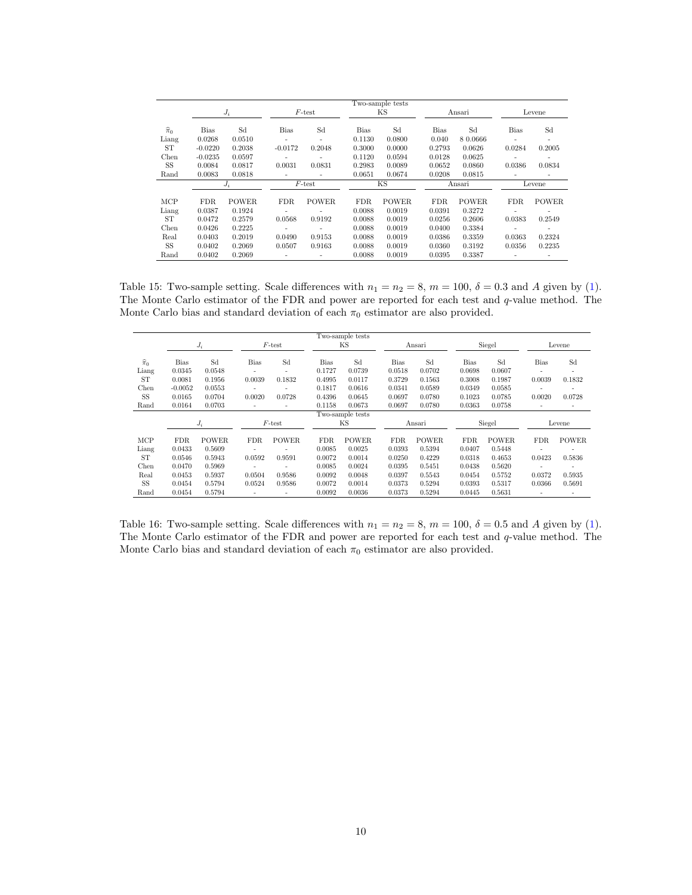| | Two-sample tests | | | | | | | | | |
|---|---|---|---|---|---|---|---|---|---|---|
| | $J_i$ | | $F$-test | | KS | | Ansari | | Levene | |
| $\widehat{\pi}_0$ | Bias | Sd | Bias | Sd | Bias | Sd | Bias | Sd | Bias | Sd |
| Liang | 0.0268 | 0.0510 | - | - | 0.1130 | 0.0800 | 0.040 | 8 0.0666 | - | - |
| ST | -0.0220 | 0.2038 | -0.0172 | 0.2048 | 0.3000 | 0.0000 | 0.2793 | 0.0626 | 0.0284 | 0.2005 |
| Chen | -0.0235 | 0.0597 | - | - | 0.1120 | 0.0594 | 0.0128 | 0.0625 | - | - |
| SS | 0.0084 | 0.0817 | 0.0031 | 0.0831 | 0.2983 | 0.0089 | 0.0652 | 0.0860 | 0.0386 | 0.0834 |
| Rand | 0.0083 | 0.0818 | - | - | 0.0651 | 0.0674 | 0.0208 | 0.0815 | - | - |
| | $J_i$ | | $F$-test | | KS | | Ansari | | Levene | |
| MCP | FDR | POWER | FDR | POWER | FDR | POWER | FDR | POWER | FDR | POWER |
| Liang | 0.0387 | 0.1924 | - | - | 0.0088 | 0.0019 | 0.0391 | 0.3272 | - | - |
| ST | 0.0472 | 0.2579 | 0.0568 | 0.9192 | 0.0088 | 0.0019 | 0.0256 | 0.2606 | 0.0383 | 0.2549 |
| Chen | 0.0426 | 0.2225 | - | - | 0.0088 | 0.0019 | 0.0400 | 0.3384 | - | - |
| Real | 0.0403 | 0.2019 | 0.0490 | 0.9153 | 0.0088 | 0.0019 | 0.0386 | 0.3359 | 0.0363 | 0.2324 |
| SS | 0.0402 | 0.2069 | 0.0507 | 0.9163 | 0.0088 | 0.0019 | 0.0360 | 0.3192 | 0.0356 | 0.2235 |
| Rand | 0.0402 | 0.2069 | - | - | 0.0088 | 0.0019 | 0.0395 | 0.3387 | - | - |

Table 15: Two-sample setting. Scale differences with $n_1 = n_2 = 8$, $m = 100$, $\delta = 0.3$ and $A$ given by (1). The Monte Carlo estimator of the FDR and power are reported for each test and $q$-value method. The Monte Carlo bias and standard deviation of each $\pi_0$ estimator are also provided.

| | Two-sample tests | | | | | | | | | | | |
|---|---|---|---|---|---|---|---|---|---|---|---|---|
| | $J_i$ | | $F$-test | | KS | | Ansari | | Siegel | | Levene | |
| $\widehat{\pi}_0$ | Bias | Sd | Bias | Sd | Bias | Sd | Bias | Sd | Bias | Sd | Bias | Sd |
| Liang | 0.0345 | 0.0548 | - | - | 0.1727 | 0.0739 | 0.0518 | 0.0702 | 0.0698 | 0.0607 | - | - |
| ST | 0.0081 | 0.1956 | 0.0039 | 0.1832 | 0.4995 | 0.0117 | 0.3729 | 0.1563 | 0.3008 | 0.1987 | 0.0039 | 0.1832 |
| Chen | -0.0052 | 0.0553 | - | - | 0.1817 | 0.0616 | 0.0341 | 0.0589 | 0.0349 | 0.0585 | - | - |
| SS | 0.0165 | 0.0704 | 0.0020 | 0.0728 | 0.4396 | 0.0645 | 0.0697 | 0.0780 | 0.1023 | 0.0785 | 0.0020 | 0.0728 |
| Rand | 0.0164 | 0.0703 | - | - | 0.1158 | 0.0673 | 0.0697 | 0.0780 | 0.0363 | 0.0758 | - | - |
| | Two-sample tests | | | | | | | | | | | |
| | $J_i$ | | $F$-test | | KS | | Ansari | | Siegel | | Levene | |
| MCP | FDR | POWER | FDR | POWER | FDR | POWER | FDR | POWER | FDR | POWER | FDR | POWER |
| Liang | 0.0433 | 0.5609 | - | - | 0.0085 | 0.0025 | 0.0393 | 0.5394 | 0.0407 | 0.5448 | - | - |
| ST | 0.0546 | 0.5943 | 0.0592 | 0.9591 | 0.0072 | 0.0014 | 0.0250 | 0.4229 | 0.0318 | 0.4653 | 0.0423 | 0.5836 |
| Chen | 0.0470 | 0.5969 | - | - | 0.0085 | 0.0024 | 0.0395 | 0.5451 | 0.0438 | 0.5620 | - | - |
| Real | 0.0453 | 0.5937 | 0.0504 | 0.9586 | 0.0092 | 0.0048 | 0.0397 | 0.5543 | 0.0454 | 0.5752 | 0.0372 | 0.5935 |
| SS | 0.0454 | 0.5794 | 0.0524 | 0.9586 | 0.0072 | 0.0014 | 0.0373 | 0.5294 | 0.0393 | 0.5317 | 0.0366 | 0.5691 |
| Rand | 0.0454 | 0.5794 | - | - | 0.0092 | 0.0036 | 0.0373 | 0.5294 | 0.0445 | 0.5631 | - | - |

Table 16: Two-sample setting. Scale differences with $n_1 = n_2 = 8$, $m = 100$, $\delta = 0.5$ and $A$ given by (1). The Monte Carlo estimator of the FDR and power are reported for each test and $q$-value method. The Monte Carlo bias and standard deviation of each $\pi_0$ estimator are also provided.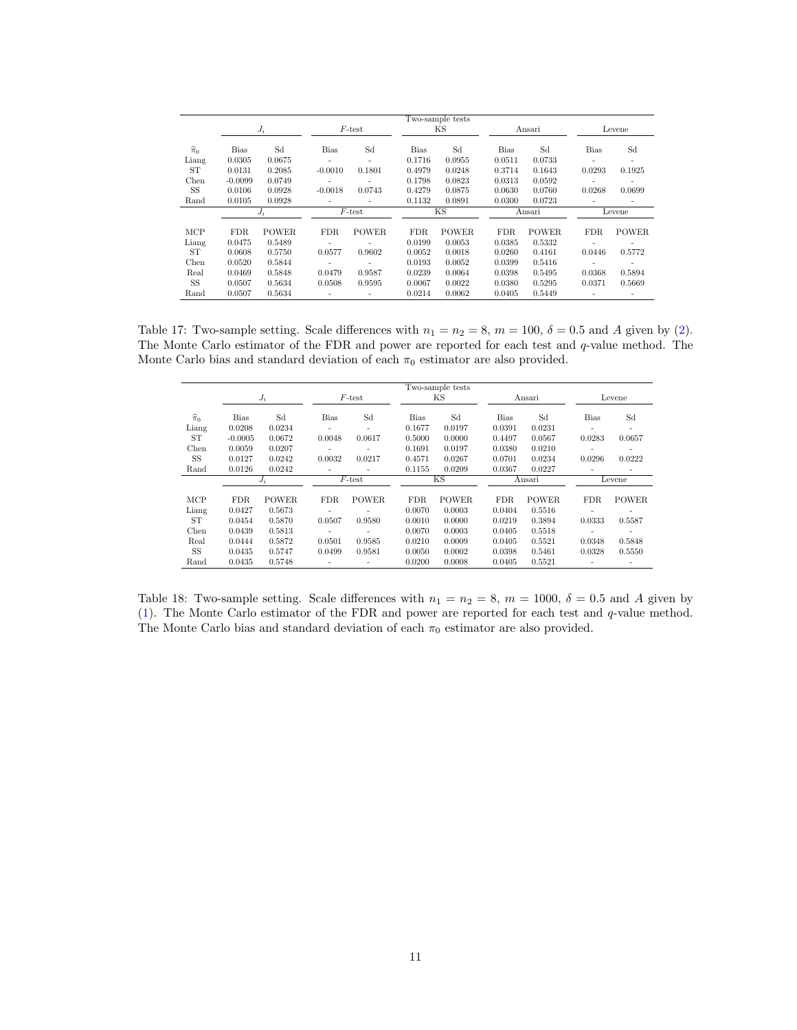| | Two-sample tests | | | | | | | | | |
|---|---|---|---|---|---|---|---|---|---|---|
| | $J_i$ | | $F$-test | | KS | | Ansari | | Levene | |
| $\widehat{\pi}_0$ | Bias | Sd | Bias | Sd | Bias | Sd | Bias | Sd | Bias | Sd |
| Liang | 0.0305 | 0.0675 | - | - | 0.1716 | 0.0955 | 0.0511 | 0.0733 | - | - |
| ST | 0.0131 | 0.2085 | -0.0010 | 0.1801 | 0.4979 | 0.0248 | 0.3714 | 0.1643 | 0.0293 | 0.1925 |
| Chen | -0.0099 | 0.0749 | - | - | 0.1798 | 0.0823 | 0.0313 | 0.0592 | - | - |
| SS | 0.0106 | 0.0928 | -0.0018 | 0.0743 | 0.4279 | 0.0875 | 0.0630 | 0.0760 | 0.0268 | 0.0699 |
| Rand | 0.0105 | 0.0928 | - | - | 0.1132 | 0.0891 | 0.0300 | 0.0723 | - | - |
| | $J_i$ | | $F$-test | | KS | | Ansari | | Levene | |
| MCP | FDR | POWER | FDR | POWER | FDR | POWER | FDR | POWER | FDR | POWER |
| Liang | 0.0475 | 0.5489 | - | - | 0.0199 | 0.0053 | 0.0385 | 0.5332 | - | - |
| ST | 0.0608 | 0.5750 | 0.0577 | 0.9602 | 0.0052 | 0.0018 | 0.0260 | 0.4161 | 0.0446 | 0.5772 |
| Chen | 0.0520 | 0.5844 | - | - | 0.0193 | 0.0052 | 0.0399 | 0.5416 | - | - |
| Real | 0.0469 | 0.5848 | 0.0479 | 0.9587 | 0.0239 | 0.0064 | 0.0398 | 0.5495 | 0.0368 | 0.5894 |
| SS | 0.0507 | 0.5634 | 0.0508 | 0.9595 | 0.0067 | 0.0022 | 0.0380 | 0.5295 | 0.0371 | 0.5669 |
| Rand | 0.0507 | 0.5634 | - | - | 0.0214 | 0.0062 | 0.0405 | 0.5449 | - | - |

Table 17: Two-sample setting. Scale differences with $n_1 = n_2 = 8$, $m = 100$, $\delta = 0.5$ and $A$ given by (2). The Monte Carlo estimator of the FDR and power are reported for each test and $q$-value method. The Monte Carlo bias and standard deviation of each $\pi_0$ estimator are also provided.

| | Two-sample tests | | | | | | | | | |
|---|---|---|---|---|---|---|---|---|---|---|
| | $J_i$ | | $F$-test | | KS | | Ansari | | Levene | |
| $\widehat{\pi}_0$ | Bias | Sd | Bias | Sd | Bias | Sd | Bias | Sd | Bias | Sd |
| Liang | 0.0208 | 0.0234 | - | - | 0.1677 | 0.0197 | 0.0391 | 0.0231 | - | - |
| ST | -0.0005 | 0.0672 | 0.0048 | 0.0617 | 0.5000 | 0.0000 | 0.4497 | 0.0567 | 0.0283 | 0.0657 |
| Chen | 0.0059 | 0.0207 | - | - | 0.1691 | 0.0197 | 0.0380 | 0.0210 | - | - |
| SS | 0.0127 | 0.0242 | 0.0032 | 0.0217 | 0.4571 | 0.0267 | 0.0701 | 0.0234 | 0.0296 | 0.0222 |
| Rand | 0.0126 | 0.0242 | - | - | 0.1155 | 0.0209 | 0.0367 | 0.0227 | - | - |
| | $J_i$ | | $F$-test | | KS | | Ansari | | Levene | |
| MCP | FDR | POWER | FDR | POWER | FDR | POWER | FDR | POWER | FDR | POWER |
| Liang | 0.0427 | 0.5673 | - | - | 0.0070 | 0.0003 | 0.0404 | 0.5516 | - | - |
| ST | 0.0454 | 0.5870 | 0.0507 | 0.9580 | 0.0010 | 0.0000 | 0.0219 | 0.3894 | 0.0333 | 0.5587 |
| Chen | 0.0439 | 0.5813 | - | - | 0.0070 | 0.0003 | 0.0405 | 0.5518 | - | - |
| Real | 0.0444 | 0.5872 | 0.0501 | 0.9585 | 0.0210 | 0.0009 | 0.0405 | 0.5521 | 0.0348 | 0.5848 |
| SS | 0.0435 | 0.5747 | 0.0499 | 0.9581 | 0.0050 | 0.0002 | 0.0398 | 0.5461 | 0.0328 | 0.5550 |
| Rand | 0.0435 | 0.5748 | - | - | 0.0200 | 0.0008 | 0.0405 | 0.5521 | - | - |

Table 18: Two-sample setting. Scale differences with $n_1 = n_2 = 8$, $m = 1000$, $\delta = 0.5$ and $A$ given by (1). The Monte Carlo estimator of the FDR and power are reported for each test and $q$-value method. The Monte Carlo bias and standard deviation of each $\pi_0$ estimator are also provided.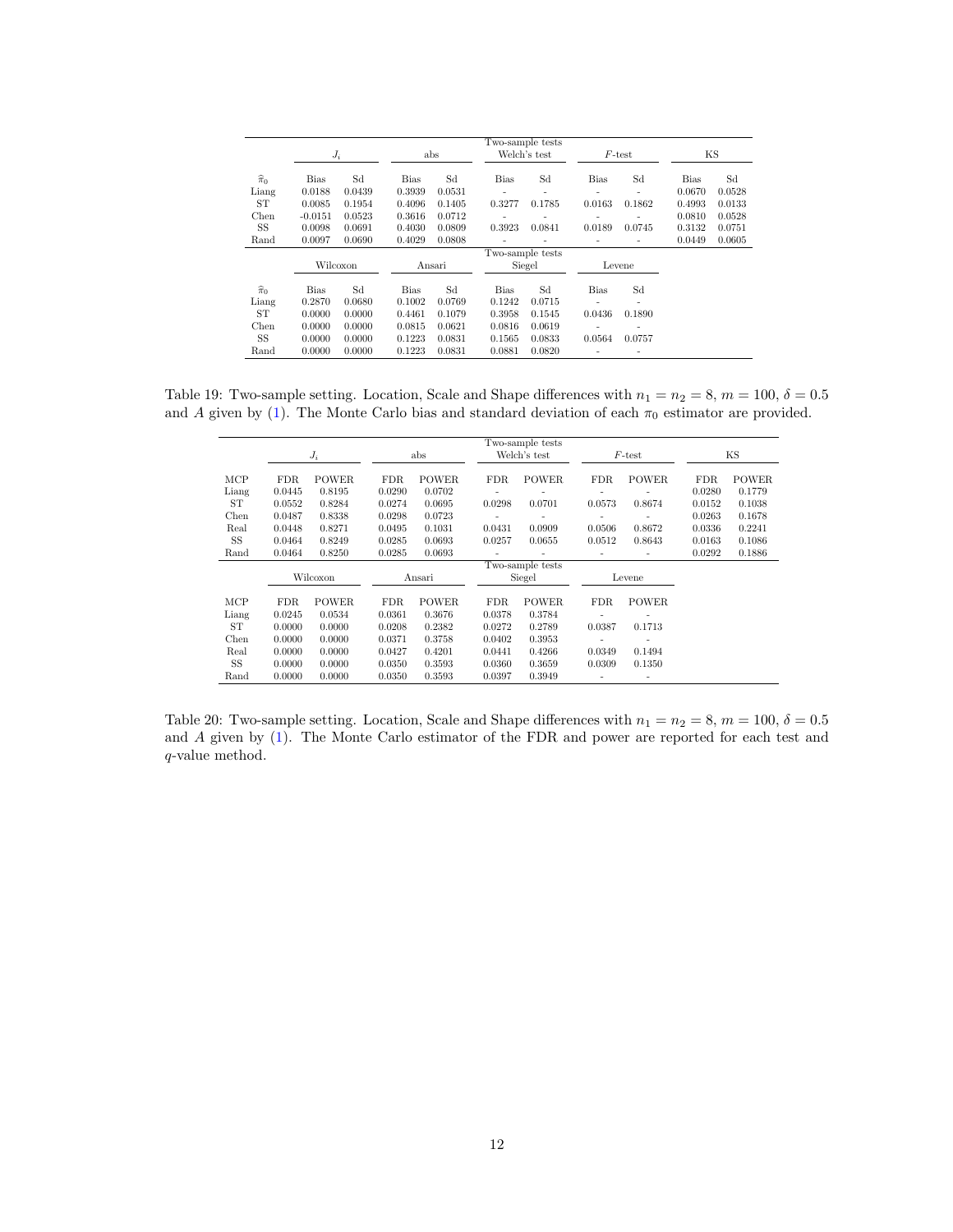| | $J_i$ | | abs | | Two-sample tests Welch's test | | $F$-test | | KS | |
|---|---|---|---|---|---|---|---|---|---|---|
| $\widehat{\pi}_0$ | Bias | Sd | Bias | Sd | Bias | Sd | Bias | Sd | Bias | Sd |
| Liang | 0.0188 | 0.0439 | 0.3939 | 0.0531 | - | - | - | - | 0.0670 | 0.0528 |
| ST | 0.0085 | 0.1954 | 0.4096 | 0.1405 | 0.3277 | 0.1785 | 0.0163 | 0.1862 | 0.4993 | 0.0133 |
| Chen | -0.0151 | 0.0523 | 0.3616 | 0.0712 | - | - | - | - | 0.0810 | 0.0528 |
| SS | 0.0098 | 0.0691 | 0.4030 | 0.0809 | 0.3923 | 0.0841 | 0.0189 | 0.0745 | 0.3132 | 0.0751 |
| Rand | 0.0097 | 0.0690 | 0.4029 | 0.0808 | - | - | - | - | 0.0449 | 0.0605 |
| | Wilcoxon | | Ansari | | Two-sample tests Siegel | | Levene | | | |
| $\widehat{\pi}_0$ | Bias | Sd | Bias | Sd | Bias | Sd | Bias | Sd | | |
| Liang | 0.2870 | 0.0680 | 0.1002 | 0.0769 | 0.1242 | 0.0715 | - | - | | |
| ST | 0.0000 | 0.0000 | 0.4461 | 0.1079 | 0.3958 | 0.1545 | 0.0436 | 0.1890 | | |
| Chen | 0.0000 | 0.0000 | 0.0815 | 0.0621 | 0.0816 | 0.0619 | - | - | | |
| SS | 0.0000 | 0.0000 | 0.1223 | 0.0831 | 0.1565 | 0.0833 | 0.0564 | 0.0757 | | |
| Rand | 0.0000 | 0.0000 | 0.1223 | 0.0831 | 0.0881 | 0.0820 | - | - | | |

Table 19: Two-sample setting. Location, Scale and Shape differences with $n_1 = n_2 = 8$, $m = 100$, $\delta = 0.5$ and $A$ given by (1). The Monte Carlo bias and standard deviation of each $\pi_0$ estimator are provided.

| | $J_i$ | | abs | | Two-sample tests Welch's test | | $F$-test | | KS | |
|---|---|---|---|---|---|---|---|---|---|---|
| MCP | FDR | POWER | FDR | POWER | FDR | POWER | FDR | POWER | FDR | POWER |
| Liang | 0.0445 | 0.8195 | 0.0290 | 0.0702 | - | - | - | - | 0.0280 | 0.1779 |
| ST | 0.0552 | 0.8284 | 0.0274 | 0.0695 | 0.0298 | 0.0701 | 0.0573 | 0.8674 | 0.0152 | 0.1038 |
| Chen | 0.0487 | 0.8338 | 0.0298 | 0.0723 | - | - | - | - | 0.0263 | 0.1678 |
| Real | 0.0448 | 0.8271 | 0.0495 | 0.1031 | 0.0431 | 0.0909 | 0.0506 | 0.8672 | 0.0336 | 0.2241 |
| SS | 0.0464 | 0.8249 | 0.0285 | 0.0693 | 0.0257 | 0.0655 | 0.0512 | 0.8643 | 0.0163 | 0.1086 |
| Rand | 0.0464 | 0.8250 | 0.0285 | 0.0693 | - | - | - | - | 0.0292 | 0.1886 |
| | Wilcoxon | | Ansari | | Two-sample tests Siegel | | Levene | | | |
| MCP | FDR | POWER | FDR | POWER | FDR | POWER | FDR | POWER | | |
| Liang | 0.0245 | 0.0534 | 0.0361 | 0.3676 | 0.0378 | 0.3784 | - | - | | |
| ST | 0.0000 | 0.0000 | 0.0208 | 0.2382 | 0.0272 | 0.2789 | 0.0387 | 0.1713 | | |
| Chen | 0.0000 | 0.0000 | 0.0371 | 0.3758 | 0.0402 | 0.3953 | - | - | | |
| Real | 0.0000 | 0.0000 | 0.0427 | 0.4201 | 0.0441 | 0.4266 | 0.0349 | 0.1494 | | |
| SS | 0.0000 | 0.0000 | 0.0350 | 0.3593 | 0.0360 | 0.3659 | 0.0309 | 0.1350 | | |
| Rand | 0.0000 | 0.0000 | 0.0350 | 0.3593 | 0.0397 | 0.3949 | - | - | | |

Table 20: Two-sample setting. Location, Scale and Shape differences with $n_1 = n_2 = 8$, $m = 100$, $\delta = 0.5$ and $A$ given by (1). The Monte Carlo estimator of the FDR and power are reported for each test and $q$-value method.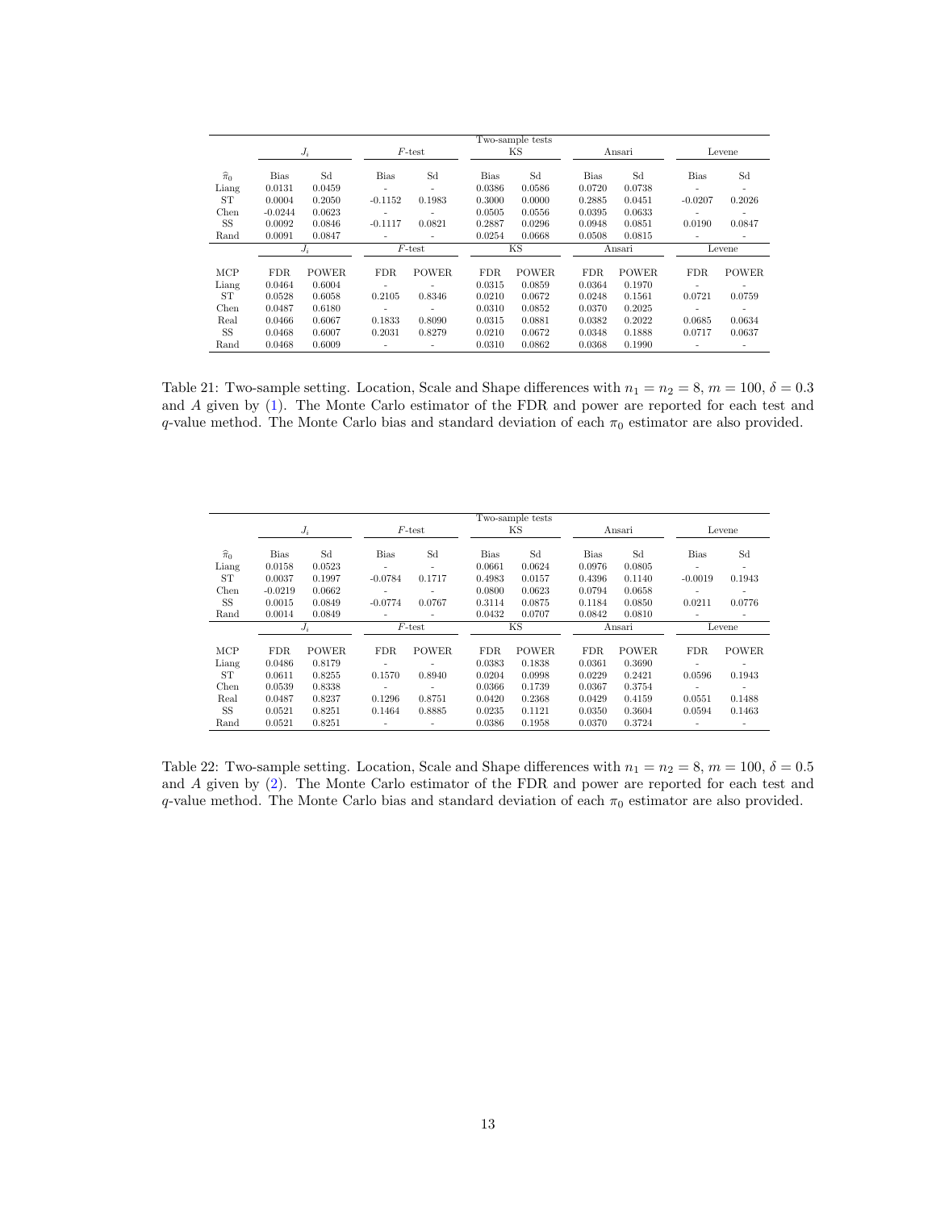| | Two-sample tests | | | | | | | | | |
|---|---|---|---|---|---|---|---|---|---|---|
| | $J_i$ | | $F$-test | | KS | | Ansari | | Levene | |
| $\widehat{\pi}_0$ | Bias | Sd | Bias | Sd | Bias | Sd | Bias | Sd | Bias | Sd |
| Liang | 0.0131 | 0.0459 | - | - | 0.0386 | 0.0586 | 0.0720 | 0.0738 | - | - |
| ST | 0.0004 | 0.2050 | -0.1152 | 0.1983 | 0.3000 | 0.0000 | 0.2885 | 0.0451 | -0.0207 | 0.2026 |
| Chen | -0.0244 | 0.0623 | - | - | 0.0505 | 0.0556 | 0.0395 | 0.0633 | - | - |
| SS | 0.0092 | 0.0846 | -0.1117 | 0.0821 | 0.2887 | 0.0296 | 0.0948 | 0.0851 | 0.0190 | 0.0847 |
| Rand | 0.0091 | 0.0847 | - | - | 0.0254 | 0.0668 | 0.0508 | 0.0815 | - | - |
| | $J_i$ | | $F$-test | | KS | | Ansari | | Levene | |
| MCP | FDR | POWER | FDR | POWER | FDR | POWER | FDR | POWER | FDR | POWER |
| Liang | 0.0464 | 0.6004 | - | - | 0.0315 | 0.0859 | 0.0364 | 0.1970 | - | - |
| ST | 0.0528 | 0.6058 | 0.2105 | 0.8346 | 0.0210 | 0.0672 | 0.0248 | 0.1561 | 0.0721 | 0.0759 |
| Chen | 0.0487 | 0.6180 | - | - | 0.0310 | 0.0852 | 0.0370 | 0.2025 | - | - |
| Real | 0.0466 | 0.6067 | 0.1833 | 0.8090 | 0.0315 | 0.0881 | 0.0382 | 0.2022 | 0.0685 | 0.0634 |
| SS | 0.0468 | 0.6007 | 0.2031 | 0.8279 | 0.0210 | 0.0672 | 0.0348 | 0.1888 | 0.0717 | 0.0637 |
| Rand | 0.0468 | 0.6009 | - | - | 0.0310 | 0.0862 | 0.0368 | 0.1990 | - | - |

Table 21: Two-sample setting. Location, Scale and Shape differences with $n_1 = n_2 = 8$, $m = 100$, $\delta = 0.3$ and $A$ given by (1). The Monte Carlo estimator of the FDR and power are reported for each test and $q$-value method. The Monte Carlo bias and standard deviation of each $\pi_0$ estimator are also provided.

| | Two-sample tests | | | | | | | | | |
|---|---|---|---|---|---|---|---|---|---|---|
| | $J_i$ | | $F$-test | | KS | | Ansari | | Levene | |
| $\widehat{\pi}_0$ | Bias | Sd | Bias | Sd | Bias | Sd | Bias | Sd | Bias | Sd |
| Liang | 0.0158 | 0.0523 | - | - | 0.0661 | 0.0624 | 0.0976 | 0.0805 | - | - |
| ST | 0.0037 | 0.1997 | -0.0784 | 0.1717 | 0.4983 | 0.0157 | 0.4396 | 0.1140 | -0.0019 | 0.1943 |
| Chen | -0.0219 | 0.0662 | - | - | 0.0800 | 0.0623 | 0.0794 | 0.0658 | - | - |
| SS | 0.0015 | 0.0849 | -0.0774 | 0.0767 | 0.3114 | 0.0875 | 0.1184 | 0.0850 | 0.0211 | 0.0776 |
| Rand | 0.0014 | 0.0849 | - | - | 0.0432 | 0.0707 | 0.0842 | 0.0810 | - | - |
| | $J_i$ | | $F$-test | | KS | | Ansari | | Levene | |
| MCP | FDR | POWER | FDR | POWER | FDR | POWER | FDR | POWER | FDR | POWER |
| Liang | 0.0486 | 0.8179 | - | - | 0.0383 | 0.1838 | 0.0361 | 0.3690 | - | - |
| ST | 0.0611 | 0.8255 | 0.1570 | 0.8940 | 0.0204 | 0.0998 | 0.0229 | 0.2421 | 0.0596 | 0.1943 |
| Chen | 0.0539 | 0.8338 | - | - | 0.0366 | 0.1739 | 0.0367 | 0.3754 | - | - |
| Real | 0.0487 | 0.8237 | 0.1296 | 0.8751 | 0.0420 | 0.2368 | 0.0429 | 0.4159 | 0.0551 | 0.1488 |
| SS | 0.0521 | 0.8251 | 0.1464 | 0.8885 | 0.0235 | 0.1121 | 0.0350 | 0.3604 | 0.0594 | 0.1463 |
| Rand | 0.0521 | 0.8251 | - | - | 0.0386 | 0.1958 | 0.0370 | 0.3724 | - | - |

Table 22: Two-sample setting. Location, Scale and Shape differences with $n_1 = n_2 = 8$, $m = 100$, $\delta = 0.5$ and $A$ given by (2). The Monte Carlo estimator of the FDR and power are reported for each test and $q$-value method. The Monte Carlo bias and standard deviation of each $\pi_0$ estimator are also provided.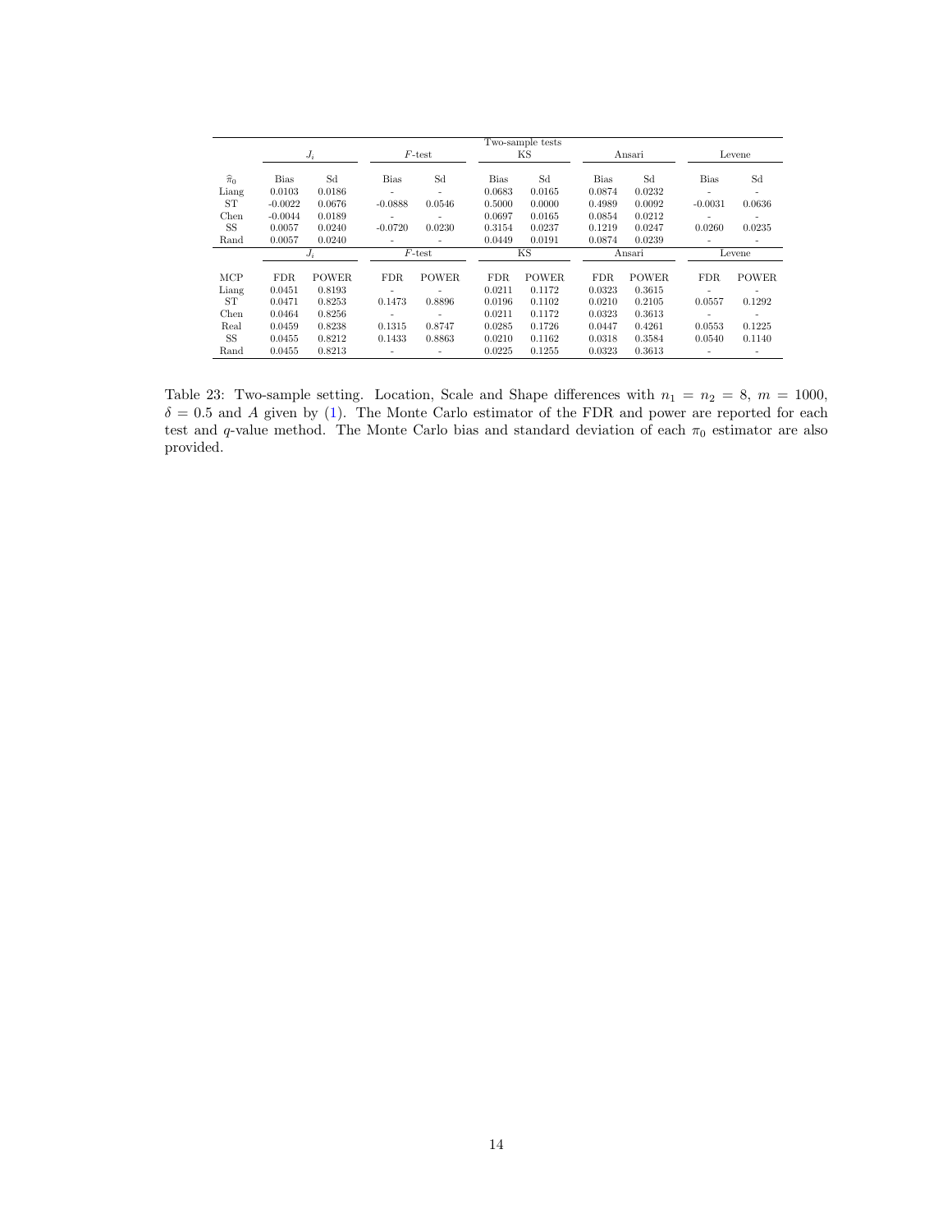| | Two-sample tests | | | | | | | | | |
|---|---|---|---|---|---|---|---|---|---|---|
| | $J_i$ | | $F$-test | | KS | | Ansari | | Levene | |
| $\widehat{\pi}_0$ | Bias | Sd | Bias | Sd | Bias | Sd | Bias | Sd | Bias | Sd |
| Liang | 0.0103 | 0.0186 | - | - | 0.0683 | 0.0165 | 0.0874 | 0.0232 | - | - |
| ST | -0.0022 | 0.0676 | -0.0888 | 0.0546 | 0.5000 | 0.0000 | 0.4989 | 0.0092 | -0.0031 | 0.0636 |
| Chen | -0.0044 | 0.0189 | - | - | 0.0697 | 0.0165 | 0.0854 | 0.0212 | - | - |
| SS | 0.0057 | 0.0240 | -0.0720 | 0.0230 | 0.3154 | 0.0237 | 0.1219 | 0.0247 | 0.0260 | 0.0235 |
| Rand | 0.0057 | 0.0240 | - | - | 0.0449 | 0.0191 | 0.0874 | 0.0239 | - | - |
| | $J_i$ | | $F$-test | | KS | | Ansari | | Levene | |
| MCP | FDR | POWER | FDR | POWER | FDR | POWER | FDR | POWER | FDR | POWER |
| Liang | 0.0451 | 0.8193 | - | - | 0.0211 | 0.1172 | 0.0323 | 0.3615 | - | - |
| ST | 0.0471 | 0.8253 | 0.1473 | 0.8896 | 0.0196 | 0.1102 | 0.0210 | 0.2105 | 0.0557 | 0.1292 |
| Chen | 0.0464 | 0.8256 | - | - | 0.0211 | 0.1172 | 0.0323 | 0.3613 | - | - |
| Real | 0.0459 | 0.8238 | 0.1315 | 0.8747 | 0.0285 | 0.1726 | 0.0447 | 0.4261 | 0.0553 | 0.1225 |
| SS | 0.0455 | 0.8212 | 0.1433 | 0.8863 | 0.0210 | 0.1162 | 0.0318 | 0.3584 | 0.0540 | 0.1140 |
| Rand | 0.0455 | 0.8213 | - | - | 0.0225 | 0.1255 | 0.0323 | 0.3613 | - | - |

Table 23: Two-sample setting. Location, Scale and Shape differences with $n_1 = n_2 = 8$, $m = 1000$, $\delta = 0.5$ and $A$ given by (1). The Monte Carlo estimator of the FDR and power are reported for each test and $q$-value method. The Monte Carlo bias and standard deviation of each $\pi_0$ estimator are also provided.